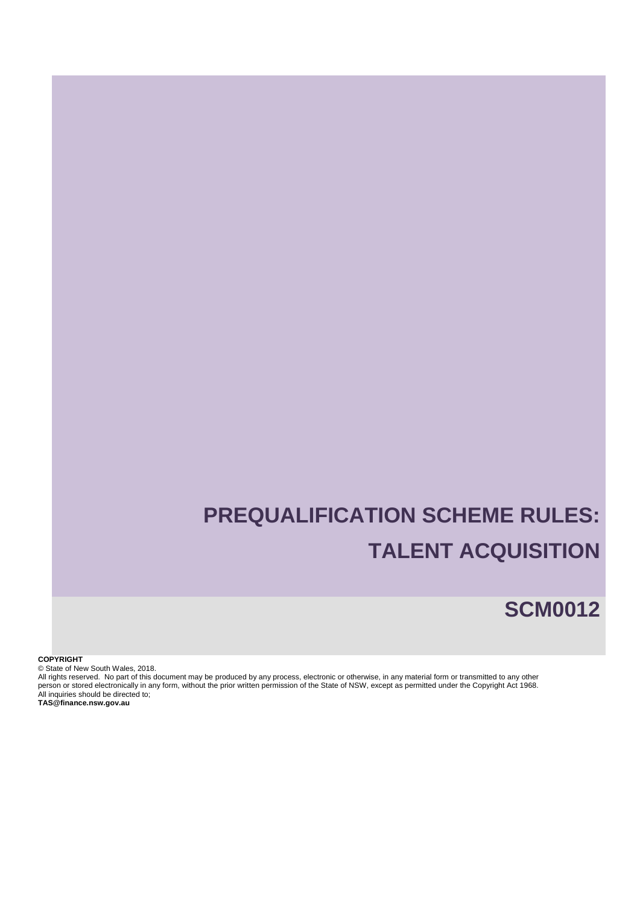# PREQUALIFICATION SCHEME RULES: TALENT ACQUISITION

## SCM0012

**COPYRIGHT**

© State of New South Wales, 2018.

All rights reserved. No part of this document may be produced by any process, electronic or otherwise, in any material form or transmitted to any other person or stored electronically in any form, without the prior written permission of the State of NSW, except as permitted under the Copyright Act 1968.

All inquiries should be directed to;

**TAS@finance.nsw.gov.au**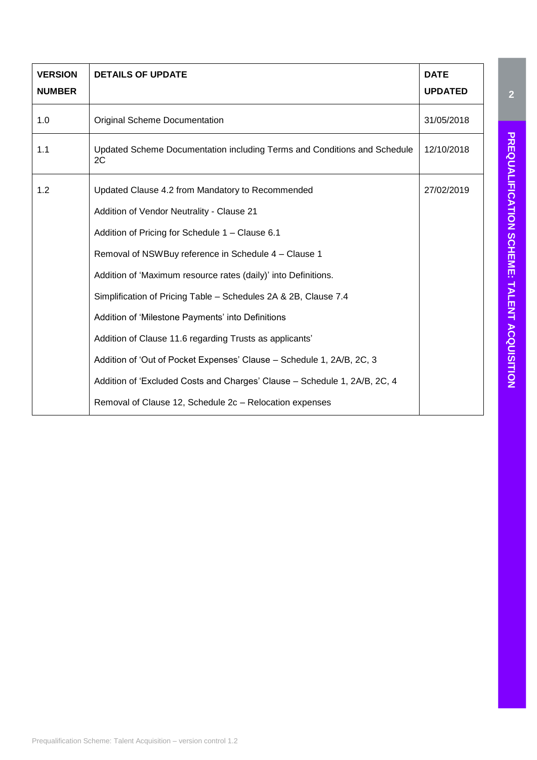| VERSION NUMBER | DETAILS OF UPDATE | DATE UPDATED |
|---|---|---|
| 1.0 | Original Scheme Documentation | 31/05/2018 |
| 1.1 | Updated Scheme Documentation including Terms and Conditions and Schedule 2C | 12/10/2018 |
| 1.2 | Updated Clause 4.2 from Mandatory to Recommended<br>Addition of Vendor Neutrality - Clause 21<br>Addition of Pricing for Schedule 1 – Clause 6.1<br>Removal of NSWBuy reference in Schedule 4 – Clause 1<br>Addition of 'Maximum resource rates (daily)' into Definitions.<br>Simplification of Pricing Table – Schedules 2A & 2B, Clause 7.4<br>Addition of 'Milestone Payments' into Definitions<br>Addition of Clause 11.6 regarding Trusts as applicants'<br>Addition of 'Out of Pocket Expenses' Clause – Schedule 1, 2A/B, 2C, 3<br>Addition of 'Excluded Costs and Charges' Clause – Schedule 1, 2A/B, 2C, 4<br>Removal of Clause 12, Schedule 2c – Relocation expenses | 27/02/2019 |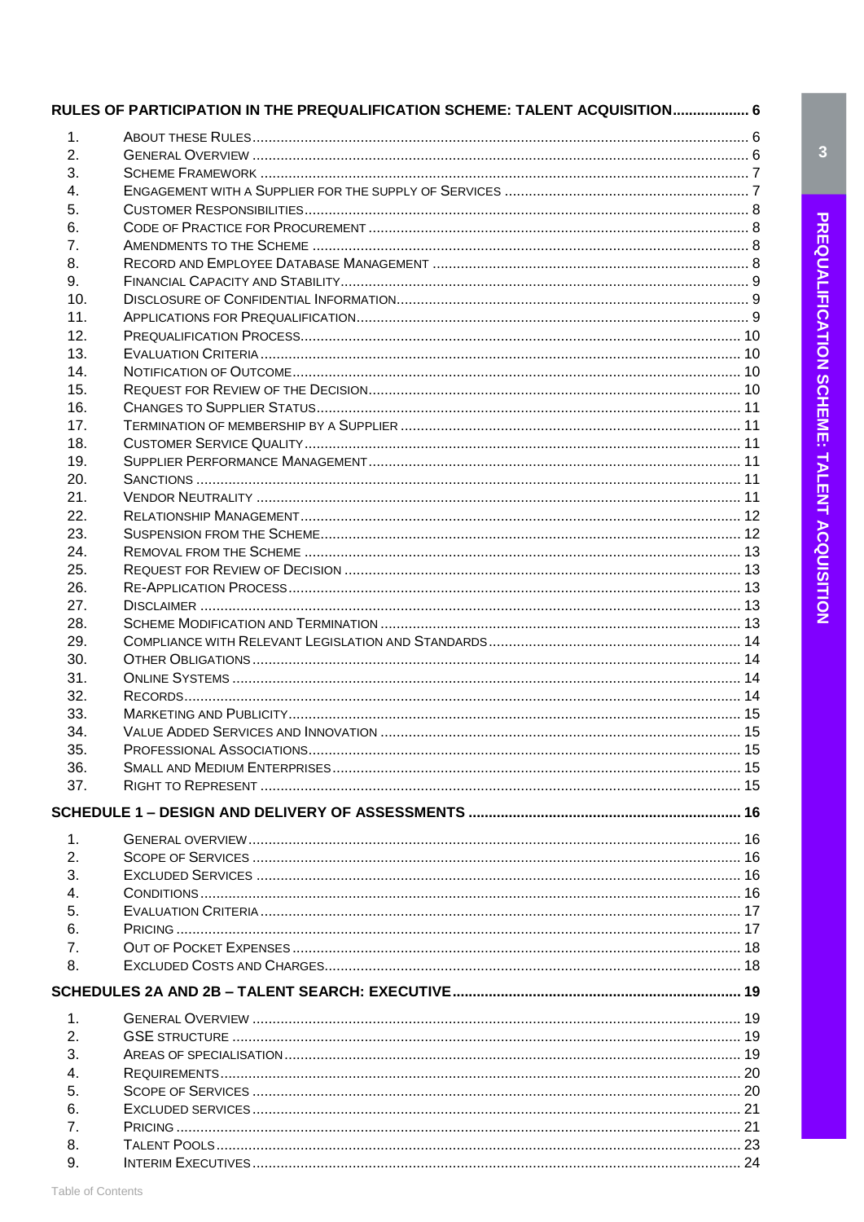**RULES OF PARTICIPATION IN THE PREQUALIFICATION SCHEME: TALENT ACQUISITION** .................. 6

1. About these Rules .......... 6
2. General Overview .......... 6
3. Scheme Framework .......... 7
4. Engagement with a Supplier for the Supply of Services .......... 7
5. Customer Responsibilities .......... 8
6. Code of Practice for Procurement .......... 8
7. Amendments to the Scheme .......... 8
8. Record and Employee Database Management .......... 8
9. Financial Capacity and Stability .......... 9
10. Disclosure of Confidential Information .......... 9
11. Applications for Prequalification .......... 9
12. Prequalification Process .......... 10
13. Evaluation Criteria .......... 10
14. Notification of Outcome .......... 10
15. Request for Review of the Decision .......... 10
16. Changes to Supplier Status .......... 11
17. Termination of membership by a Supplier .......... 11
18. Customer Service Quality .......... 11
19. Supplier Performance Management .......... 11
20. Sanctions .......... 11
21. Vendor Neutrality .......... 11
22. Relationship Management .......... 12
23. Suspension from the Scheme .......... 12
24. Removal from the Scheme .......... 13
25. Request for Review of Decision .......... 13
26. Re-application Process .......... 13
27. Disclaimer .......... 13
28. Scheme Modification and Termination .......... 13
29. Compliance with Relevant Legislation and Standards .......... 14
30. Other Obligations .......... 14
31. Online Systems .......... 14
32. Records .......... 14
33. Marketing and Publicity .......... 15
34. Value Added Services and Innovation .......... 15
35. Professional Associations .......... 15
36. Small and Medium Enterprises .......... 15
37. Right to Represent .......... 15

**SCHEDULE 1 – DESIGN AND DELIVERY OF ASSESSMENTS** .......... 16

1. General overview .......... 16
2. Scope of Services .......... 16
3. Excluded Services .......... 16
4. Conditions .......... 16
5. Evaluation Criteria .......... 17
6. Pricing .......... 17
7. Out of Pocket Expenses .......... 18
8. Excluded Costs and Charges .......... 18

**SCHEDULES 2A AND 2B – TALENT SEARCH: EXECUTIVE** .......... 19

1. General Overview .......... 19
2. GSE structure .......... 19
3. Areas of Specialisation .......... 19
4. Requirements .......... 20
5. Scope of Services .......... 20
6. Excluded services .......... 21
7. Pricing .......... 21
8. Talent Pools .......... 23
9. Interim Executives .......... 24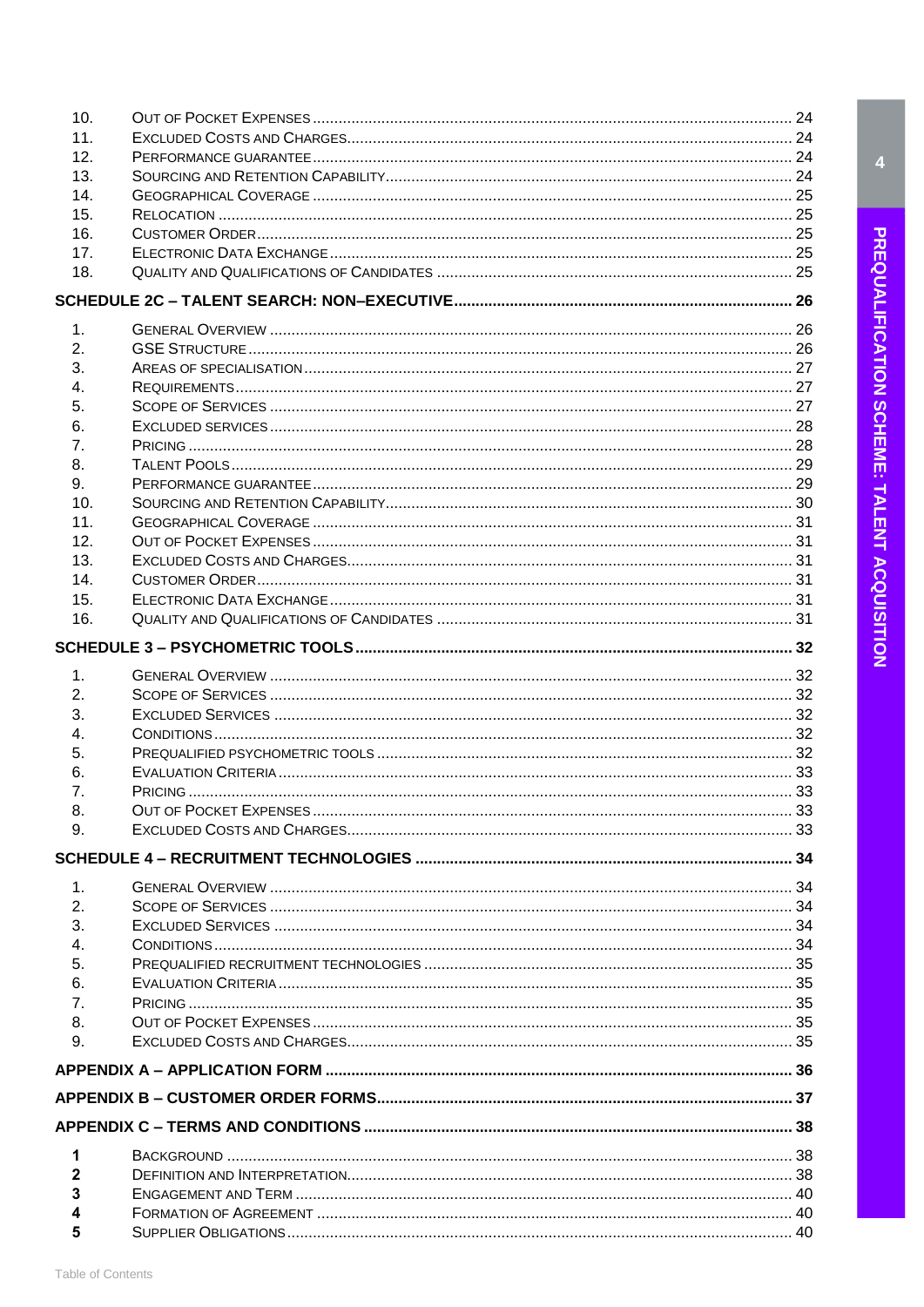10. Out of Pocket Expenses ........ 24
11. Excluded Costs and Charges ........ 24
12. Performance Guarantee ........ 24
13. Sourcing and Retention Capability ........ 24
14. Geographical Coverage ........ 25
15. Relocation ........ 25
16. Customer Order ........ 25
17. Electronic Data Exchange ........ 25
18. Quality and Qualifications of Candidates ........ 25

**SCHEDULE 2C – TALENT SEARCH: NON–EXECUTIVE ........ 26**

1. General Overview ........ 26
2. GSE Structure ........ 26
3. Areas of Specialisation ........ 27
4. Requirements ........ 27
5. Scope of Services ........ 27
6. Excluded Services ........ 28
7. Pricing ........ 28
8. Talent Pools ........ 29
9. Performance Guarantee ........ 29
10. Sourcing and Retention Capability ........ 30
11. Geographical Coverage ........ 31
12. Out of Pocket Expenses ........ 31
13. Excluded Costs and Charges ........ 31
14. Customer Order ........ 31
15. Electronic Data Exchange ........ 31
16. Quality and Qualifications of Candidates ........ 31

**SCHEDULE 3 – PSYCHOMETRIC TOOLS ........ 32**

1. General Overview ........ 32
2. Scope of Services ........ 32
3. Excluded Services ........ 32
4. Conditions ........ 32
5. Prequalified Psychometric Tools ........ 32
6. Evaluation Criteria ........ 33
7. Pricing ........ 33
8. Out of Pocket Expenses ........ 33
9. Excluded Costs and Charges ........ 33

**SCHEDULE 4 – RECRUITMENT TECHNOLOGIES ........ 34**

1. General Overview ........ 34
2. Scope of Services ........ 34
3. Excluded Services ........ 34
4. Conditions ........ 34
5. Prequalified Recruitment Technologies ........ 35
6. Evaluation Criteria ........ 35
7. Pricing ........ 35
8. Out of Pocket Expenses ........ 35
9. Excluded Costs and Charges ........ 35

**APPENDIX A – APPLICATION FORM ........ 36**

**APPENDIX B – CUSTOMER ORDER FORMS ........ 37**

**APPENDIX C – TERMS AND CONDITIONS ........ 38**

**1** Background ........ 38
**2** Definition and Interpretation ........ 38
**3** Engagement and Term ........ 40
**4** Formation of Agreement ........ 40
**5** Supplier Obligations ........ 40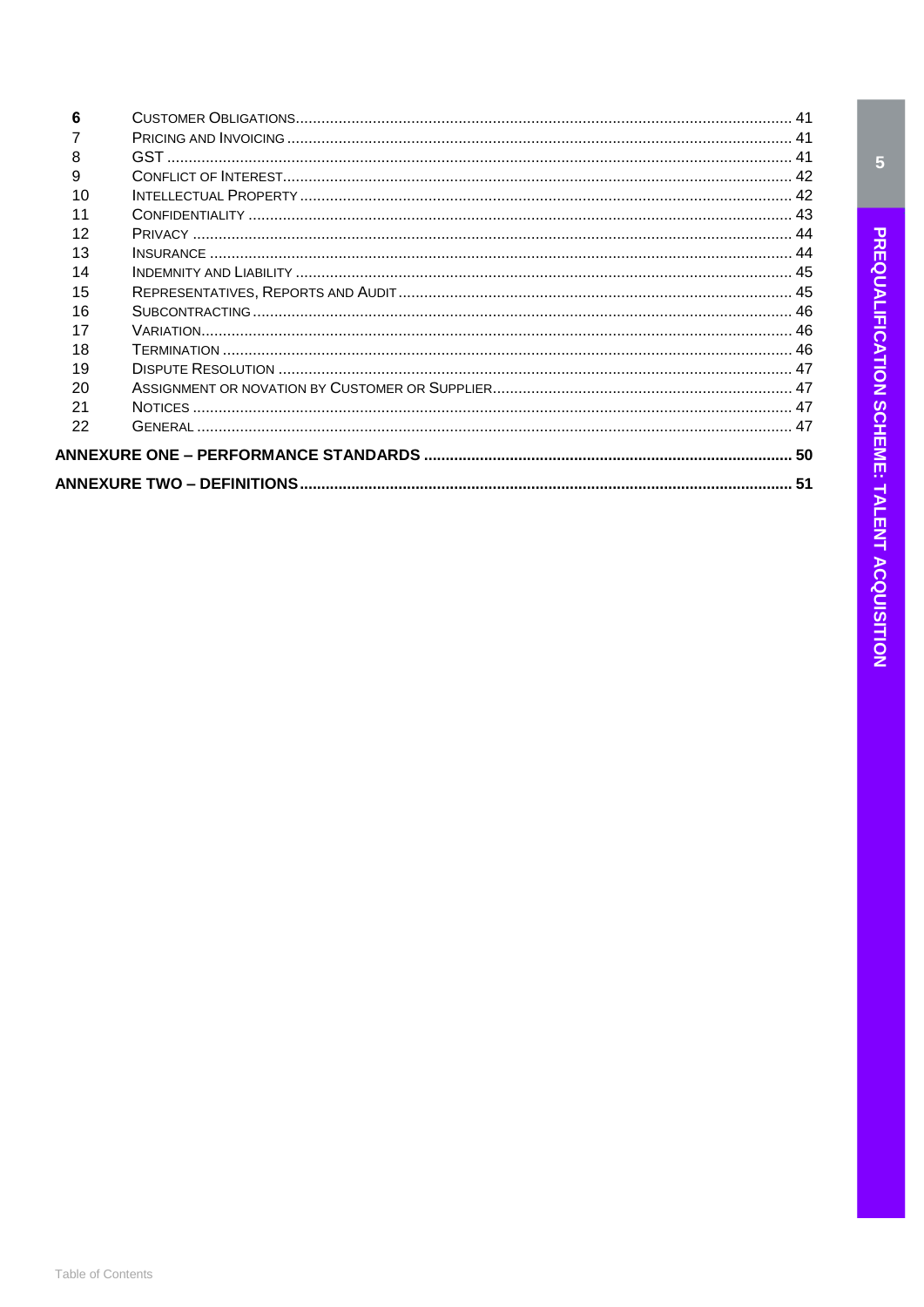| | | |
|---|---|---|
| **6** | Customer Obligations | 41 |
| 7 | Pricing and Invoicing | 41 |
| 8 | GST | 41 |
| 9 | Conflict of Interest | 42 |
| 10 | Intellectual Property | 42 |
| 11 | Confidentiality | 43 |
| 12 | Privacy | 44 |
| 13 | Insurance | 44 |
| 14 | Indemnity and Liability | 45 |
| 15 | Representatives, Reports and Audit | 45 |
| 16 | Subcontracting | 46 |
| 17 | Variation | 46 |
| 18 | Termination | 46 |
| 19 | Dispute Resolution | 47 |
| 20 | Assignment or novation by Customer or Supplier | 47 |
| 21 | Notices | 47 |
| 22 | General | 47 |

**ANNEXURE ONE – PERFORMANCE STANDARDS** ..... 50

**ANNEXURE TWO – DEFINITIONS** ..... 51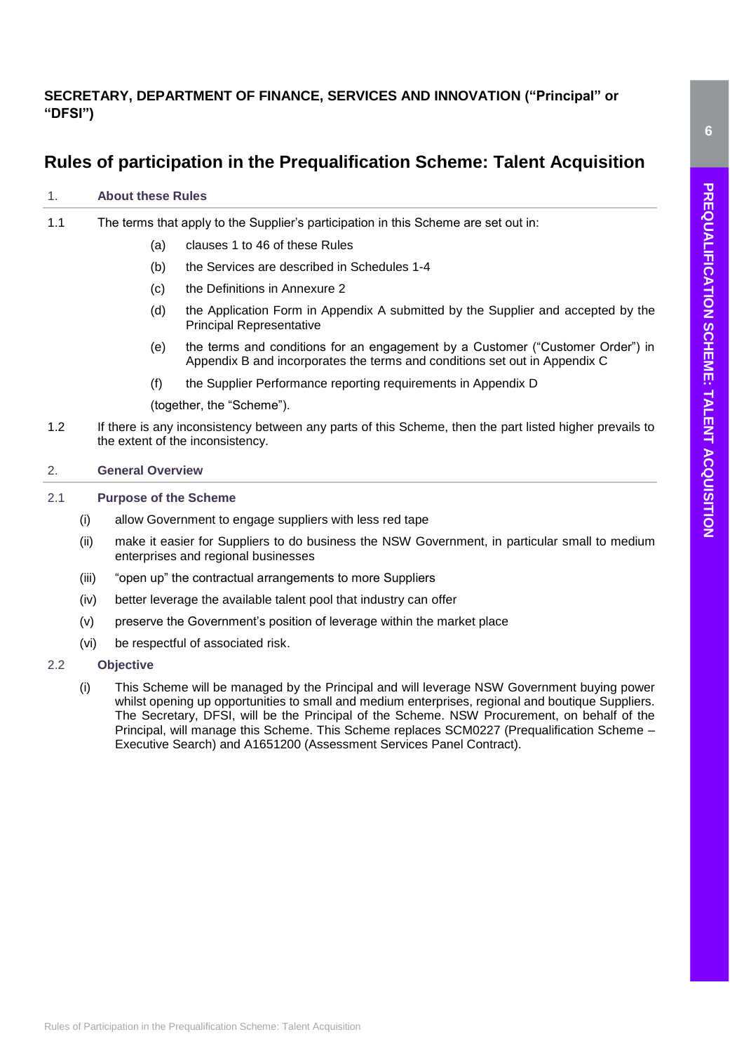**SECRETARY, DEPARTMENT OF FINANCE, SERVICES AND INNOVATION ("Principal" or "DFSI")**

# Rules of participation in the Prequalification Scheme: Talent Acquisition

## 1. About these Rules

1.1 The terms that apply to the Supplier's participation in this Scheme are set out in:

(a) clauses 1 to 46 of these Rules

(b) the Services are described in Schedules 1-4

(c) the Definitions in Annexure 2

(d) the Application Form in Appendix A submitted by the Supplier and accepted by the Principal Representative

(e) the terms and conditions for an engagement by a Customer ("Customer Order") in Appendix B and incorporates the terms and conditions set out in Appendix C

(f) the Supplier Performance reporting requirements in Appendix D

(together, the "Scheme").

1.2 If there is any inconsistency between any parts of this Scheme, then the part listed higher prevails to the extent of the inconsistency.

## 2. General Overview

### 2.1 Purpose of the Scheme

(i) allow Government to engage suppliers with less red tape

(ii) make it easier for Suppliers to do business the NSW Government, in particular small to medium enterprises and regional businesses

(iii) "open up" the contractual arrangements to more Suppliers

(iv) better leverage the available talent pool that industry can offer

(v) preserve the Government's position of leverage within the market place

(vi) be respectful of associated risk.

### 2.2 Objective

(i) This Scheme will be managed by the Principal and will leverage NSW Government buying power whilst opening up opportunities to small and medium enterprises, regional and boutique Suppliers. The Secretary, DFSI, will be the Principal of the Scheme. NSW Procurement, on behalf of the Principal, will manage this Scheme. This Scheme replaces SCM0227 (Prequalification Scheme – Executive Search) and A1651200 (Assessment Services Panel Contract).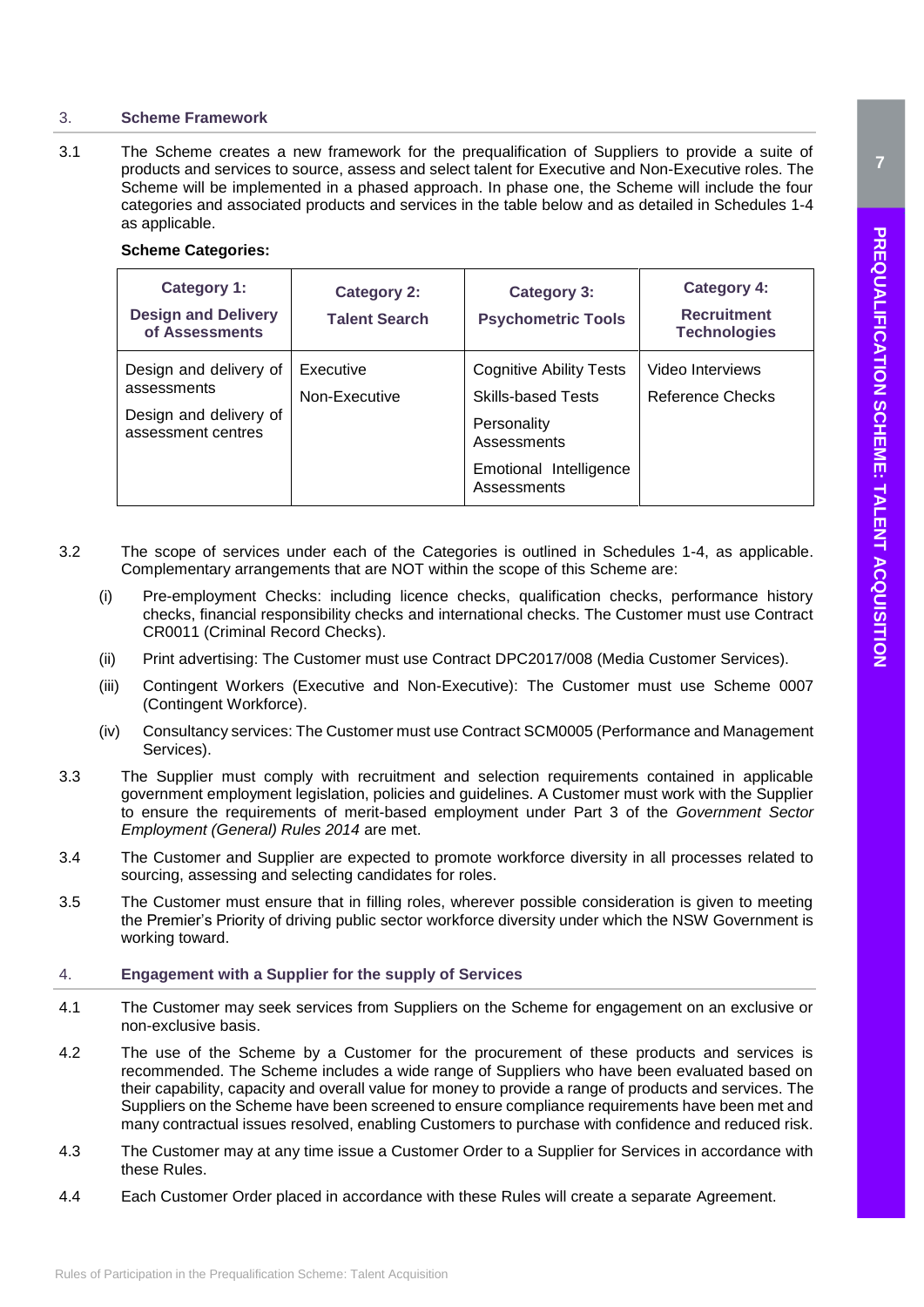## 3. Scheme Framework

3.1 The Scheme creates a new framework for the prequalification of Suppliers to provide a suite of products and services to source, assess and select talent for Executive and Non-Executive roles. The Scheme will be implemented in a phased approach. In phase one, the Scheme will include the four categories and associated products and services in the table below and as detailed in Schedules 1-4 as applicable.

**Scheme Categories:**

| **Category 1: Design and Delivery of Assessments** | **Category 2: Talent Search** | **Category 3: Psychometric Tools** | **Category 4: Recruitment Technologies** |
|---|---|---|---|
| Design and delivery of assessments<br>Design and delivery of assessment centres | Executive<br>Non-Executive | Cognitive Ability Tests<br>Skills-based Tests<br>Personality Assessments<br>Emotional Intelligence Assessments | Video Interviews<br>Reference Checks |

3.2 The scope of services under each of the Categories is outlined in Schedules 1-4, as applicable. Complementary arrangements that are NOT within the scope of this Scheme are:

(i) Pre-employment Checks: including licence checks, qualification checks, performance history checks, financial responsibility checks and international checks. The Customer must use Contract CR0011 (Criminal Record Checks).

(ii) Print advertising: The Customer must use Contract DPC2017/008 (Media Customer Services).

(iii) Contingent Workers (Executive and Non-Executive): The Customer must use Scheme 0007 (Contingent Workforce).

(iv) Consultancy services: The Customer must use Contract SCM0005 (Performance and Management Services).

3.3 The Supplier must comply with recruitment and selection requirements contained in applicable government employment legislation, policies and guidelines. A Customer must work with the Supplier to ensure the requirements of merit-based employment under Part 3 of the *Government Sector Employment (General) Rules 2014* are met.

3.4 The Customer and Supplier are expected to promote workforce diversity in all processes related to sourcing, assessing and selecting candidates for roles.

3.5 The Customer must ensure that in filling roles, wherever possible consideration is given to meeting the Premier's Priority of driving public sector workforce diversity under which the NSW Government is working toward.

## 4. Engagement with a Supplier for the supply of Services

4.1 The Customer may seek services from Suppliers on the Scheme for engagement on an exclusive or non-exclusive basis.

4.2 The use of the Scheme by a Customer for the procurement of these products and services is recommended. The Scheme includes a wide range of Suppliers who have been evaluated based on their capability, capacity and overall value for money to provide a range of products and services. The Suppliers on the Scheme have been screened to ensure compliance requirements have been met and many contractual issues resolved, enabling Customers to purchase with confidence and reduced risk.

4.3 The Customer may at any time issue a Customer Order to a Supplier for Services in accordance with these Rules.

4.4 Each Customer Order placed in accordance with these Rules will create a separate Agreement.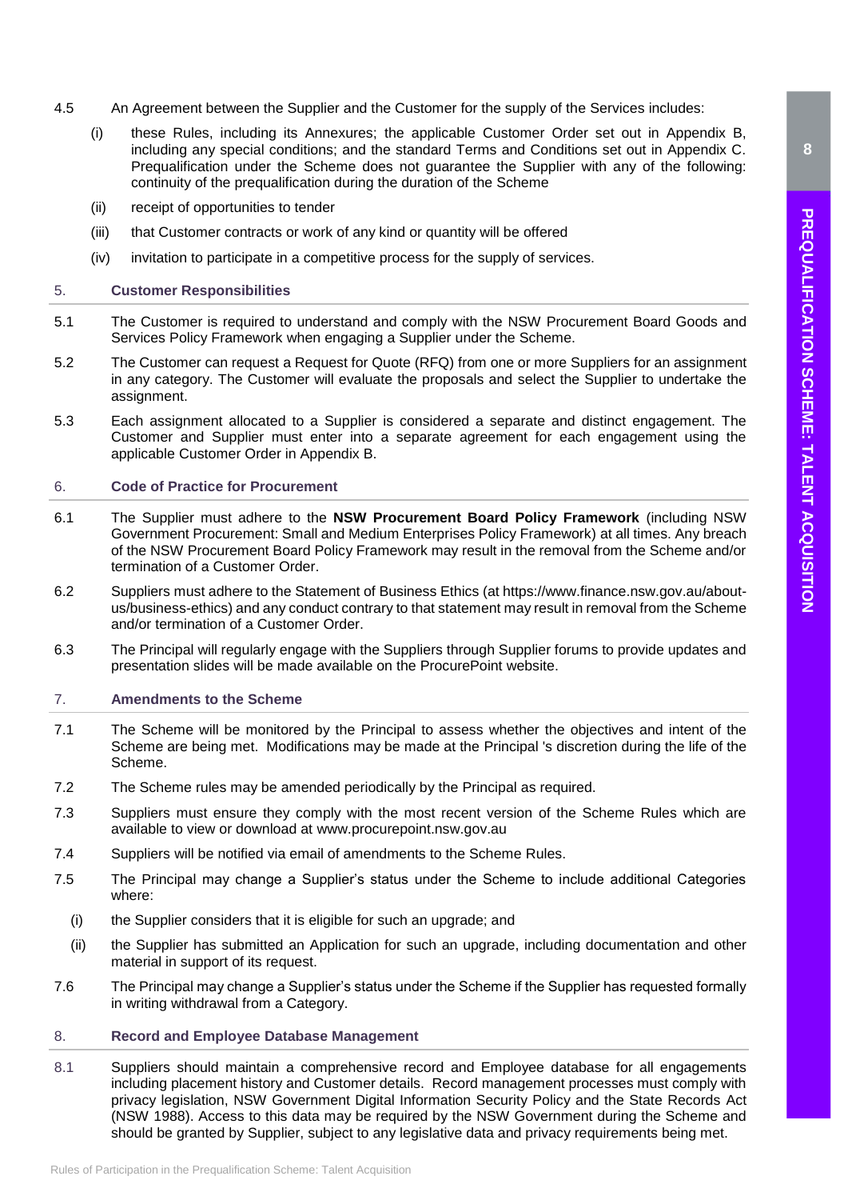4.5 An Agreement between the Supplier and the Customer for the supply of the Services includes:

(i) these Rules, including its Annexures; the applicable Customer Order set out in Appendix B, including any special conditions; and the standard Terms and Conditions set out in Appendix C. Prequalification under the Scheme does not guarantee the Supplier with any of the following: continuity of the prequalification during the duration of the Scheme

(ii) receipt of opportunities to tender

(iii) that Customer contracts or work of any kind or quantity will be offered

(iv) invitation to participate in a competitive process for the supply of services.

## 5. Customer Responsibilities

5.1 The Customer is required to understand and comply with the NSW Procurement Board Goods and Services Policy Framework when engaging a Supplier under the Scheme.

5.2 The Customer can request a Request for Quote (RFQ) from one or more Suppliers for an assignment in any category. The Customer will evaluate the proposals and select the Supplier to undertake the assignment.

5.3 Each assignment allocated to a Supplier is considered a separate and distinct engagement. The Customer and Supplier must enter into a separate agreement for each engagement using the applicable Customer Order in Appendix B.

## 6. Code of Practice for Procurement

6.1 The Supplier must adhere to the **NSW Procurement Board Policy Framework** (including NSW Government Procurement: Small and Medium Enterprises Policy Framework) at all times. Any breach of the NSW Procurement Board Policy Framework may result in the removal from the Scheme and/or termination of a Customer Order.

6.2 Suppliers must adhere to the Statement of Business Ethics (at https://www.finance.nsw.gov.au/about-us/business-ethics) and any conduct contrary to that statement may result in removal from the Scheme and/or termination of a Customer Order.

6.3 The Principal will regularly engage with the Suppliers through Supplier forums to provide updates and presentation slides will be made available on the ProcurePoint website.

## 7. Amendments to the Scheme

7.1 The Scheme will be monitored by the Principal to assess whether the objectives and intent of the Scheme are being met. Modifications may be made at the Principal 's discretion during the life of the Scheme.

7.2 The Scheme rules may be amended periodically by the Principal as required.

7.3 Suppliers must ensure they comply with the most recent version of the Scheme Rules which are available to view or download at www.procurepoint.nsw.gov.au

7.4 Suppliers will be notified via email of amendments to the Scheme Rules.

7.5 The Principal may change a Supplier's status under the Scheme to include additional Categories where:

(i) the Supplier considers that it is eligible for such an upgrade; and

(ii) the Supplier has submitted an Application for such an upgrade, including documentation and other material in support of its request.

7.6 The Principal may change a Supplier's status under the Scheme if the Supplier has requested formally in writing withdrawal from a Category.

## 8. Record and Employee Database Management

8.1 Suppliers should maintain a comprehensive record and Employee database for all engagements including placement history and Customer details. Record management processes must comply with privacy legislation, NSW Government Digital Information Security Policy and the State Records Act (NSW 1988). Access to this data may be required by the NSW Government during the Scheme and should be granted by Supplier, subject to any legislative data and privacy requirements being met.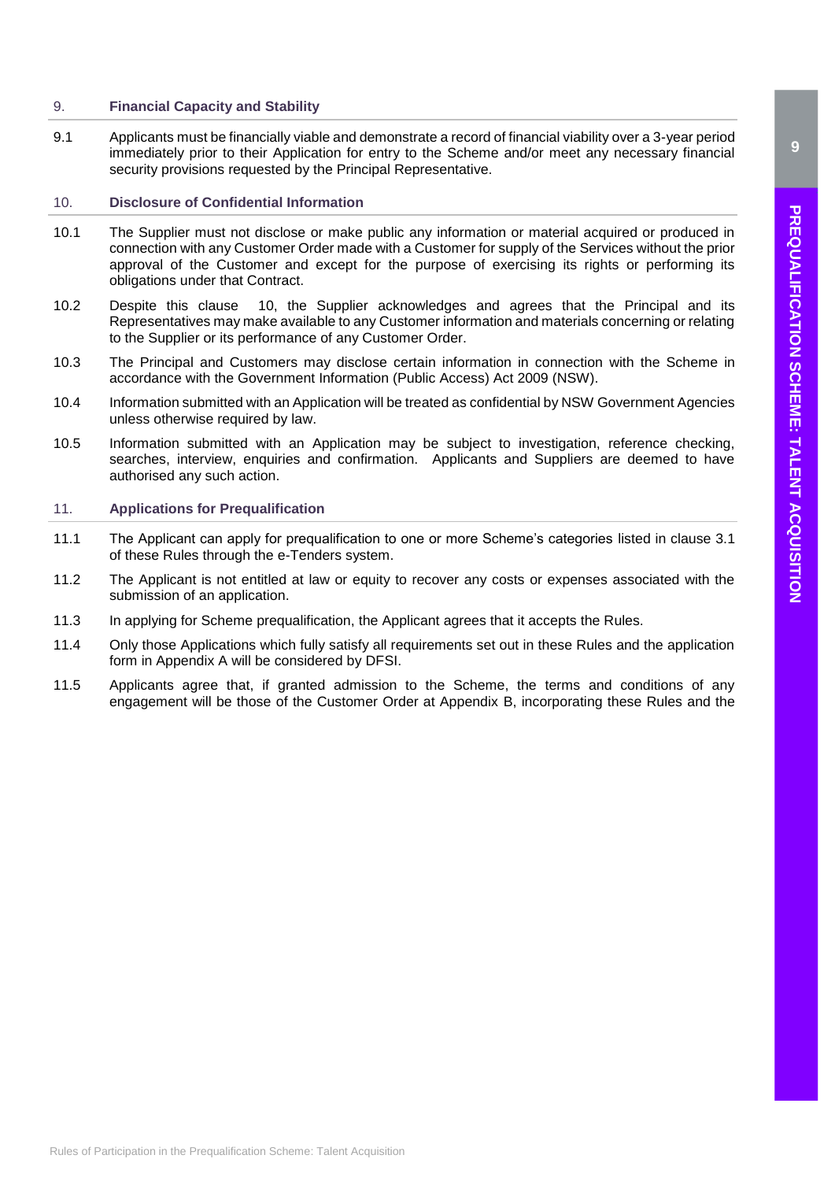## 9. Financial Capacity and Stability

9.1 Applicants must be financially viable and demonstrate a record of financial viability over a 3-year period immediately prior to their Application for entry to the Scheme and/or meet any necessary financial security provisions requested by the Principal Representative.

## 10. Disclosure of Confidential Information

10.1 The Supplier must not disclose or make public any information or material acquired or produced in connection with any Customer Order made with a Customer for supply of the Services without the prior approval of the Customer and except for the purpose of exercising its rights or performing its obligations under that Contract.

10.2 Despite this clause 10, the Supplier acknowledges and agrees that the Principal and its Representatives may make available to any Customer information and materials concerning or relating to the Supplier or its performance of any Customer Order.

10.3 The Principal and Customers may disclose certain information in connection with the Scheme in accordance with the Government Information (Public Access) Act 2009 (NSW).

10.4 Information submitted with an Application will be treated as confidential by NSW Government Agencies unless otherwise required by law.

10.5 Information submitted with an Application may be subject to investigation, reference checking, searches, interview, enquiries and confirmation. Applicants and Suppliers are deemed to have authorised any such action.

## 11. Applications for Prequalification

11.1 The Applicant can apply for prequalification to one or more Scheme's categories listed in clause 3.1 of these Rules through the e-Tenders system.

11.2 The Applicant is not entitled at law or equity to recover any costs or expenses associated with the submission of an application.

11.3 In applying for Scheme prequalification, the Applicant agrees that it accepts the Rules.

11.4 Only those Applications which fully satisfy all requirements set out in these Rules and the application form in Appendix A will be considered by DFSI.

11.5 Applicants agree that, if granted admission to the Scheme, the terms and conditions of any engagement will be those of the Customer Order at Appendix B, incorporating these Rules and the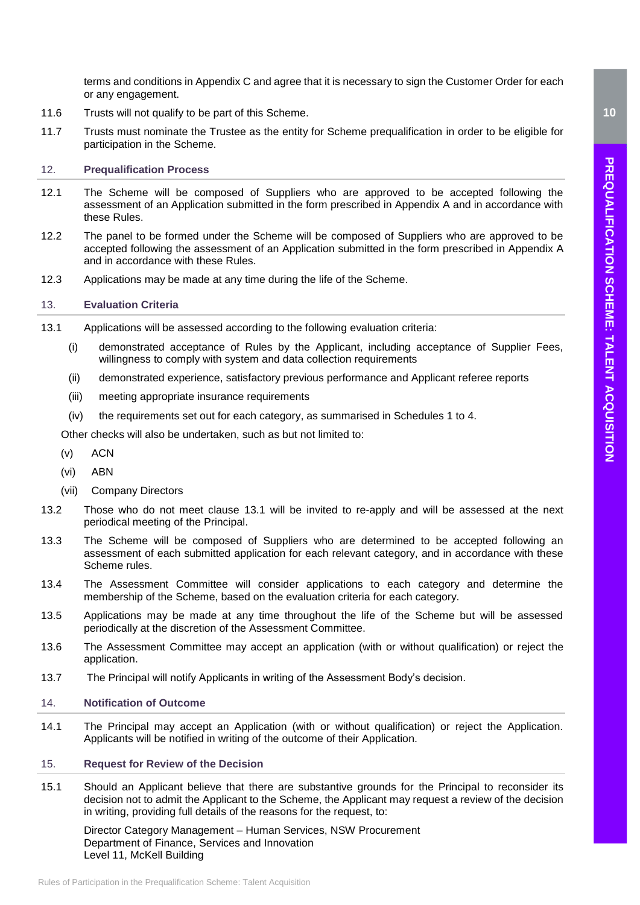terms and conditions in Appendix C and agree that it is necessary to sign the Customer Order for each or any engagement.

11.6 Trusts will not qualify to be part of this Scheme.

11.7 Trusts must nominate the Trustee as the entity for Scheme prequalification in order to be eligible for participation in the Scheme.

## 12. Prequalification Process

12.1 The Scheme will be composed of Suppliers who are approved to be accepted following the assessment of an Application submitted in the form prescribed in Appendix A and in accordance with these Rules.

12.2 The panel to be formed under the Scheme will be composed of Suppliers who are approved to be accepted following the assessment of an Application submitted in the form prescribed in Appendix A and in accordance with these Rules.

12.3 Applications may be made at any time during the life of the Scheme.

## 13. Evaluation Criteria

13.1 Applications will be assessed according to the following evaluation criteria:

(i) demonstrated acceptance of Rules by the Applicant, including acceptance of Supplier Fees, willingness to comply with system and data collection requirements

(ii) demonstrated experience, satisfactory previous performance and Applicant referee reports

(iii) meeting appropriate insurance requirements

(iv) the requirements set out for each category, as summarised in Schedules 1 to 4.

Other checks will also be undertaken, such as but not limited to:

(v) ACN

(vi) ABN

(vii) Company Directors

13.2 Those who do not meet clause 13.1 will be invited to re-apply and will be assessed at the next periodical meeting of the Principal.

13.3 The Scheme will be composed of Suppliers who are determined to be accepted following an assessment of each submitted application for each relevant category, and in accordance with these Scheme rules.

13.4 The Assessment Committee will consider applications to each category and determine the membership of the Scheme, based on the evaluation criteria for each category.

13.5 Applications may be made at any time throughout the life of the Scheme but will be assessed periodically at the discretion of the Assessment Committee.

13.6 The Assessment Committee may accept an application (with or without qualification) or reject the application.

13.7 The Principal will notify Applicants in writing of the Assessment Body's decision.

## 14. Notification of Outcome

14.1 The Principal may accept an Application (with or without qualification) or reject the Application. Applicants will be notified in writing of the outcome of their Application.

## 15. Request for Review of the Decision

15.1 Should an Applicant believe that there are substantive grounds for the Principal to reconsider its decision not to admit the Applicant to the Scheme, the Applicant may request a review of the decision in writing, providing full details of the reasons for the request, to:

Director Category Management – Human Services, NSW Procurement
Department of Finance, Services and Innovation
Level 11, McKell Building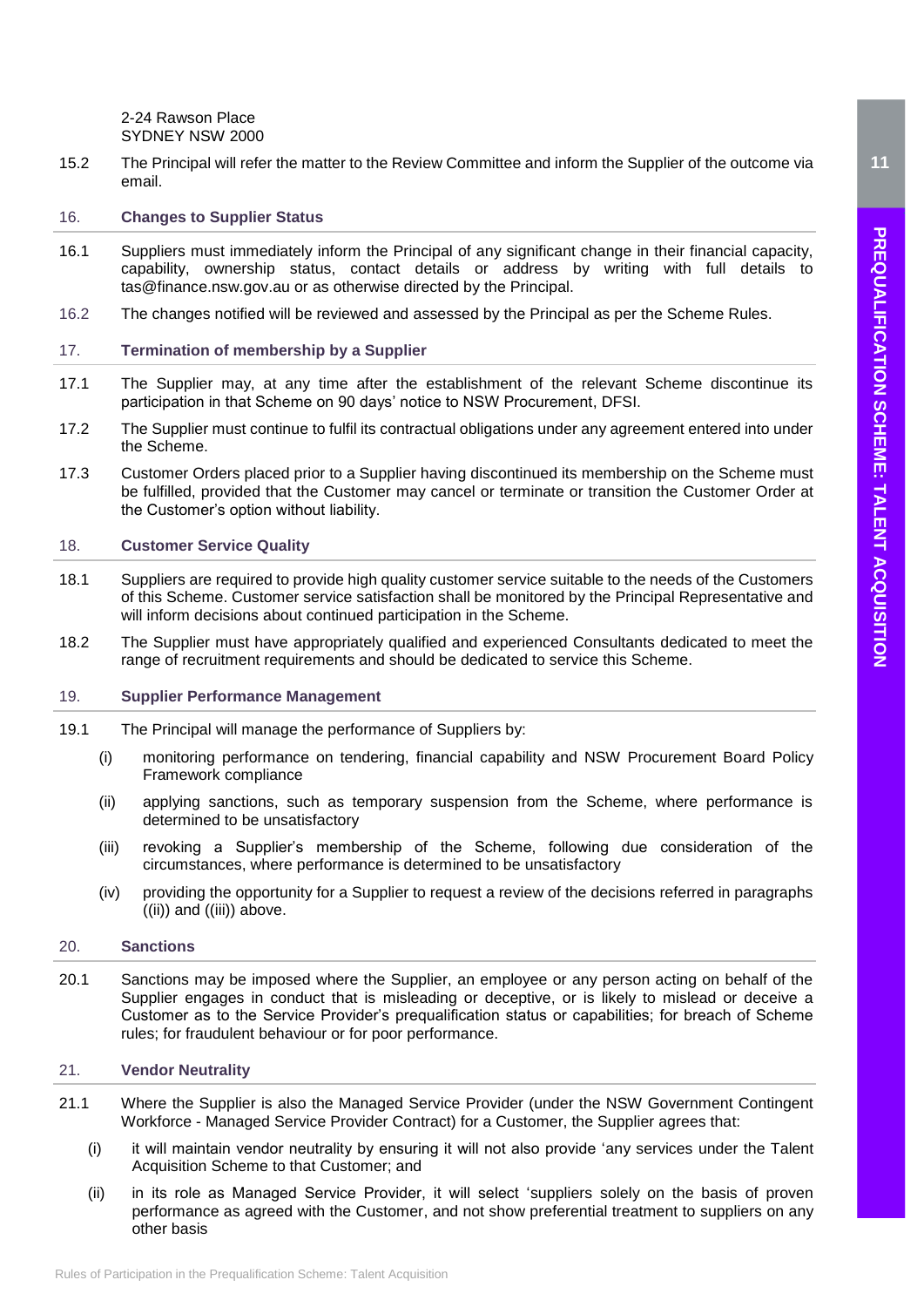2-24 Rawson Place
SYDNEY NSW 2000

15.2 The Principal will refer the matter to the Review Committee and inform the Supplier of the outcome via email.

## 16. Changes to Supplier Status

16.1 Suppliers must immediately inform the Principal of any significant change in their financial capacity, capability, ownership status, contact details or address by writing with full details to tas@finance.nsw.gov.au or as otherwise directed by the Principal.

16.2 The changes notified will be reviewed and assessed by the Principal as per the Scheme Rules.

## 17. Termination of membership by a Supplier

17.1 The Supplier may, at any time after the establishment of the relevant Scheme discontinue its participation in that Scheme on 90 days' notice to NSW Procurement, DFSI.

17.2 The Supplier must continue to fulfil its contractual obligations under any agreement entered into under the Scheme.

17.3 Customer Orders placed prior to a Supplier having discontinued its membership on the Scheme must be fulfilled, provided that the Customer may cancel or terminate or transition the Customer Order at the Customer's option without liability.

## 18. Customer Service Quality

18.1 Suppliers are required to provide high quality customer service suitable to the needs of the Customers of this Scheme. Customer service satisfaction shall be monitored by the Principal Representative and will inform decisions about continued participation in the Scheme.

18.2 The Supplier must have appropriately qualified and experienced Consultants dedicated to meet the range of recruitment requirements and should be dedicated to service this Scheme.

## 19. Supplier Performance Management

19.1 The Principal will manage the performance of Suppliers by:

- (i) monitoring performance on tendering, financial capability and NSW Procurement Board Policy Framework compliance
- (ii) applying sanctions, such as temporary suspension from the Scheme, where performance is determined to be unsatisfactory
- (iii) revoking a Supplier's membership of the Scheme, following due consideration of the circumstances, where performance is determined to be unsatisfactory
- (iv) providing the opportunity for a Supplier to request a review of the decisions referred in paragraphs ((ii)) and ((iii)) above.

## 20. Sanctions

20.1 Sanctions may be imposed where the Supplier, an employee or any person acting on behalf of the Supplier engages in conduct that is misleading or deceptive, or is likely to mislead or deceive a Customer as to the Service Provider's prequalification status or capabilities; for breach of Scheme rules; for fraudulent behaviour or for poor performance.

## 21. Vendor Neutrality

21.1 Where the Supplier is also the Managed Service Provider (under the NSW Government Contingent Workforce - Managed Service Provider Contract) for a Customer, the Supplier agrees that:

- (i) it will maintain vendor neutrality by ensuring it will not also provide 'any services under the Talent Acquisition Scheme to that Customer; and
- (ii) in its role as Managed Service Provider, it will select 'suppliers solely on the basis of proven performance as agreed with the Customer, and not show preferential treatment to suppliers on any other basis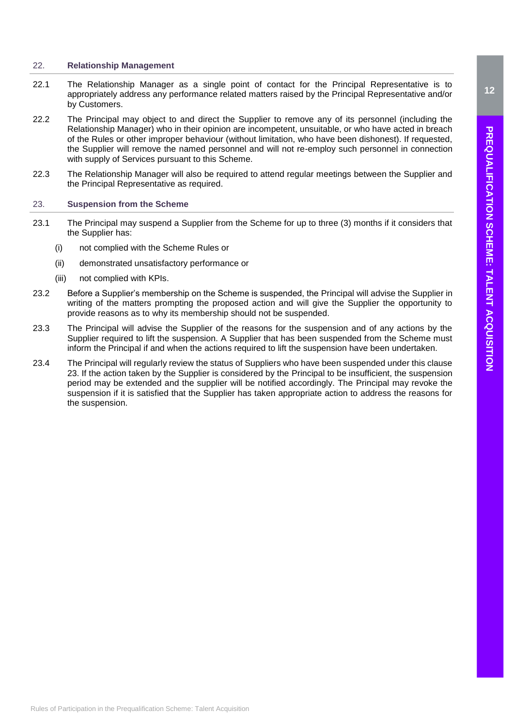## 22. Relationship Management

22.1 The Relationship Manager as a single point of contact for the Principal Representative is to appropriately address any performance related matters raised by the Principal Representative and/or by Customers.

22.2 The Principal may object to and direct the Supplier to remove any of its personnel (including the Relationship Manager) who in their opinion are incompetent, unsuitable, or who have acted in breach of the Rules or other improper behaviour (without limitation, who have been dishonest). If requested, the Supplier will remove the named personnel and will not re-employ such personnel in connection with supply of Services pursuant to this Scheme.

22.3 The Relationship Manager will also be required to attend regular meetings between the Supplier and the Principal Representative as required.

## 23. Suspension from the Scheme

23.1 The Principal may suspend a Supplier from the Scheme for up to three (3) months if it considers that the Supplier has:

- (i) not complied with the Scheme Rules or
- (ii) demonstrated unsatisfactory performance or
- (iii) not complied with KPIs.

23.2 Before a Supplier's membership on the Scheme is suspended, the Principal will advise the Supplier in writing of the matters prompting the proposed action and will give the Supplier the opportunity to provide reasons as to why its membership should not be suspended.

23.3 The Principal will advise the Supplier of the reasons for the suspension and of any actions by the Supplier required to lift the suspension. A Supplier that has been suspended from the Scheme must inform the Principal if and when the actions required to lift the suspension have been undertaken.

23.4 The Principal will regularly review the status of Suppliers who have been suspended under this clause 23. If the action taken by the Supplier is considered by the Principal to be insufficient, the suspension period may be extended and the supplier will be notified accordingly. The Principal may revoke the suspension if it is satisfied that the Supplier has taken appropriate action to address the reasons for the suspension.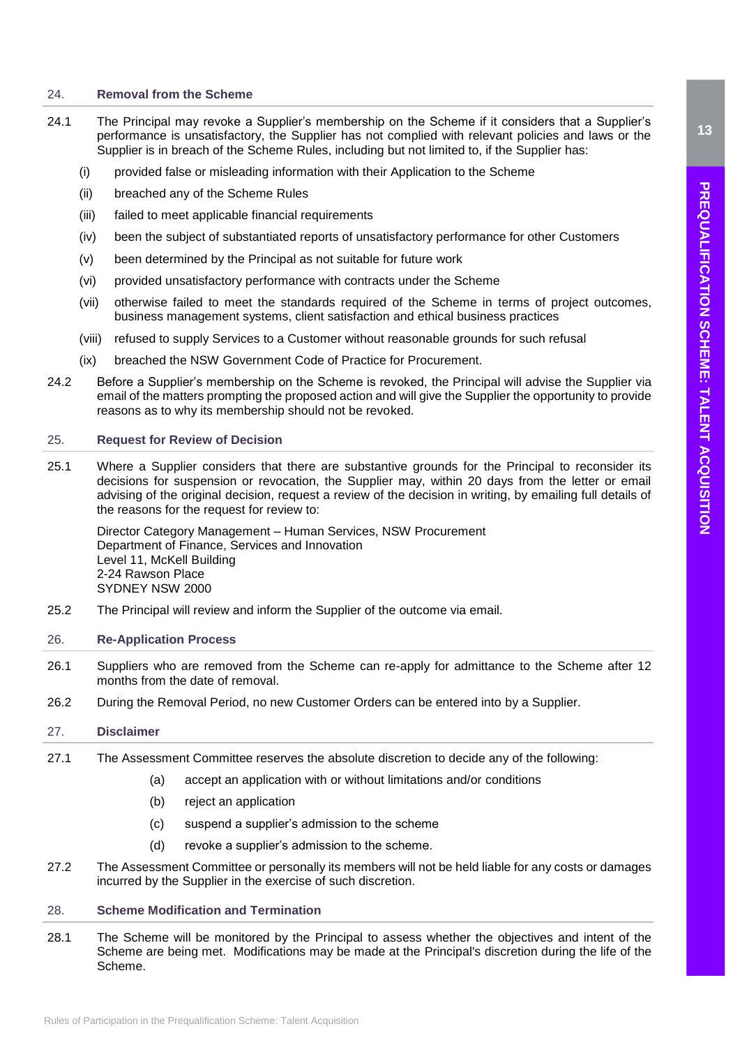## 24. Removal from the Scheme

24.1 The Principal may revoke a Supplier's membership on the Scheme if it considers that a Supplier's performance is unsatisfactory, the Supplier has not complied with relevant policies and laws or the Supplier is in breach of the Scheme Rules, including but not limited to, if the Supplier has:

- (i) provided false or misleading information with their Application to the Scheme
- (ii) breached any of the Scheme Rules
- (iii) failed to meet applicable financial requirements
- (iv) been the subject of substantiated reports of unsatisfactory performance for other Customers
- (v) been determined by the Principal as not suitable for future work
- (vi) provided unsatisfactory performance with contracts under the Scheme
- (vii) otherwise failed to meet the standards required of the Scheme in terms of project outcomes, business management systems, client satisfaction and ethical business practices
- (viii) refused to supply Services to a Customer without reasonable grounds for such refusal
- (ix) breached the NSW Government Code of Practice for Procurement.

24.2 Before a Supplier's membership on the Scheme is revoked, the Principal will advise the Supplier via email of the matters prompting the proposed action and will give the Supplier the opportunity to provide reasons as to why its membership should not be revoked.

## 25. Request for Review of Decision

25.1 Where a Supplier considers that there are substantive grounds for the Principal to reconsider its decisions for suspension or revocation, the Supplier may, within 20 days from the letter or email advising of the original decision, request a review of the decision in writing, by emailing full details of the reasons for the request for review to:

Director Category Management – Human Services, NSW Procurement
Department of Finance, Services and Innovation
Level 11, McKell Building
2-24 Rawson Place
SYDNEY NSW 2000

25.2 The Principal will review and inform the Supplier of the outcome via email.

## 26. Re-Application Process

26.1 Suppliers who are removed from the Scheme can re-apply for admittance to the Scheme after 12 months from the date of removal.

26.2 During the Removal Period, no new Customer Orders can be entered into by a Supplier.

## 27. Disclaimer

27.1 The Assessment Committee reserves the absolute discretion to decide any of the following:

- (a) accept an application with or without limitations and/or conditions
- (b) reject an application
- (c) suspend a supplier's admission to the scheme
- (d) revoke a supplier's admission to the scheme.

27.2 The Assessment Committee or personally its members will not be held liable for any costs or damages incurred by the Supplier in the exercise of such discretion.

## 28. Scheme Modification and Termination

28.1 The Scheme will be monitored by the Principal to assess whether the objectives and intent of the Scheme are being met. Modifications may be made at the Principal's discretion during the life of the Scheme.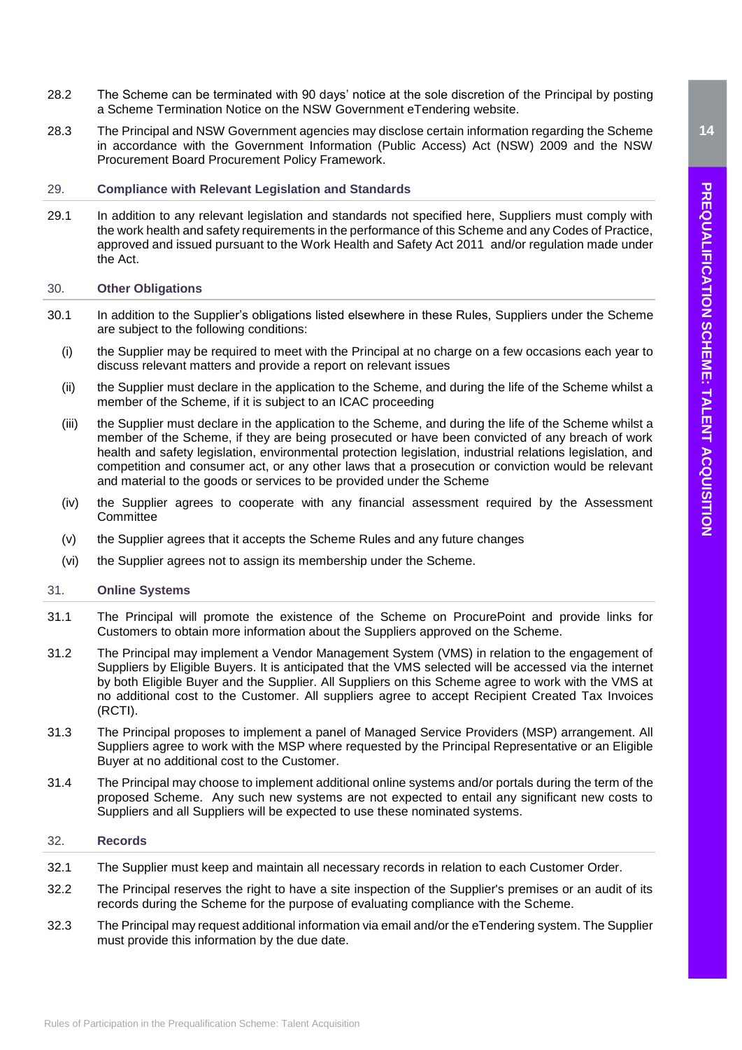28.2 The Scheme can be terminated with 90 days' notice at the sole discretion of the Principal by posting a Scheme Termination Notice on the NSW Government eTendering website.

28.3 The Principal and NSW Government agencies may disclose certain information regarding the Scheme in accordance with the Government Information (Public Access) Act (NSW) 2009 and the NSW Procurement Board Procurement Policy Framework.

## 29. Compliance with Relevant Legislation and Standards

29.1 In addition to any relevant legislation and standards not specified here, Suppliers must comply with the work health and safety requirements in the performance of this Scheme and any Codes of Practice, approved and issued pursuant to the Work Health and Safety Act 2011 and/or regulation made under the Act.

## 30. Other Obligations

30.1 In addition to the Supplier's obligations listed elsewhere in these Rules, Suppliers under the Scheme are subject to the following conditions:

(i) the Supplier may be required to meet with the Principal at no charge on a few occasions each year to discuss relevant matters and provide a report on relevant issues

(ii) the Supplier must declare in the application to the Scheme, and during the life of the Scheme whilst a member of the Scheme, if it is subject to an ICAC proceeding

(iii) the Supplier must declare in the application to the Scheme, and during the life of the Scheme whilst a member of the Scheme, if they are being prosecuted or have been convicted of any breach of work health and safety legislation, environmental protection legislation, industrial relations legislation, and competition and consumer act, or any other laws that a prosecution or conviction would be relevant and material to the goods or services to be provided under the Scheme

(iv) the Supplier agrees to cooperate with any financial assessment required by the Assessment Committee

(v) the Supplier agrees that it accepts the Scheme Rules and any future changes

(vi) the Supplier agrees not to assign its membership under the Scheme.

## 31. Online Systems

31.1 The Principal will promote the existence of the Scheme on ProcurePoint and provide links for Customers to obtain more information about the Suppliers approved on the Scheme.

31.2 The Principal may implement a Vendor Management System (VMS) in relation to the engagement of Suppliers by Eligible Buyers. It is anticipated that the VMS selected will be accessed via the internet by both Eligible Buyer and the Supplier. All Suppliers on this Scheme agree to work with the VMS at no additional cost to the Customer. All suppliers agree to accept Recipient Created Tax Invoices (RCTI).

31.3 The Principal proposes to implement a panel of Managed Service Providers (MSP) arrangement. All Suppliers agree to work with the MSP where requested by the Principal Representative or an Eligible Buyer at no additional cost to the Customer.

31.4 The Principal may choose to implement additional online systems and/or portals during the term of the proposed Scheme. Any such new systems are not expected to entail any significant new costs to Suppliers and all Suppliers will be expected to use these nominated systems.

## 32. Records

32.1 The Supplier must keep and maintain all necessary records in relation to each Customer Order.

32.2 The Principal reserves the right to have a site inspection of the Supplier's premises or an audit of its records during the Scheme for the purpose of evaluating compliance with the Scheme.

32.3 The Principal may request additional information via email and/or the eTendering system. The Supplier must provide this information by the due date.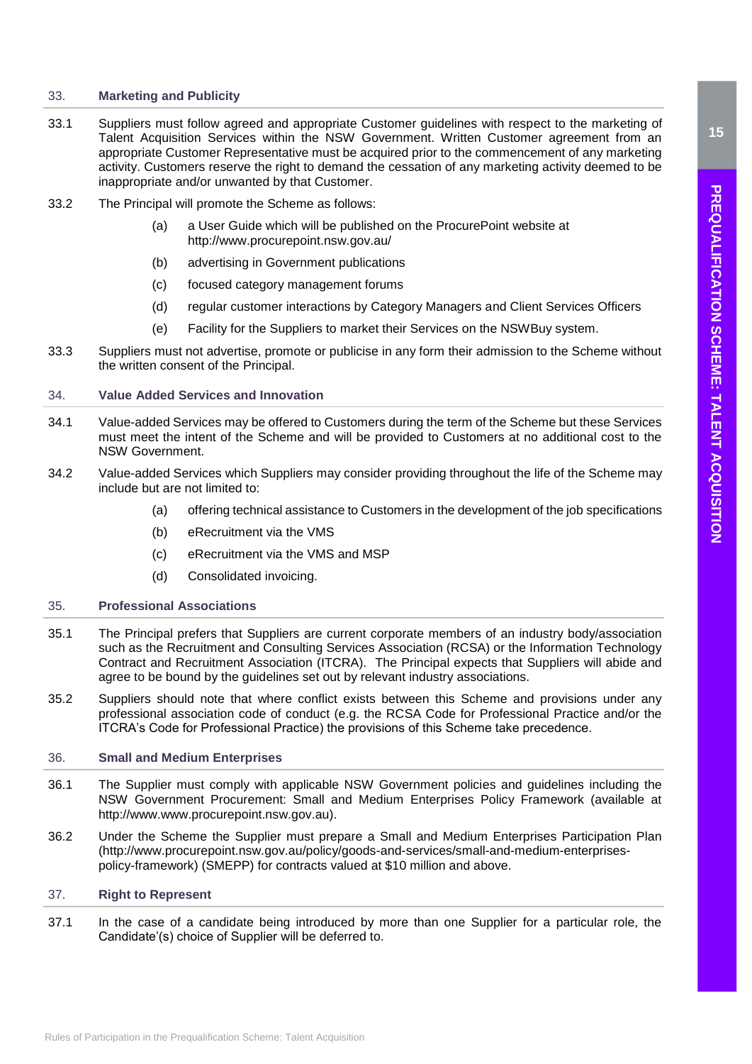## 33. Marketing and Publicity

33.1 Suppliers must follow agreed and appropriate Customer guidelines with respect to the marketing of Talent Acquisition Services within the NSW Government. Written Customer agreement from an appropriate Customer Representative must be acquired prior to the commencement of any marketing activity. Customers reserve the right to demand the cessation of any marketing activity deemed to be inappropriate and/or unwanted by that Customer.

33.2 The Principal will promote the Scheme as follows:

- (a) a User Guide which will be published on the ProcurePoint website at http://www.procurepoint.nsw.gov.au/
- (b) advertising in Government publications
- (c) focused category management forums
- (d) regular customer interactions by Category Managers and Client Services Officers
- (e) Facility for the Suppliers to market their Services on the NSWBuy system.

33.3 Suppliers must not advertise, promote or publicise in any form their admission to the Scheme without the written consent of the Principal.

## 34. Value Added Services and Innovation

34.1 Value-added Services may be offered to Customers during the term of the Scheme but these Services must meet the intent of the Scheme and will be provided to Customers at no additional cost to the NSW Government.

34.2 Value-added Services which Suppliers may consider providing throughout the life of the Scheme may include but are not limited to:

- (a) offering technical assistance to Customers in the development of the job specifications
- (b) eRecruitment via the VMS
- (c) eRecruitment via the VMS and MSP
- (d) Consolidated invoicing.

## 35. Professional Associations

35.1 The Principal prefers that Suppliers are current corporate members of an industry body/association such as the Recruitment and Consulting Services Association (RCSA) or the Information Technology Contract and Recruitment Association (ITCRA). The Principal expects that Suppliers will abide and agree to be bound by the guidelines set out by relevant industry associations.

35.2 Suppliers should note that where conflict exists between this Scheme and provisions under any professional association code of conduct (e.g. the RCSA Code for Professional Practice and/or the ITCRA's Code for Professional Practice) the provisions of this Scheme take precedence.

## 36. Small and Medium Enterprises

36.1 The Supplier must comply with applicable NSW Government policies and guidelines including the NSW Government Procurement: Small and Medium Enterprises Policy Framework (available at http://www.www.procurepoint.nsw.gov.au).

36.2 Under the Scheme the Supplier must prepare a Small and Medium Enterprises Participation Plan (http://www.procurepoint.nsw.gov.au/policy/goods-and-services/small-and-medium-enterprises-policy-framework) (SMEPP) for contracts valued at $10 million and above.

## 37. Right to Represent

37.1 In the case of a candidate being introduced by more than one Supplier for a particular role, the Candidate'(s) choice of Supplier will be deferred to.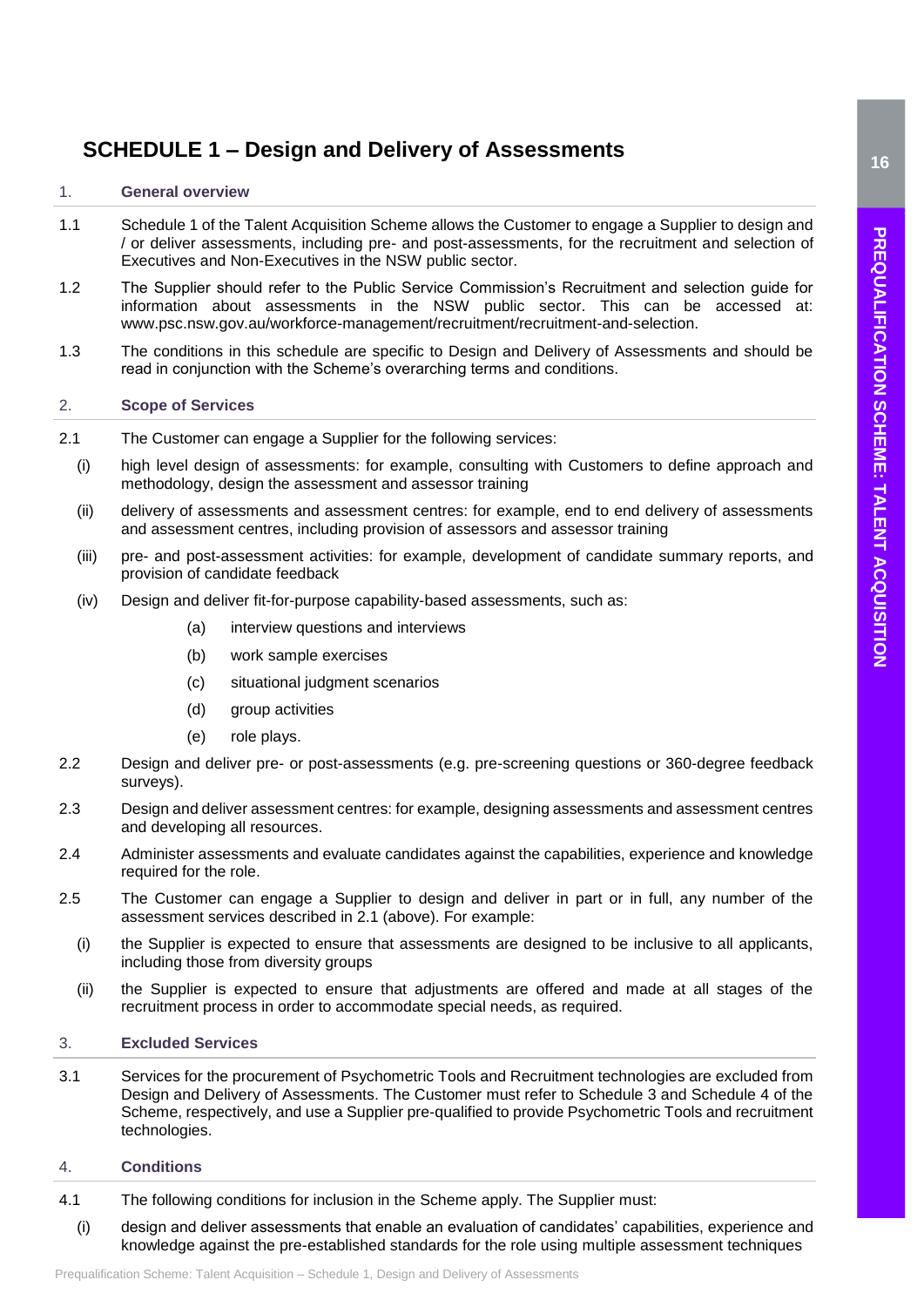# SCHEDULE 1 – Design and Delivery of Assessments

## 1. General overview

1.1 Schedule 1 of the Talent Acquisition Scheme allows the Customer to engage a Supplier to design and / or deliver assessments, including pre- and post-assessments, for the recruitment and selection of Executives and Non-Executives in the NSW public sector.

1.2 The Supplier should refer to the Public Service Commission's Recruitment and selection guide for information about assessments in the NSW public sector. This can be accessed at: www.psc.nsw.gov.au/workforce-management/recruitment/recruitment-and-selection.

1.3 The conditions in this schedule are specific to Design and Delivery of Assessments and should be read in conjunction with the Scheme's overarching terms and conditions.

## 2. Scope of Services

2.1 The Customer can engage a Supplier for the following services:

(i) high level design of assessments: for example, consulting with Customers to define approach and methodology, design the assessment and assessor training

(ii) delivery of assessments and assessment centres: for example, end to end delivery of assessments and assessment centres, including provision of assessors and assessor training

(iii) pre- and post-assessment activities: for example, development of candidate summary reports, and provision of candidate feedback

(iv) Design and deliver fit-for-purpose capability-based assessments, such as:

  (a) interview questions and interviews

  (b) work sample exercises

  (c) situational judgment scenarios

  (d) group activities

  (e) role plays.

2.2 Design and deliver pre- or post-assessments (e.g. pre-screening questions or 360-degree feedback surveys).

2.3 Design and deliver assessment centres: for example, designing assessments and assessment centres and developing all resources.

2.4 Administer assessments and evaluate candidates against the capabilities, experience and knowledge required for the role.

2.5 The Customer can engage a Supplier to design and deliver in part or in full, any number of the assessment services described in 2.1 (above). For example:

(i) the Supplier is expected to ensure that assessments are designed to be inclusive to all applicants, including those from diversity groups

(ii) the Supplier is expected to ensure that adjustments are offered and made at all stages of the recruitment process in order to accommodate special needs, as required.

## 3. Excluded Services

3.1 Services for the procurement of Psychometric Tools and Recruitment technologies are excluded from Design and Delivery of Assessments. The Customer must refer to Schedule 3 and Schedule 4 of the Scheme, respectively, and use a Supplier pre-qualified to provide Psychometric Tools and recruitment technologies.

## 4. Conditions

4.1 The following conditions for inclusion in the Scheme apply. The Supplier must:

(i) design and deliver assessments that enable an evaluation of candidates' capabilities, experience and knowledge against the pre-established standards for the role using multiple assessment techniques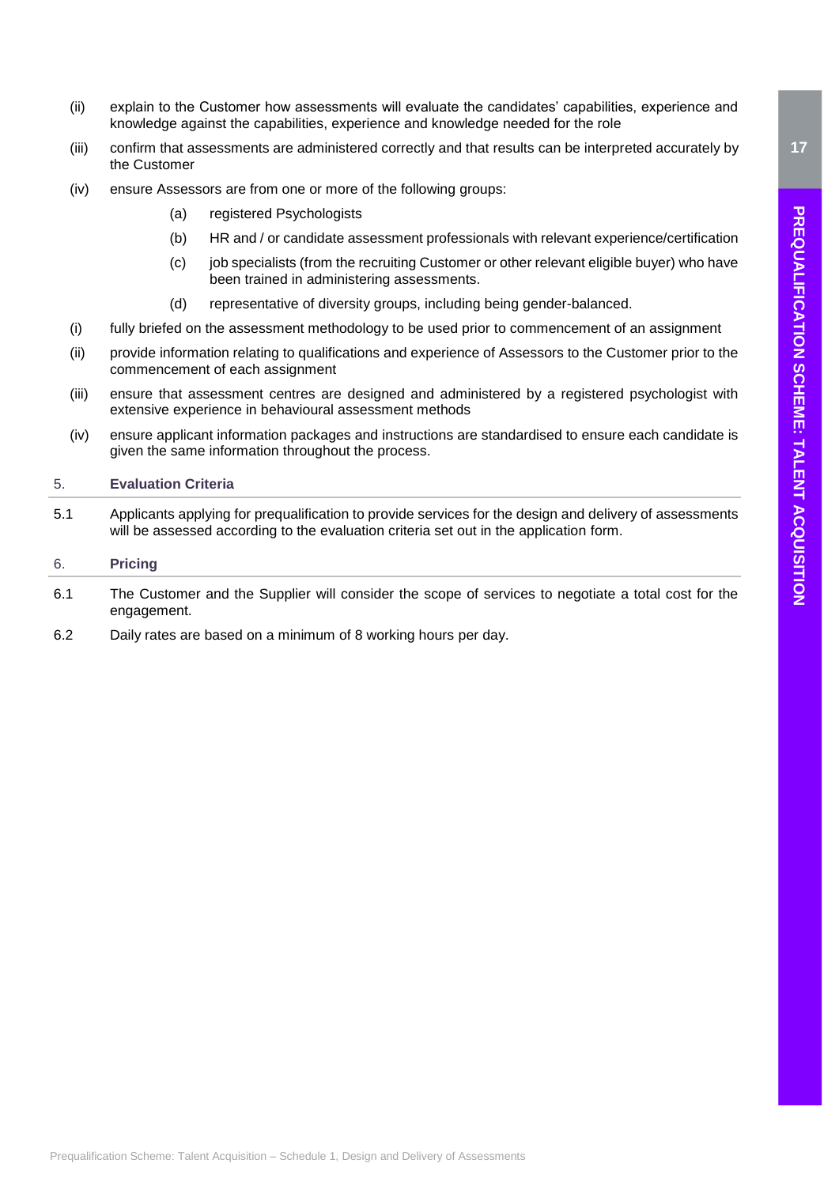(ii) explain to the Customer how assessments will evaluate the candidates' capabilities, experience and knowledge against the capabilities, experience and knowledge needed for the role

(iii) confirm that assessments are administered correctly and that results can be interpreted accurately by the Customer

(iv) ensure Assessors are from one or more of the following groups:

  (a) registered Psychologists

  (b) HR and / or candidate assessment professionals with relevant experience/certification

  (c) job specialists (from the recruiting Customer or other relevant eligible buyer) who have been trained in administering assessments.

  (d) representative of diversity groups, including being gender-balanced.

(i) fully briefed on the assessment methodology to be used prior to commencement of an assignment

(ii) provide information relating to qualifications and experience of Assessors to the Customer prior to the commencement of each assignment

(iii) ensure that assessment centres are designed and administered by a registered psychologist with extensive experience in behavioural assessment methods

(iv) ensure applicant information packages and instructions are standardised to ensure each candidate is given the same information throughout the process.

## 5. Evaluation Criteria

5.1 Applicants applying for prequalification to provide services for the design and delivery of assessments will be assessed according to the evaluation criteria set out in the application form.

## 6. Pricing

6.1 The Customer and the Supplier will consider the scope of services to negotiate a total cost for the engagement.

6.2 Daily rates are based on a minimum of 8 working hours per day.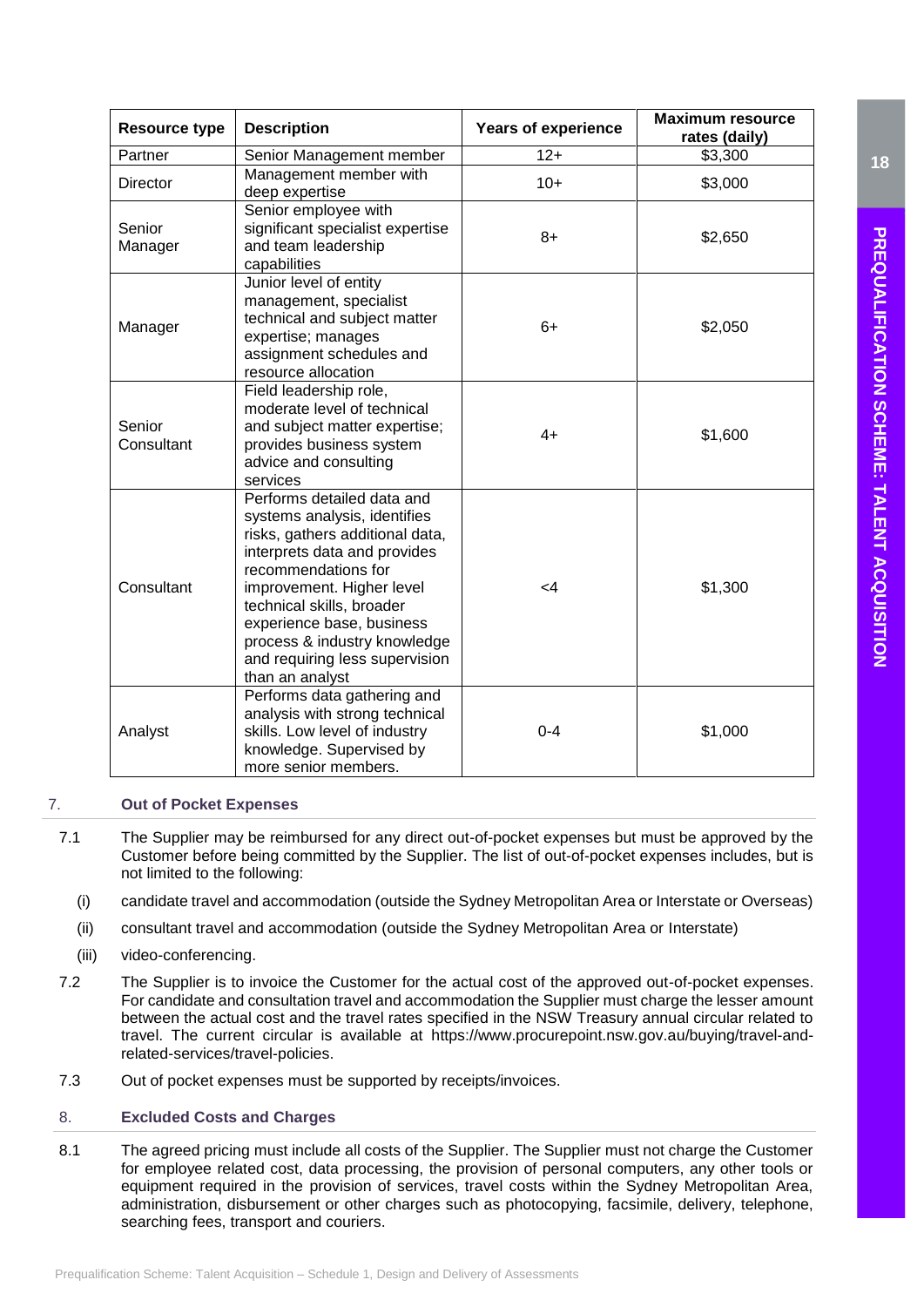| Resource type | Description | Years of experience | Maximum resource rates (daily) |
|---|---|---|---|
| Partner | Senior Management member | 12+ | $3,300 |
| Director | Management member with deep expertise | 10+ | $3,000 |
| Senior Manager | Senior employee with significant specialist expertise and team leadership capabilities | 8+ | $2,650 |
| Manager | Junior level of entity management, specialist technical and subject matter expertise; manages assignment schedules and resource allocation | 6+ | $2,050 |
| Senior Consultant | Field leadership role, moderate level of technical and subject matter expertise; provides business system advice and consulting services | 4+ | $1,600 |
| Consultant | Performs detailed data and systems analysis, identifies risks, gathers additional data, interprets data and provides recommendations for improvement. Higher level technical skills, broader experience base, business process & industry knowledge and requiring less supervision than an analyst | <4 | $1,300 |
| Analyst | Performs data gathering and analysis with strong technical skills. Low level of industry knowledge. Supervised by more senior members. | 0-4 | $1,000 |

## 7. Out of Pocket Expenses

7.1 The Supplier may be reimbursed for any direct out-of-pocket expenses but must be approved by the Customer before being committed by the Supplier. The list of out-of-pocket expenses includes, but is not limited to the following:

(i) candidate travel and accommodation (outside the Sydney Metropolitan Area or Interstate or Overseas)

(ii) consultant travel and accommodation (outside the Sydney Metropolitan Area or Interstate)

(iii) video-conferencing.

7.2 The Supplier is to invoice the Customer for the actual cost of the approved out-of-pocket expenses. For candidate and consultation travel and accommodation the Supplier must charge the lesser amount between the actual cost and the travel rates specified in the NSW Treasury annual circular related to travel. The current circular is available at https://www.procurepoint.nsw.gov.au/buying/travel-and-related-services/travel-policies.

7.3 Out of pocket expenses must be supported by receipts/invoices.

## 8. Excluded Costs and Charges

8.1 The agreed pricing must include all costs of the Supplier. The Supplier must not charge the Customer for employee related cost, data processing, the provision of personal computers, any other tools or equipment required in the provision of services, travel costs within the Sydney Metropolitan Area, administration, disbursement or other charges such as photocopying, facsimile, delivery, telephone, searching fees, transport and couriers.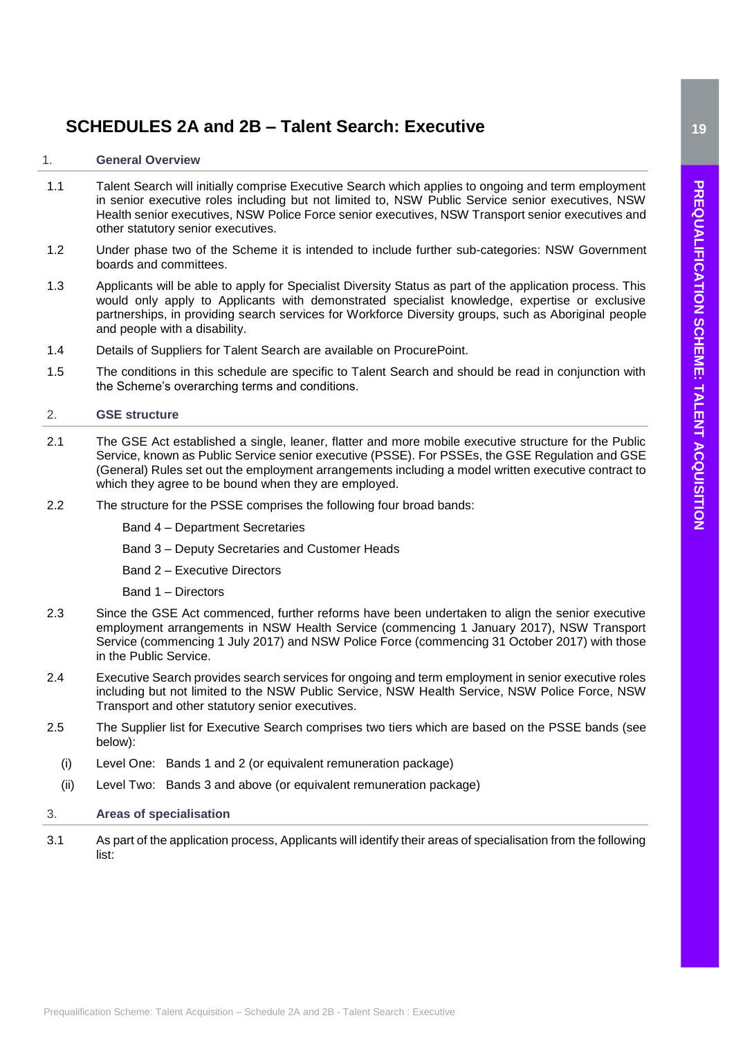# SCHEDULES 2A and 2B – Talent Search: Executive

## 1. General Overview

1.1 Talent Search will initially comprise Executive Search which applies to ongoing and term employment in senior executive roles including but not limited to, NSW Public Service senior executives, NSW Health senior executives, NSW Police Force senior executives, NSW Transport senior executives and other statutory senior executives.

1.2 Under phase two of the Scheme it is intended to include further sub-categories: NSW Government boards and committees.

1.3 Applicants will be able to apply for Specialist Diversity Status as part of the application process. This would only apply to Applicants with demonstrated specialist knowledge, expertise or exclusive partnerships, in providing search services for Workforce Diversity groups, such as Aboriginal people and people with a disability.

1.4 Details of Suppliers for Talent Search are available on ProcurePoint.

1.5 The conditions in this schedule are specific to Talent Search and should be read in conjunction with the Scheme's overarching terms and conditions.

## 2. GSE structure

2.1 The GSE Act established a single, leaner, flatter and more mobile executive structure for the Public Service, known as Public Service senior executive (PSSE). For PSSEs, the GSE Regulation and GSE (General) Rules set out the employment arrangements including a model written executive contract to which they agree to be bound when they are employed.

2.2 The structure for the PSSE comprises the following four broad bands:

Band 4 – Department Secretaries

Band 3 – Deputy Secretaries and Customer Heads

Band 2 – Executive Directors

Band 1 – Directors

2.3 Since the GSE Act commenced, further reforms have been undertaken to align the senior executive employment arrangements in NSW Health Service (commencing 1 January 2017), NSW Transport Service (commencing 1 July 2017) and NSW Police Force (commencing 31 October 2017) with those in the Public Service.

2.4 Executive Search provides search services for ongoing and term employment in senior executive roles including but not limited to the NSW Public Service, NSW Health Service, NSW Police Force, NSW Transport and other statutory senior executives.

2.5 The Supplier list for Executive Search comprises two tiers which are based on the PSSE bands (see below):

(i) Level One: Bands 1 and 2 (or equivalent remuneration package)

(ii) Level Two: Bands 3 and above (or equivalent remuneration package)

## 3. Areas of specialisation

3.1 As part of the application process, Applicants will identify their areas of specialisation from the following list: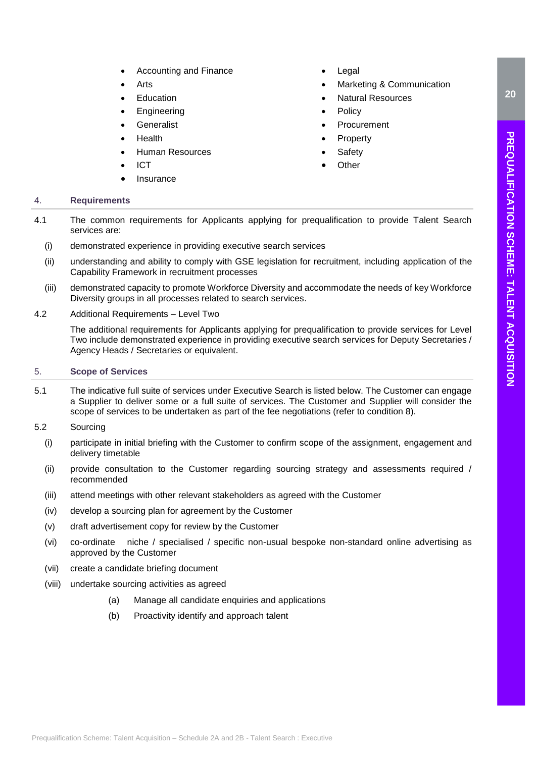- Accounting and Finance
- Arts
- Education
- Engineering
- Generalist
- Health
- Human Resources
- ICT
- Insurance
- Legal
- Marketing & Communication
- Natural Resources
- Policy
- Procurement
- Property
- Safety
- Other

## 4. Requirements

4.1 The common requirements for Applicants applying for prequalification to provide Talent Search services are:

(i) demonstrated experience in providing executive search services

(ii) understanding and ability to comply with GSE legislation for recruitment, including application of the Capability Framework in recruitment processes

(iii) demonstrated capacity to promote Workforce Diversity and accommodate the needs of key Workforce Diversity groups in all processes related to search services.

4.2 Additional Requirements – Level Two

The additional requirements for Applicants applying for prequalification to provide services for Level Two include demonstrated experience in providing executive search services for Deputy Secretaries / Agency Heads / Secretaries or equivalent.

## 5. Scope of Services

5.1 The indicative full suite of services under Executive Search is listed below. The Customer can engage a Supplier to deliver some or a full suite of services. The Customer and Supplier will consider the scope of services to be undertaken as part of the fee negotiations (refer to condition 8).

5.2 Sourcing

(i) participate in initial briefing with the Customer to confirm scope of the assignment, engagement and delivery timetable

(ii) provide consultation to the Customer regarding sourcing strategy and assessments required / recommended

(iii) attend meetings with other relevant stakeholders as agreed with the Customer

(iv) develop a sourcing plan for agreement by the Customer

(v) draft advertisement copy for review by the Customer

(vi) co-ordinate niche / specialised / specific non-usual bespoke non-standard online advertising as approved by the Customer

(vii) create a candidate briefing document

(viii) undertake sourcing activities as agreed

(a) Manage all candidate enquiries and applications

(b) Proactivity identify and approach talent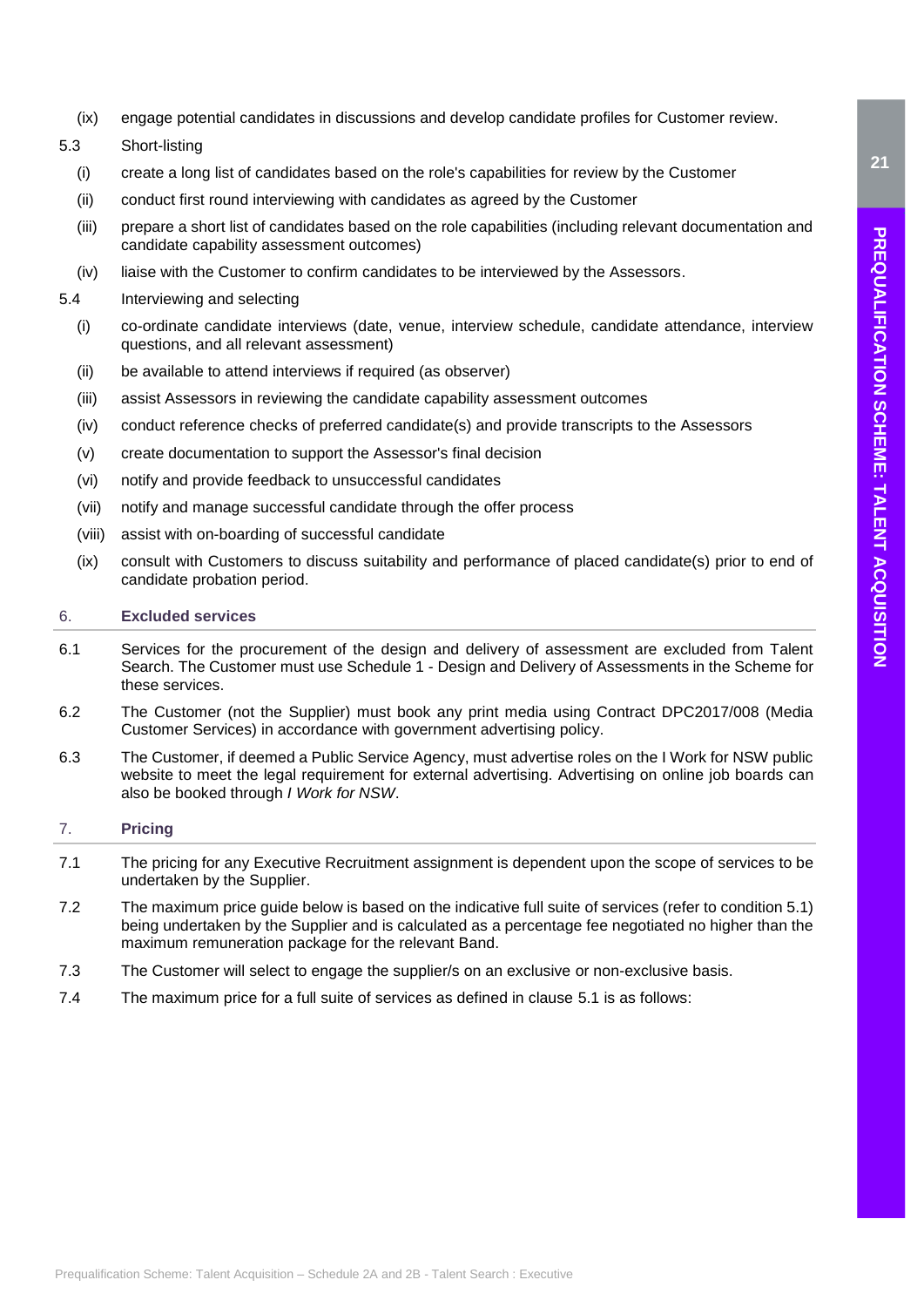(ix) engage potential candidates in discussions and develop candidate profiles for Customer review.

5.3 Short-listing

(i) create a long list of candidates based on the role's capabilities for review by the Customer

(ii) conduct first round interviewing with candidates as agreed by the Customer

(iii) prepare a short list of candidates based on the role capabilities (including relevant documentation and candidate capability assessment outcomes)

(iv) liaise with the Customer to confirm candidates to be interviewed by the Assessors.

5.4 Interviewing and selecting

(i) co-ordinate candidate interviews (date, venue, interview schedule, candidate attendance, interview questions, and all relevant assessment)

(ii) be available to attend interviews if required (as observer)

(iii) assist Assessors in reviewing the candidate capability assessment outcomes

(iv) conduct reference checks of preferred candidate(s) and provide transcripts to the Assessors

(v) create documentation to support the Assessor's final decision

(vi) notify and provide feedback to unsuccessful candidates

(vii) notify and manage successful candidate through the offer process

(viii) assist with on-boarding of successful candidate

(ix) consult with Customers to discuss suitability and performance of placed candidate(s) prior to end of candidate probation period.

## 6. Excluded services

6.1 Services for the procurement of the design and delivery of assessment are excluded from Talent Search. The Customer must use Schedule 1 - Design and Delivery of Assessments in the Scheme for these services.

6.2 The Customer (not the Supplier) must book any print media using Contract DPC2017/008 (Media Customer Services) in accordance with government advertising policy.

6.3 The Customer, if deemed a Public Service Agency, must advertise roles on the I Work for NSW public website to meet the legal requirement for external advertising. Advertising on online job boards can also be booked through *I Work for NSW*.

## 7. Pricing

7.1 The pricing for any Executive Recruitment assignment is dependent upon the scope of services to be undertaken by the Supplier.

7.2 The maximum price guide below is based on the indicative full suite of services (refer to condition 5.1) being undertaken by the Supplier and is calculated as a percentage fee negotiated no higher than the maximum remuneration package for the relevant Band.

7.3 The Customer will select to engage the supplier/s on an exclusive or non-exclusive basis.

7.4 The maximum price for a full suite of services as defined in clause 5.1 is as follows: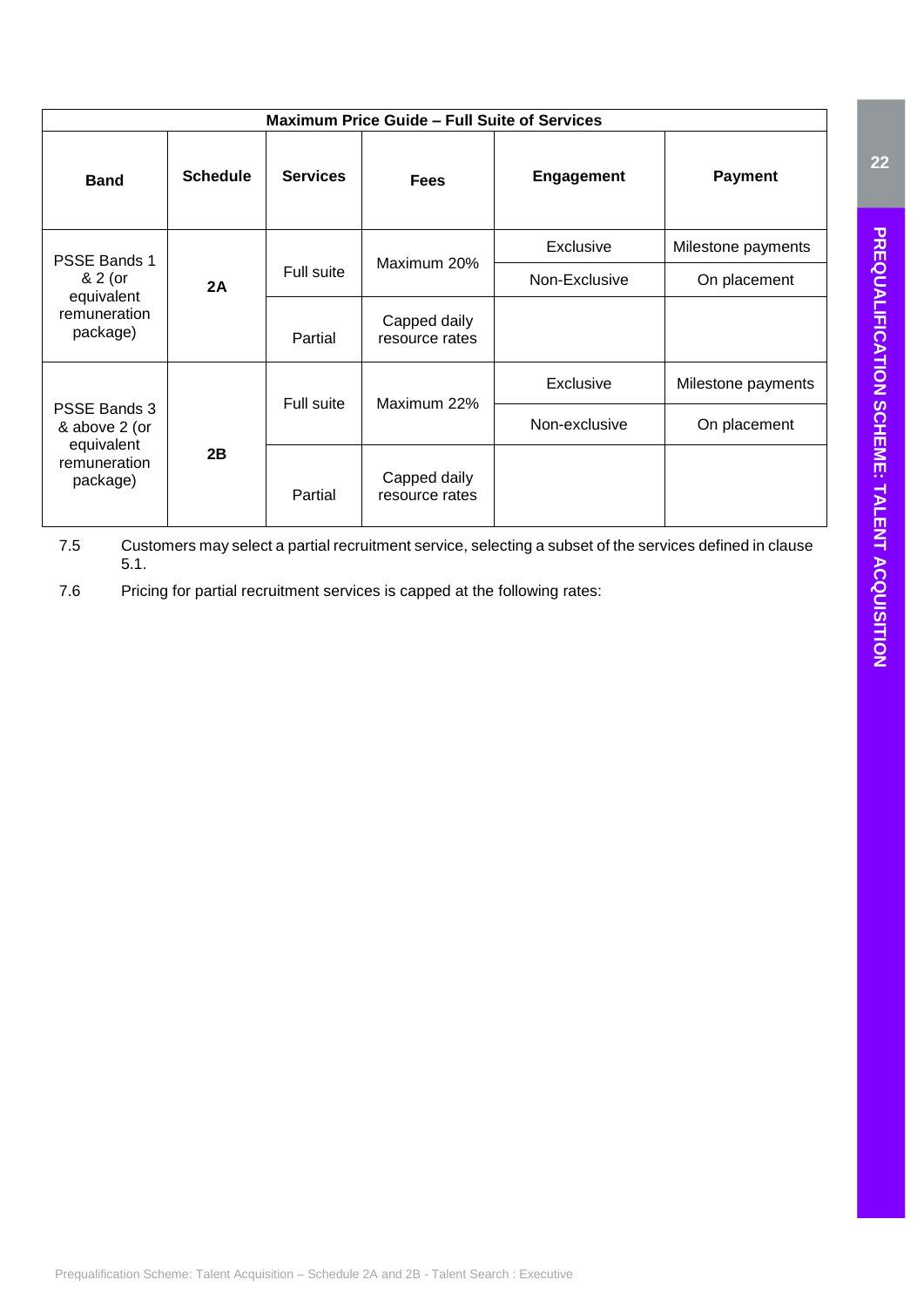| Maximum Price Guide – Full Suite of Services | | | | | |
|---|---|---|---|---|---|
| **Band** | **Schedule** | **Services** | **Fees** | **Engagement** | **Payment** |
| PSSE Bands 1 & 2 (or equivalent remuneration package) | **2A** | Full suite | Maximum 20% | Exclusive | Milestone payments |
| | | | | Non-Exclusive | On placement |
| | | Partial | Capped daily resource rates | | |
| PSSE Bands 3 & above 2 (or equivalent remuneration package) | **2B** | Full suite | Maximum 22% | Exclusive | Milestone payments |
| | | | | Non-exclusive | On placement |
| | | Partial | Capped daily resource rates | | |

7.5 Customers may select a partial recruitment service, selecting a subset of the services defined in clause 5.1.

7.6 Pricing for partial recruitment services is capped at the following rates: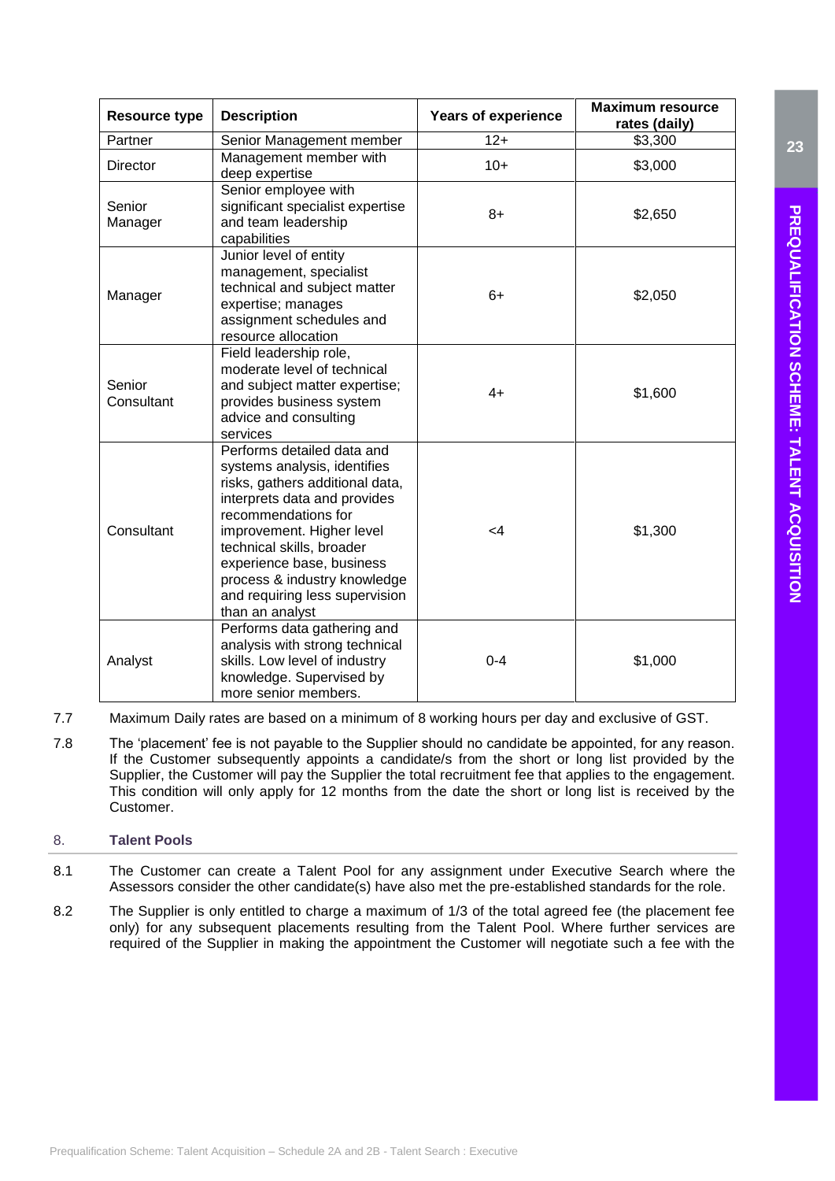| Resource type | Description | Years of experience | Maximum resource rates (daily) |
|---|---|---|---|
| Partner | Senior Management member | 12+ | $3,300 |
| Director | Management member with deep expertise | 10+ | $3,000 |
| Senior Manager | Senior employee with significant specialist expertise and team leadership capabilities | 8+ | $2,650 |
| Manager | Junior level of entity management, specialist technical and subject matter expertise; manages assignment schedules and resource allocation | 6+ | $2,050 |
| Senior Consultant | Field leadership role, moderate level of technical and subject matter expertise; provides business system advice and consulting services | 4+ | $1,600 |
| Consultant | Performs detailed data and systems analysis, identifies risks, gathers additional data, interprets data and provides recommendations for improvement. Higher level technical skills, broader experience base, business process & industry knowledge and requiring less supervision than an analyst | <4 | $1,300 |
| Analyst | Performs data gathering and analysis with strong technical skills. Low level of industry knowledge. Supervised by more senior members. | 0-4 | $1,000 |

7.7 Maximum Daily rates are based on a minimum of 8 working hours per day and exclusive of GST.

7.8 The 'placement' fee is not payable to the Supplier should no candidate be appointed, for any reason. If the Customer subsequently appoints a candidate/s from the short or long list provided by the Supplier, the Customer will pay the Supplier the total recruitment fee that applies to the engagement. This condition will only apply for 12 months from the date the short or long list is received by the Customer.

## 8. Talent Pools

8.1 The Customer can create a Talent Pool for any assignment under Executive Search where the Assessors consider the other candidate(s) have also met the pre-established standards for the role.

8.2 The Supplier is only entitled to charge a maximum of 1/3 of the total agreed fee (the placement fee only) for any subsequent placements resulting from the Talent Pool. Where further services are required of the Supplier in making the appointment the Customer will negotiate such a fee with the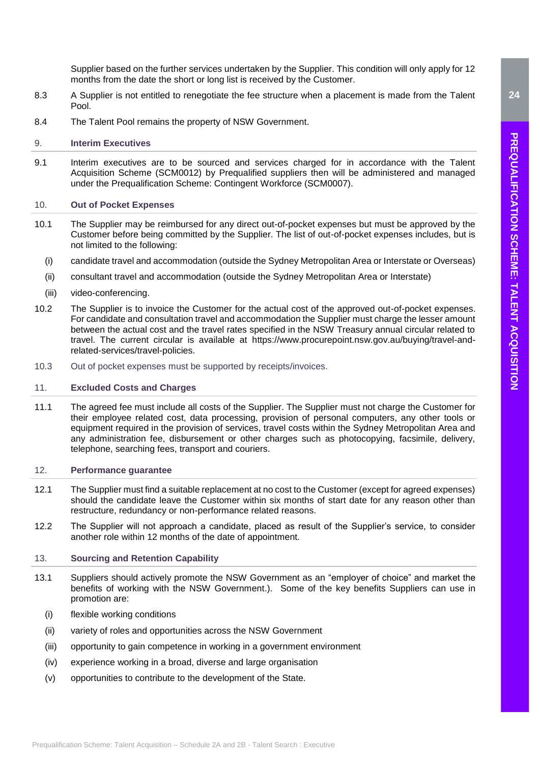Supplier based on the further services undertaken by the Supplier. This condition will only apply for 12 months from the date the short or long list is received by the Customer.

8.3 A Supplier is not entitled to renegotiate the fee structure when a placement is made from the Talent Pool.

8.4 The Talent Pool remains the property of NSW Government.

## 9. Interim Executives

9.1 Interim executives are to be sourced and services charged for in accordance with the Talent Acquisition Scheme (SCM0012) by Prequalified suppliers then will be administered and managed under the Prequalification Scheme: Contingent Workforce (SCM0007).

## 10. Out of Pocket Expenses

10.1 The Supplier may be reimbursed for any direct out-of-pocket expenses but must be approved by the Customer before being committed by the Supplier. The list of out-of-pocket expenses includes, but is not limited to the following:

(i) candidate travel and accommodation (outside the Sydney Metropolitan Area or Interstate or Overseas)

(ii) consultant travel and accommodation (outside the Sydney Metropolitan Area or Interstate)

(iii) video-conferencing.

10.2 The Supplier is to invoice the Customer for the actual cost of the approved out-of-pocket expenses. For candidate and consultation travel and accommodation the Supplier must charge the lesser amount between the actual cost and the travel rates specified in the NSW Treasury annual circular related to travel. The current circular is available at https://www.procurepoint.nsw.gov.au/buying/travel-and-related-services/travel-policies.

10.3 Out of pocket expenses must be supported by receipts/invoices.

## 11. Excluded Costs and Charges

11.1 The agreed fee must include all costs of the Supplier. The Supplier must not charge the Customer for their employee related cost, data processing, provision of personal computers, any other tools or equipment required in the provision of services, travel costs within the Sydney Metropolitan Area and any administration fee, disbursement or other charges such as photocopying, facsimile, delivery, telephone, searching fees, transport and couriers.

## 12. Performance guarantee

12.1 The Supplier must find a suitable replacement at no cost to the Customer (except for agreed expenses) should the candidate leave the Customer within six months of start date for any reason other than restructure, redundancy or non-performance related reasons.

12.2 The Supplier will not approach a candidate, placed as result of the Supplier's service, to consider another role within 12 months of the date of appointment.

## 13. Sourcing and Retention Capability

13.1 Suppliers should actively promote the NSW Government as an "employer of choice" and market the benefits of working with the NSW Government.). Some of the key benefits Suppliers can use in promotion are:

(i) flexible working conditions

(ii) variety of roles and opportunities across the NSW Government

(iii) opportunity to gain competence in working in a government environment

(iv) experience working in a broad, diverse and large organisation

(v) opportunities to contribute to the development of the State.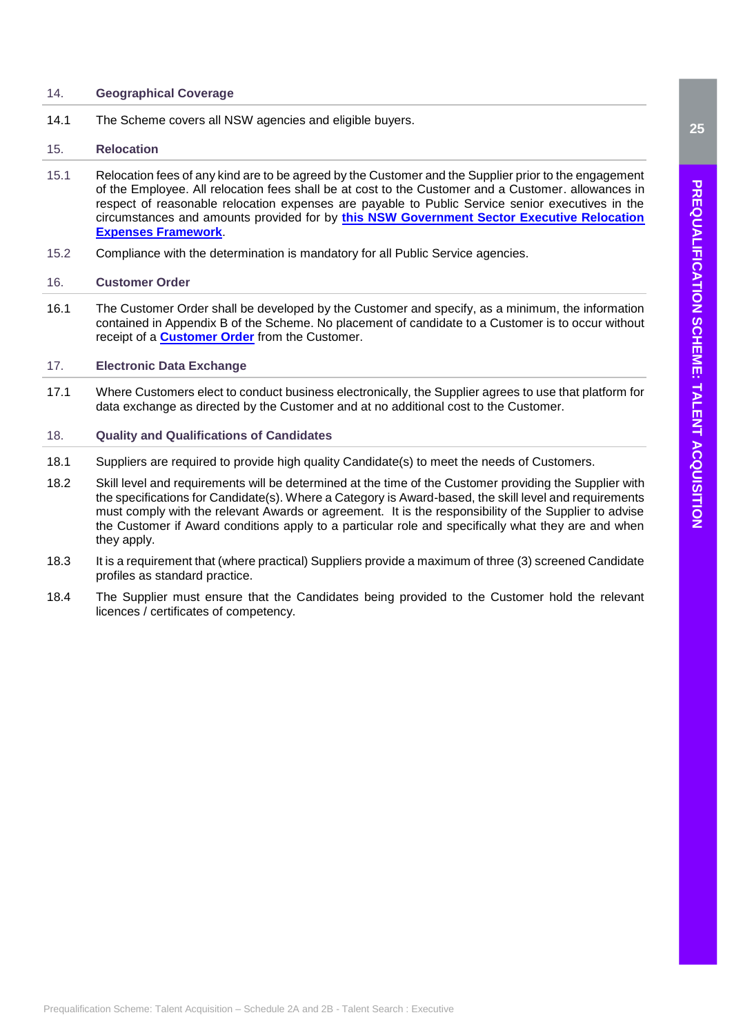## 14. Geographical Coverage

14.1 The Scheme covers all NSW agencies and eligible buyers.

## 15. Relocation

15.1 Relocation fees of any kind are to be agreed by the Customer and the Supplier prior to the engagement of the Employee. All relocation fees shall be at cost to the Customer and a Customer. allowances in respect of reasonable relocation expenses are payable to Public Service senior executives in the circumstances and amounts provided for by **this NSW Government Sector Executive Relocation Expenses Framework**.

15.2 Compliance with the determination is mandatory for all Public Service agencies.

## 16. Customer Order

16.1 The Customer Order shall be developed by the Customer and specify, as a minimum, the information contained in Appendix B of the Scheme. No placement of candidate to a Customer is to occur without receipt of a **Customer Order** from the Customer.

## 17. Electronic Data Exchange

17.1 Where Customers elect to conduct business electronically, the Supplier agrees to use that platform for data exchange as directed by the Customer and at no additional cost to the Customer.

## 18. Quality and Qualifications of Candidates

18.1 Suppliers are required to provide high quality Candidate(s) to meet the needs of Customers.

18.2 Skill level and requirements will be determined at the time of the Customer providing the Supplier with the specifications for Candidate(s). Where a Category is Award-based, the skill level and requirements must comply with the relevant Awards or agreement. It is the responsibility of the Supplier to advise the Customer if Award conditions apply to a particular role and specifically what they are and when they apply.

18.3 It is a requirement that (where practical) Suppliers provide a maximum of three (3) screened Candidate profiles as standard practice.

18.4 The Supplier must ensure that the Candidates being provided to the Customer hold the relevant licences / certificates of competency.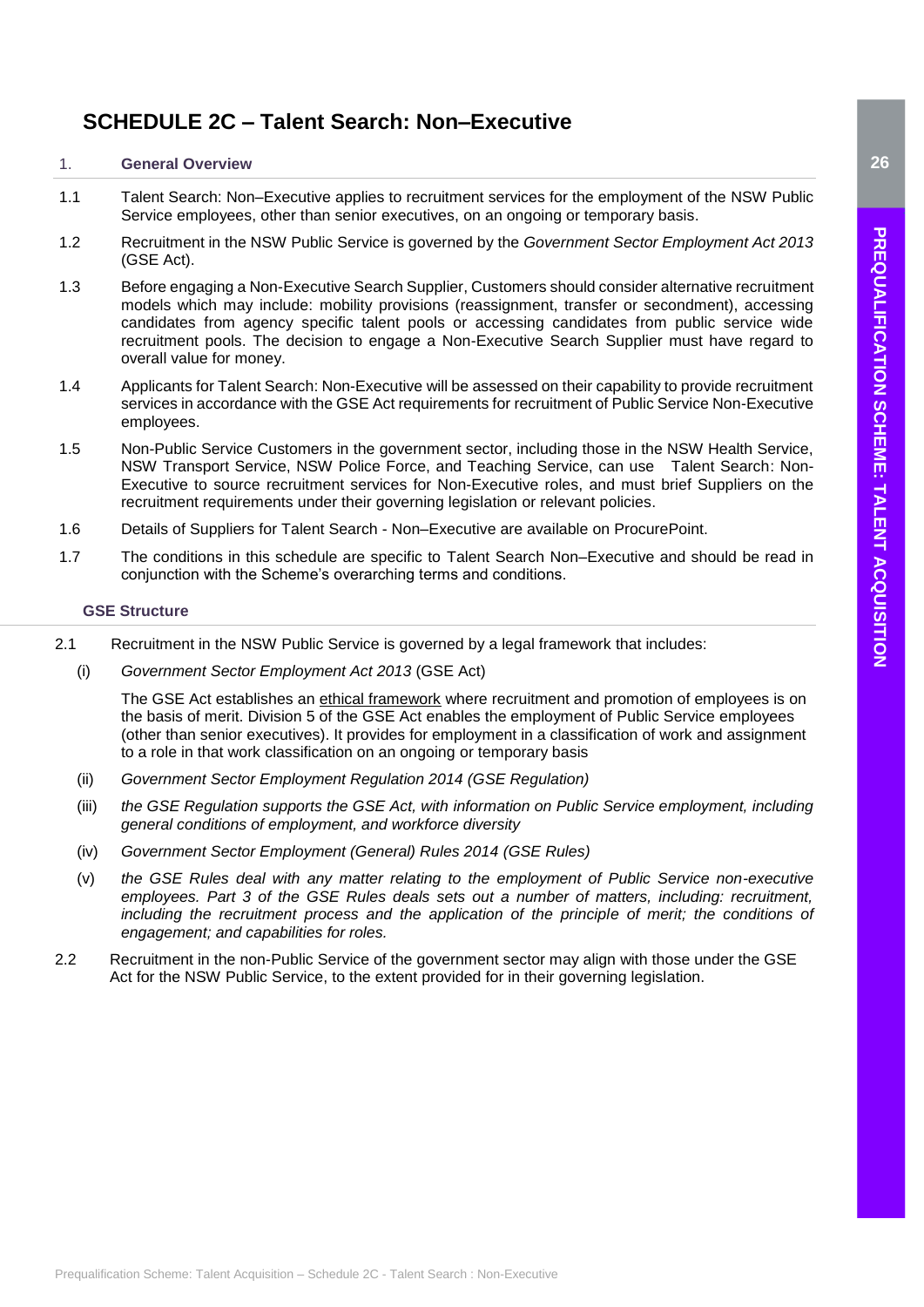# SCHEDULE 2C – Talent Search: Non–Executive

## 1. General Overview

1.1 Talent Search: Non–Executive applies to recruitment services for the employment of the NSW Public Service employees, other than senior executives, on an ongoing or temporary basis.

1.2 Recruitment in the NSW Public Service is governed by the *Government Sector Employment Act 2013* (GSE Act).

1.3 Before engaging a Non-Executive Search Supplier, Customers should consider alternative recruitment models which may include: mobility provisions (reassignment, transfer or secondment), accessing candidates from agency specific talent pools or accessing candidates from public service wide recruitment pools. The decision to engage a Non-Executive Search Supplier must have regard to overall value for money.

1.4 Applicants for Talent Search: Non-Executive will be assessed on their capability to provide recruitment services in accordance with the GSE Act requirements for recruitment of Public Service Non-Executive employees.

1.5 Non-Public Service Customers in the government sector, including those in the NSW Health Service, NSW Transport Service, NSW Police Force, and Teaching Service, can use Talent Search: Non-Executive to source recruitment services for Non-Executive roles, and must brief Suppliers on the recruitment requirements under their governing legislation or relevant policies.

1.6 Details of Suppliers for Talent Search - Non–Executive are available on ProcurePoint.

1.7 The conditions in this schedule are specific to Talent Search Non–Executive and should be read in conjunction with the Scheme's overarching terms and conditions.

## GSE Structure

2.1 Recruitment in the NSW Public Service is governed by a legal framework that includes:

(i) *Government Sector Employment Act 2013* (GSE Act)

The GSE Act establishes an ethical framework where recruitment and promotion of employees is on the basis of merit. Division 5 of the GSE Act enables the employment of Public Service employees (other than senior executives). It provides for employment in a classification of work and assignment to a role in that work classification on an ongoing or temporary basis

(ii) *Government Sector Employment Regulation 2014 (GSE Regulation)*

(iii) *the GSE Regulation supports the GSE Act, with information on Public Service employment, including general conditions of employment, and workforce diversity*

(iv) *Government Sector Employment (General) Rules 2014 (GSE Rules)*

(v) *the GSE Rules deal with any matter relating to the employment of Public Service non-executive employees. Part 3 of the GSE Rules deals sets out a number of matters, including: recruitment, including the recruitment process and the application of the principle of merit; the conditions of engagement; and capabilities for roles.*

2.2 Recruitment in the non-Public Service of the government sector may align with those under the GSE Act for the NSW Public Service, to the extent provided for in their governing legislation.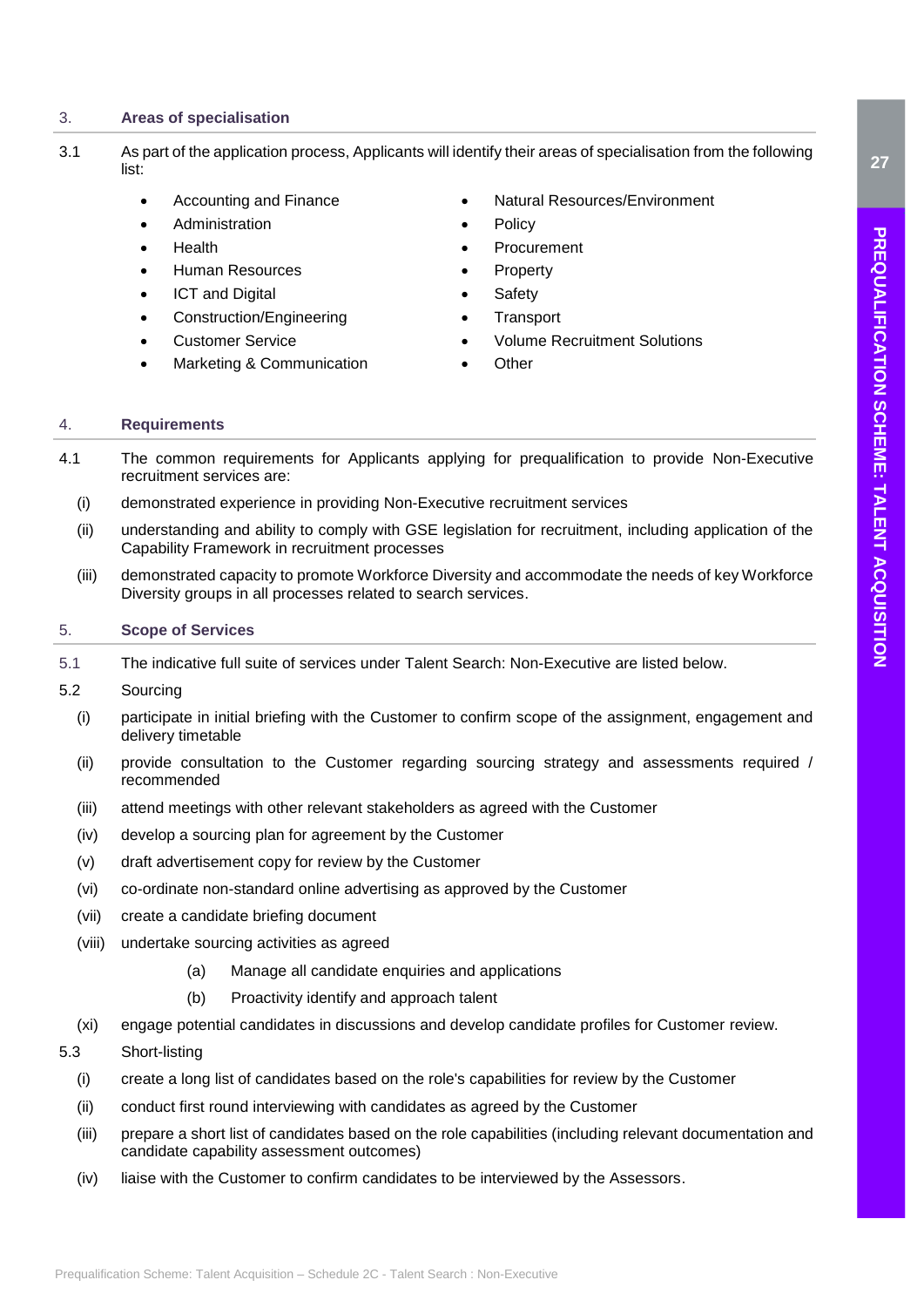## 3. Areas of specialisation

3.1 As part of the application process, Applicants will identify their areas of specialisation from the following list:

- Accounting and Finance
- Administration
- Health
- Human Resources
- ICT and Digital
- Construction/Engineering
- Customer Service
- Marketing & Communication
- Natural Resources/Environment
- Policy
- Procurement
- Property
- Safety
- Transport
- Volume Recruitment Solutions
- Other

## 4. Requirements

4.1 The common requirements for Applicants applying for prequalification to provide Non-Executive recruitment services are:

(i) demonstrated experience in providing Non-Executive recruitment services

(ii) understanding and ability to comply with GSE legislation for recruitment, including application of the Capability Framework in recruitment processes

(iii) demonstrated capacity to promote Workforce Diversity and accommodate the needs of key Workforce Diversity groups in all processes related to search services.

## 5. Scope of Services

5.1 The indicative full suite of services under Talent Search: Non-Executive are listed below.

5.2 Sourcing

(i) participate in initial briefing with the Customer to confirm scope of the assignment, engagement and delivery timetable

(ii) provide consultation to the Customer regarding sourcing strategy and assessments required / recommended

(iii) attend meetings with other relevant stakeholders as agreed with the Customer

(iv) develop a sourcing plan for agreement by the Customer

(v) draft advertisement copy for review by the Customer

(vi) co-ordinate non-standard online advertising as approved by the Customer

(vii) create a candidate briefing document

(viii) undertake sourcing activities as agreed

- (a) Manage all candidate enquiries and applications
- (b) Proactivity identify and approach talent

(xi) engage potential candidates in discussions and develop candidate profiles for Customer review.

5.3 Short-listing

(i) create a long list of candidates based on the role's capabilities for review by the Customer

(ii) conduct first round interviewing with candidates as agreed by the Customer

(iii) prepare a short list of candidates based on the role capabilities (including relevant documentation and candidate capability assessment outcomes)

(iv) liaise with the Customer to confirm candidates to be interviewed by the Assessors.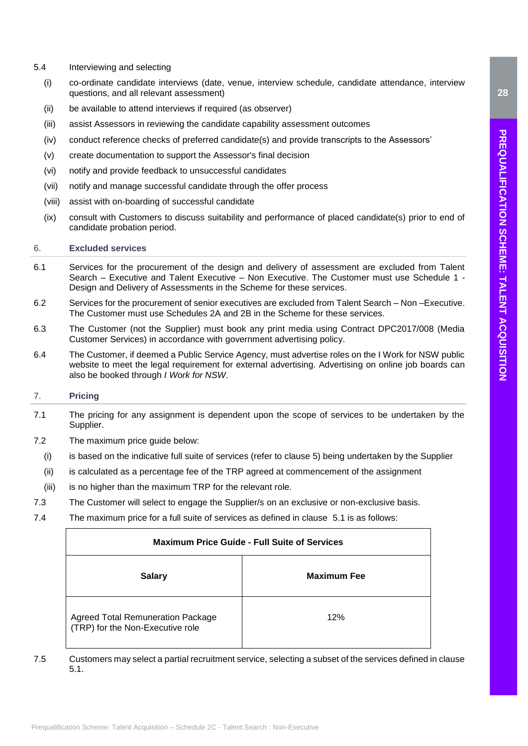5.4 Interviewing and selecting

(i) co-ordinate candidate interviews (date, venue, interview schedule, candidate attendance, interview questions, and all relevant assessment)

(ii) be available to attend interviews if required (as observer)

(iii) assist Assessors in reviewing the candidate capability assessment outcomes

(iv) conduct reference checks of preferred candidate(s) and provide transcripts to the Assessors'

(v) create documentation to support the Assessor's final decision

(vi) notify and provide feedback to unsuccessful candidates

(vii) notify and manage successful candidate through the offer process

(viii) assist with on-boarding of successful candidate

(ix) consult with Customers to discuss suitability and performance of placed candidate(s) prior to end of candidate probation period.

## 6. Excluded services

6.1 Services for the procurement of the design and delivery of assessment are excluded from Talent Search – Executive and Talent Executive – Non Executive. The Customer must use Schedule 1 - Design and Delivery of Assessments in the Scheme for these services.

6.2 Services for the procurement of senior executives are excluded from Talent Search – Non –Executive. The Customer must use Schedules 2A and 2B in the Scheme for these services.

6.3 The Customer (not the Supplier) must book any print media using Contract DPC2017/008 (Media Customer Services) in accordance with government advertising policy.

6.4 The Customer, if deemed a Public Service Agency, must advertise roles on the I Work for NSW public website to meet the legal requirement for external advertising. Advertising on online job boards can also be booked through *I Work for NSW*.

## 7. Pricing

7.1 The pricing for any assignment is dependent upon the scope of services to be undertaken by the Supplier.

7.2 The maximum price guide below:

(i) is based on the indicative full suite of services (refer to clause 5) being undertaken by the Supplier

(ii) is calculated as a percentage fee of the TRP agreed at commencement of the assignment

(iii) is no higher than the maximum TRP for the relevant role.

7.3 The Customer will select to engage the Supplier/s on an exclusive or non-exclusive basis.

7.4 The maximum price for a full suite of services as defined in clause 5.1 is as follows:

| Maximum Price Guide - Full Suite of Services | |
|---|---|
| **Salary** | **Maximum Fee** |
| Agreed Total Remuneration Package (TRP) for the Non-Executive role | 12% |

7.5 Customers may select a partial recruitment service, selecting a subset of the services defined in clause 5.1.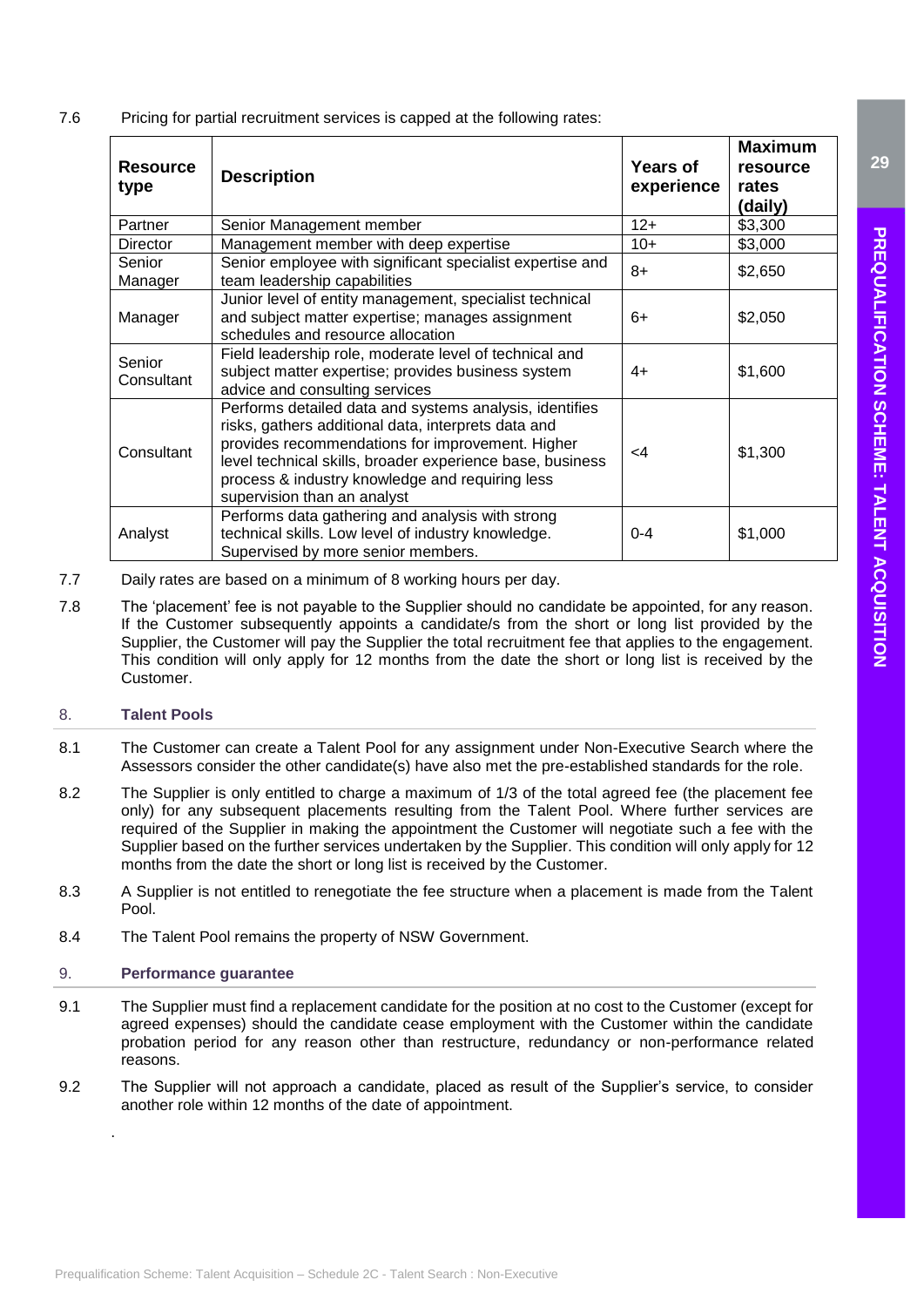7.6 Pricing for partial recruitment services is capped at the following rates:

| Resource type | Description | Years of experience | Maximum resource rates (daily) |
|---|---|---|---|
| Partner | Senior Management member | 12+ | $3,300 |
| Director | Management member with deep expertise | 10+ | $3,000 |
| Senior Manager | Senior employee with significant specialist expertise and team leadership capabilities | 8+ | $2,650 |
| Manager | Junior level of entity management, specialist technical and subject matter expertise; manages assignment schedules and resource allocation | 6+ | $2,050 |
| Senior Consultant | Field leadership role, moderate level of technical and subject matter expertise; provides business system advice and consulting services | 4+ | $1,600 |
| Consultant | Performs detailed data and systems analysis, identifies risks, gathers additional data, interprets data and provides recommendations for improvement. Higher level technical skills, broader experience base, business process & industry knowledge and requiring less supervision than an analyst | <4 | $1,300 |
| Analyst | Performs data gathering and analysis with strong technical skills. Low level of industry knowledge. Supervised by more senior members. | 0-4 | $1,000 |

7.7 Daily rates are based on a minimum of 8 working hours per day.

7.8 The 'placement' fee is not payable to the Supplier should no candidate be appointed, for any reason. If the Customer subsequently appoints a candidate/s from the short or long list provided by the Supplier, the Customer will pay the Supplier the total recruitment fee that applies to the engagement. This condition will only apply for 12 months from the date the short or long list is received by the Customer.

## 8. Talent Pools

8.1 The Customer can create a Talent Pool for any assignment under Non-Executive Search where the Assessors consider the other candidate(s) have also met the pre-established standards for the role.

8.2 The Supplier is only entitled to charge a maximum of 1/3 of the total agreed fee (the placement fee only) for any subsequent placements resulting from the Talent Pool. Where further services are required of the Supplier in making the appointment the Customer will negotiate such a fee with the Supplier based on the further services undertaken by the Supplier. This condition will only apply for 12 months from the date the short or long list is received by the Customer.

8.3 A Supplier is not entitled to renegotiate the fee structure when a placement is made from the Talent Pool.

8.4 The Talent Pool remains the property of NSW Government.

## 9. Performance guarantee

9.1 The Supplier must find a replacement candidate for the position at no cost to the Customer (except for agreed expenses) should the candidate cease employment with the Customer within the candidate probation period for any reason other than restructure, redundancy or non-performance related reasons.

9.2 The Supplier will not approach a candidate, placed as result of the Supplier's service, to consider another role within 12 months of the date of appointment.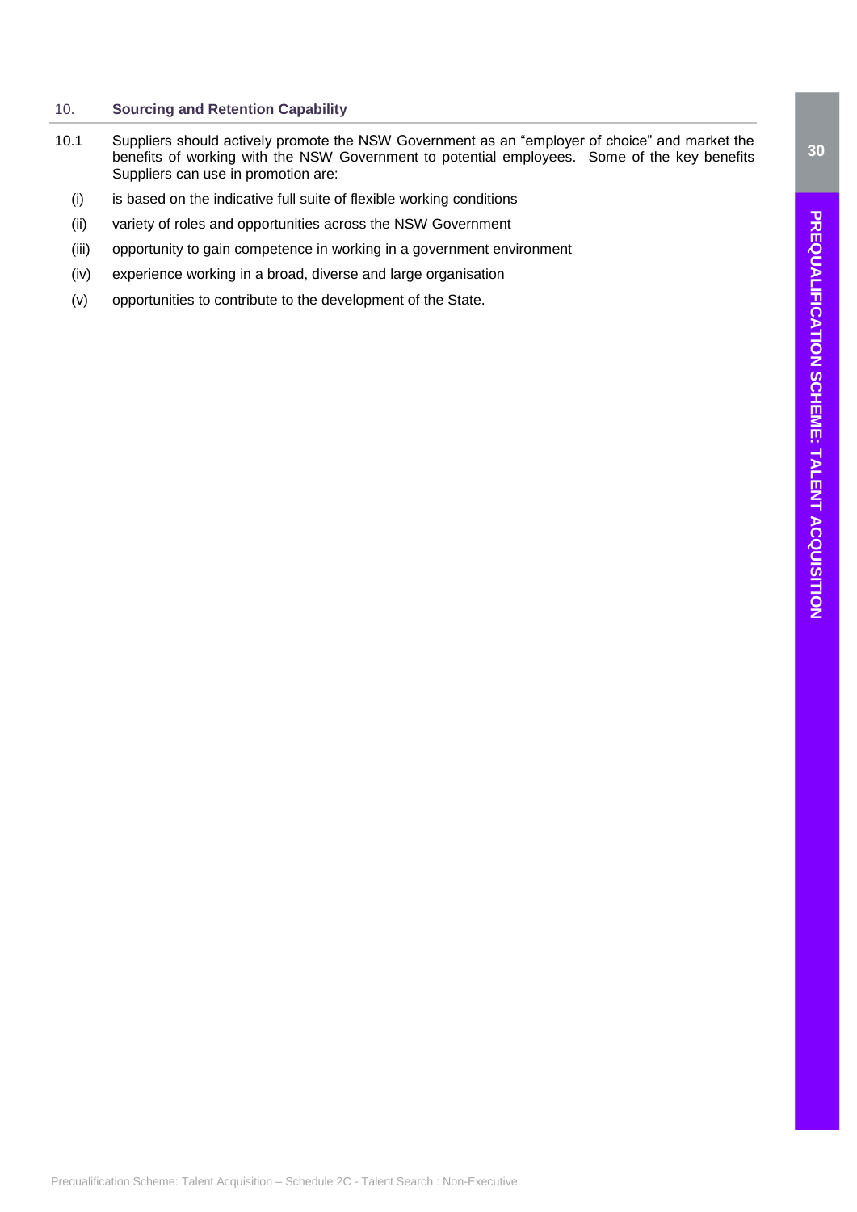## 10. Sourcing and Retention Capability

10.1 Suppliers should actively promote the NSW Government as an "employer of choice" and market the benefits of working with the NSW Government to potential employees. Some of the key benefits Suppliers can use in promotion are:

(i) is based on the indicative full suite of flexible working conditions

(ii) variety of roles and opportunities across the NSW Government

(iii) opportunity to gain competence in working in a government environment

(iv) experience working in a broad, diverse and large organisation

(v) opportunities to contribute to the development of the State.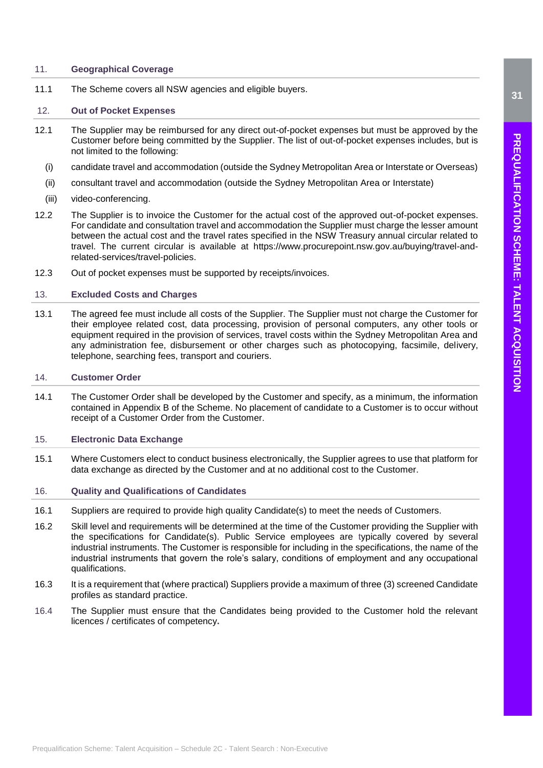## 11. Geographical Coverage

11.1 The Scheme covers all NSW agencies and eligible buyers.

## 12. Out of Pocket Expenses

12.1 The Supplier may be reimbursed for any direct out-of-pocket expenses but must be approved by the Customer before being committed by the Supplier. The list of out-of-pocket expenses includes, but is not limited to the following:

(i) candidate travel and accommodation (outside the Sydney Metropolitan Area or Interstate or Overseas)

(ii) consultant travel and accommodation (outside the Sydney Metropolitan Area or Interstate)

(iii) video-conferencing.

12.2 The Supplier is to invoice the Customer for the actual cost of the approved out-of-pocket expenses. For candidate and consultation travel and accommodation the Supplier must charge the lesser amount between the actual cost and the travel rates specified in the NSW Treasury annual circular related to travel. The current circular is available at https://www.procurepoint.nsw.gov.au/buying/travel-and-related-services/travel-policies.

12.3 Out of pocket expenses must be supported by receipts/invoices.

## 13. Excluded Costs and Charges

13.1 The agreed fee must include all costs of the Supplier. The Supplier must not charge the Customer for their employee related cost, data processing, provision of personal computers, any other tools or equipment required in the provision of services, travel costs within the Sydney Metropolitan Area and any administration fee, disbursement or other charges such as photocopying, facsimile, delivery, telephone, searching fees, transport and couriers.

## 14. Customer Order

14.1 The Customer Order shall be developed by the Customer and specify, as a minimum, the information contained in Appendix B of the Scheme. No placement of candidate to a Customer is to occur without receipt of a Customer Order from the Customer.

## 15. Electronic Data Exchange

15.1 Where Customers elect to conduct business electronically, the Supplier agrees to use that platform for data exchange as directed by the Customer and at no additional cost to the Customer.

## 16. Quality and Qualifications of Candidates

16.1 Suppliers are required to provide high quality Candidate(s) to meet the needs of Customers.

16.2 Skill level and requirements will be determined at the time of the Customer providing the Supplier with the specifications for Candidate(s). Public Service employees are typically covered by several industrial instruments. The Customer is responsible for including in the specifications, the name of the industrial instruments that govern the role's salary, conditions of employment and any occupational qualifications.

16.3 It is a requirement that (where practical) Suppliers provide a maximum of three (3) screened Candidate profiles as standard practice.

16.4 The Supplier must ensure that the Candidates being provided to the Customer hold the relevant licences / certificates of competency**.**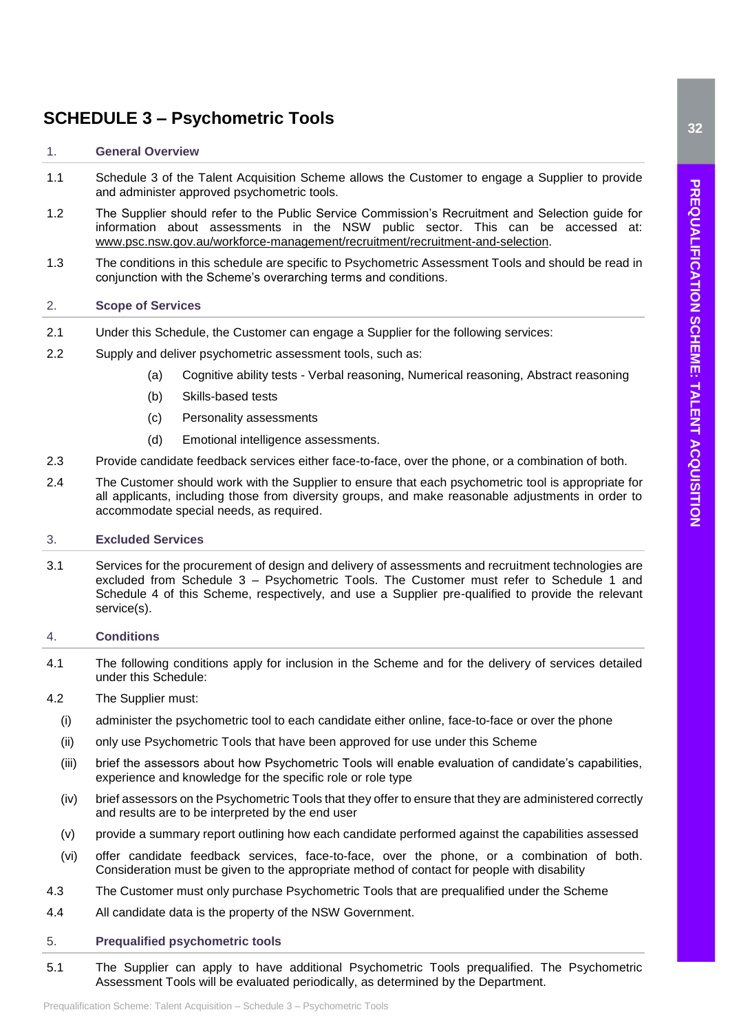# SCHEDULE 3 – Psychometric Tools

## 1. General Overview

1.1 Schedule 3 of the Talent Acquisition Scheme allows the Customer to engage a Supplier to provide and administer approved psychometric tools.

1.2 The Supplier should refer to the Public Service Commission's Recruitment and Selection guide for information about assessments in the NSW public sector. This can be accessed at: www.psc.nsw.gov.au/workforce-management/recruitment/recruitment-and-selection.

1.3 The conditions in this schedule are specific to Psychometric Assessment Tools and should be read in conjunction with the Scheme's overarching terms and conditions.

## 2. Scope of Services

2.1 Under this Schedule, the Customer can engage a Supplier for the following services:

2.2 Supply and deliver psychometric assessment tools, such as:

- (a) Cognitive ability tests - Verbal reasoning, Numerical reasoning, Abstract reasoning
- (b) Skills-based tests
- (c) Personality assessments
- (d) Emotional intelligence assessments.

2.3 Provide candidate feedback services either face-to-face, over the phone, or a combination of both.

2.4 The Customer should work with the Supplier to ensure that each psychometric tool is appropriate for all applicants, including those from diversity groups, and make reasonable adjustments in order to accommodate special needs, as required.

## 3. Excluded Services

3.1 Services for the procurement of design and delivery of assessments and recruitment technologies are excluded from Schedule 3 – Psychometric Tools. The Customer must refer to Schedule 1 and Schedule 4 of this Scheme, respectively, and use a Supplier pre-qualified to provide the relevant service(s).

## 4. Conditions

4.1 The following conditions apply for inclusion in the Scheme and for the delivery of services detailed under this Schedule:

4.2 The Supplier must:

- (i) administer the psychometric tool to each candidate either online, face-to-face or over the phone
- (ii) only use Psychometric Tools that have been approved for use under this Scheme
- (iii) brief the assessors about how Psychometric Tools will enable evaluation of candidate's capabilities, experience and knowledge for the specific role or role type
- (iv) brief assessors on the Psychometric Tools that they offer to ensure that they are administered correctly and results are to be interpreted by the end user
- (v) provide a summary report outlining how each candidate performed against the capabilities assessed
- (vi) offer candidate feedback services, face-to-face, over the phone, or a combination of both. Consideration must be given to the appropriate method of contact for people with disability

4.3 The Customer must only purchase Psychometric Tools that are prequalified under the Scheme

4.4 All candidate data is the property of the NSW Government.

## 5. Prequalified psychometric tools

5.1 The Supplier can apply to have additional Psychometric Tools prequalified. The Psychometric Assessment Tools will be evaluated periodically, as determined by the Department.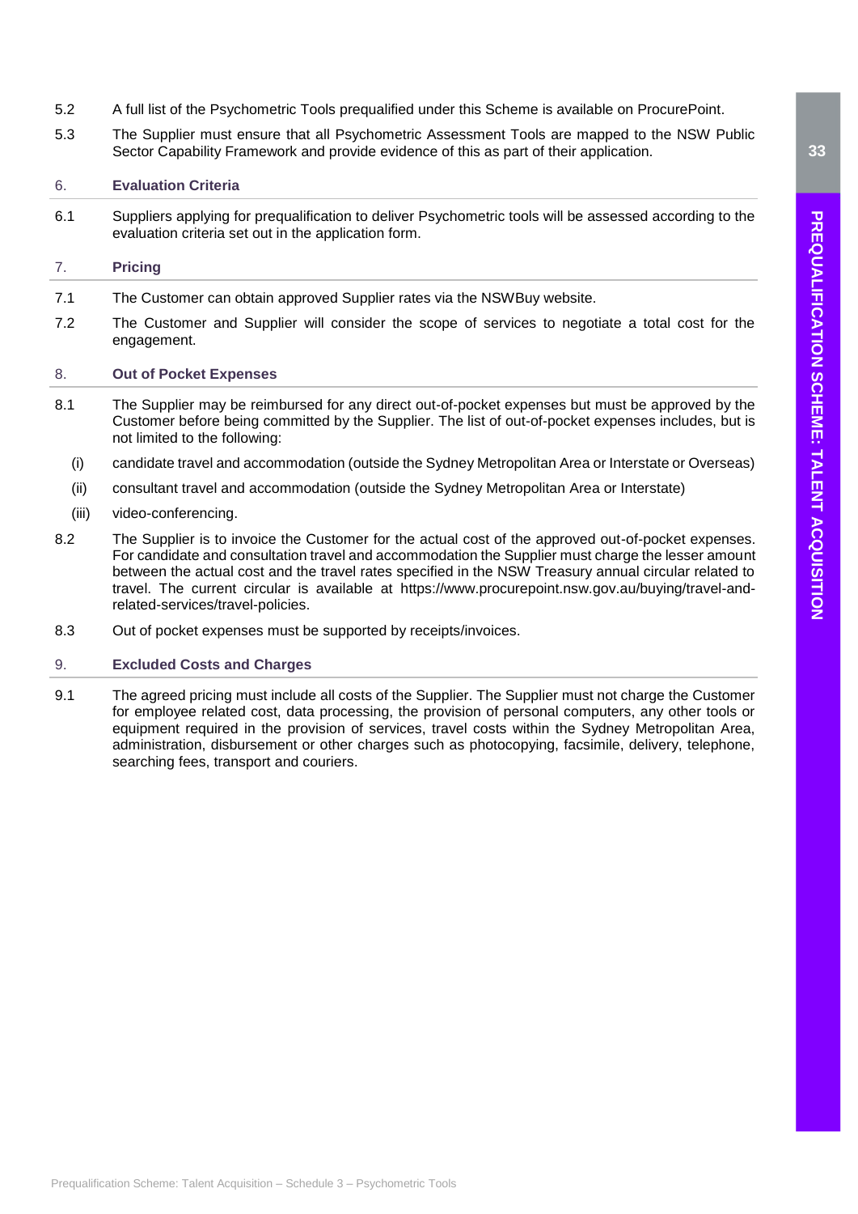5.2 A full list of the Psychometric Tools prequalified under this Scheme is available on ProcurePoint.

5.3 The Supplier must ensure that all Psychometric Assessment Tools are mapped to the NSW Public Sector Capability Framework and provide evidence of this as part of their application.

## 6. Evaluation Criteria

6.1 Suppliers applying for prequalification to deliver Psychometric tools will be assessed according to the evaluation criteria set out in the application form.

## 7. Pricing

7.1 The Customer can obtain approved Supplier rates via the NSWBuy website.

7.2 The Customer and Supplier will consider the scope of services to negotiate a total cost for the engagement.

## 8. Out of Pocket Expenses

8.1 The Supplier may be reimbursed for any direct out-of-pocket expenses but must be approved by the Customer before being committed by the Supplier. The list of out-of-pocket expenses includes, but is not limited to the following:

(i) candidate travel and accommodation (outside the Sydney Metropolitan Area or Interstate or Overseas)

(ii) consultant travel and accommodation (outside the Sydney Metropolitan Area or Interstate)

(iii) video-conferencing.

8.2 The Supplier is to invoice the Customer for the actual cost of the approved out-of-pocket expenses. For candidate and consultation travel and accommodation the Supplier must charge the lesser amount between the actual cost and the travel rates specified in the NSW Treasury annual circular related to travel. The current circular is available at https://www.procurepoint.nsw.gov.au/buying/travel-and-related-services/travel-policies.

8.3 Out of pocket expenses must be supported by receipts/invoices.

## 9. Excluded Costs and Charges

9.1 The agreed pricing must include all costs of the Supplier. The Supplier must not charge the Customer for employee related cost, data processing, the provision of personal computers, any other tools or equipment required in the provision of services, travel costs within the Sydney Metropolitan Area, administration, disbursement or other charges such as photocopying, facsimile, delivery, telephone, searching fees, transport and couriers.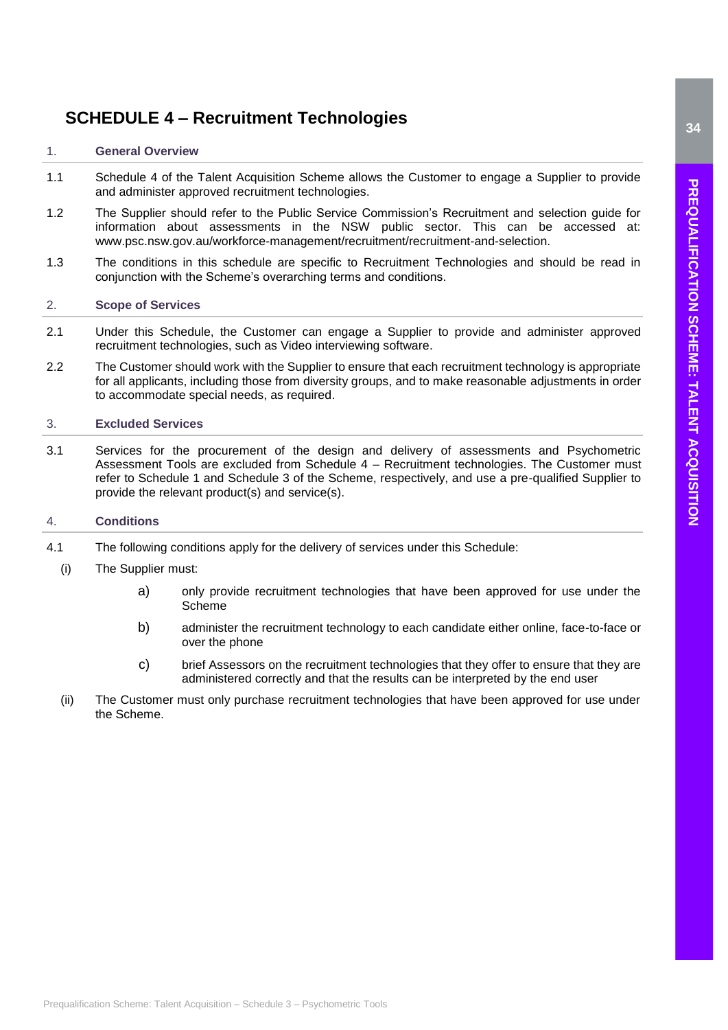# SCHEDULE 4 – Recruitment Technologies

## 1. General Overview

1.1 Schedule 4 of the Talent Acquisition Scheme allows the Customer to engage a Supplier to provide and administer approved recruitment technologies.

1.2 The Supplier should refer to the Public Service Commission's Recruitment and selection guide for information about assessments in the NSW public sector. This can be accessed at: www.psc.nsw.gov.au/workforce-management/recruitment/recruitment-and-selection.

1.3 The conditions in this schedule are specific to Recruitment Technologies and should be read in conjunction with the Scheme's overarching terms and conditions.

## 2. Scope of Services

2.1 Under this Schedule, the Customer can engage a Supplier to provide and administer approved recruitment technologies, such as Video interviewing software.

2.2 The Customer should work with the Supplier to ensure that each recruitment technology is appropriate for all applicants, including those from diversity groups, and to make reasonable adjustments in order to accommodate special needs, as required.

## 3. Excluded Services

3.1 Services for the procurement of the design and delivery of assessments and Psychometric Assessment Tools are excluded from Schedule 4 – Recruitment technologies. The Customer must refer to Schedule 1 and Schedule 3 of the Scheme, respectively, and use a pre-qualified Supplier to provide the relevant product(s) and service(s).

## 4. Conditions

4.1 The following conditions apply for the delivery of services under this Schedule:

(i) The Supplier must:

- a) only provide recruitment technologies that have been approved for use under the Scheme
- b) administer the recruitment technology to each candidate either online, face-to-face or over the phone
- c) brief Assessors on the recruitment technologies that they offer to ensure that they are administered correctly and that the results can be interpreted by the end user

(ii) The Customer must only purchase recruitment technologies that have been approved for use under the Scheme.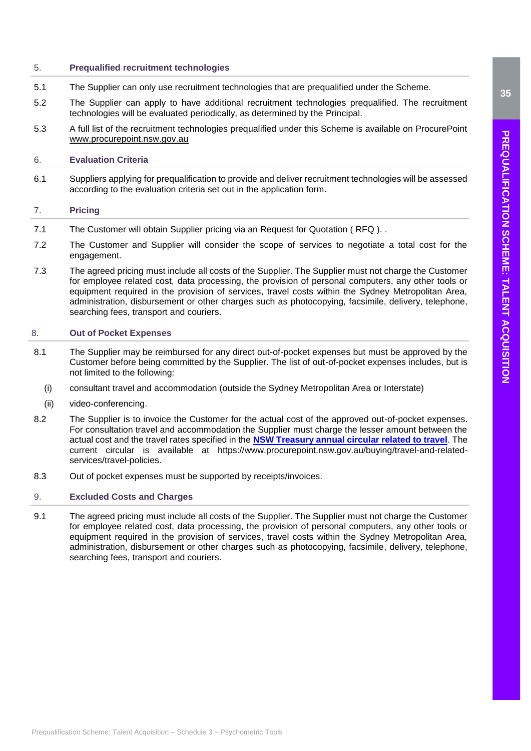## 5. Prequalified recruitment technologies

5.1 The Supplier can only use recruitment technologies that are prequalified under the Scheme.

5.2 The Supplier can apply to have additional recruitment technologies prequalified. The recruitment technologies will be evaluated periodically, as determined by the Principal.

5.3 A full list of the recruitment technologies prequalified under this Scheme is available on ProcurePoint www.procurepoint.nsw.gov.au

## 6. Evaluation Criteria

6.1 Suppliers applying for prequalification to provide and deliver recruitment technologies will be assessed according to the evaluation criteria set out in the application form.

## 7. Pricing

7.1 The Customer will obtain Supplier pricing via an Request for Quotation ( RFQ ). .

7.2 The Customer and Supplier will consider the scope of services to negotiate a total cost for the engagement.

7.3 The agreed pricing must include all costs of the Supplier. The Supplier must not charge the Customer for employee related cost, data processing, the provision of personal computers, any other tools or equipment required in the provision of services, travel costs within the Sydney Metropolitan Area, administration, disbursement or other charges such as photocopying, facsimile, delivery, telephone, searching fees, transport and couriers.

## 8. Out of Pocket Expenses

8.1 The Supplier may be reimbursed for any direct out-of-pocket expenses but must be approved by the Customer before being committed by the Supplier. The list of out-of-pocket expenses includes, but is not limited to the following:

(i) consultant travel and accommodation (outside the Sydney Metropolitan Area or Interstate)

(ii) video-conferencing.

8.2 The Supplier is to invoice the Customer for the actual cost of the approved out-of-pocket expenses. For consultation travel and accommodation the Supplier must charge the lesser amount between the actual cost and the travel rates specified in the **NSW Treasury annual circular related to travel**. The current circular is available at https://www.procurepoint.nsw.gov.au/buying/travel-and-related-services/travel-policies.

8.3 Out of pocket expenses must be supported by receipts/invoices.

## 9. Excluded Costs and Charges

9.1 The agreed pricing must include all costs of the Supplier. The Supplier must not charge the Customer for employee related cost, data processing, the provision of personal computers, any other tools or equipment required in the provision of services, travel costs within the Sydney Metropolitan Area, administration, disbursement or other charges such as photocopying, facsimile, delivery, telephone, searching fees, transport and couriers.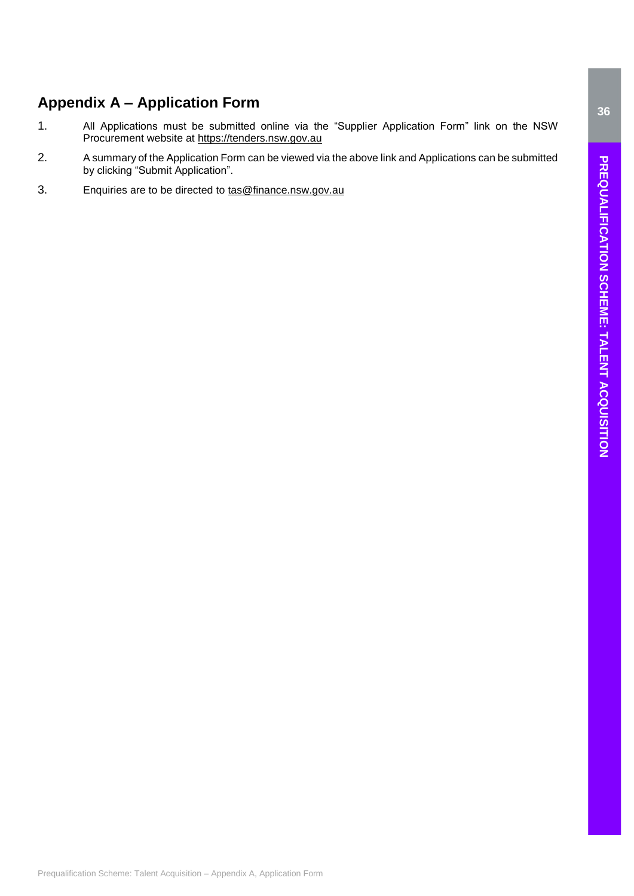## Appendix A – Application Form

1. All Applications must be submitted online via the "Supplier Application Form" link on the NSW Procurement website at https://tenders.nsw.gov.au
2. A summary of the Application Form can be viewed via the above link and Applications can be submitted by clicking "Submit Application".
3. Enquiries are to be directed to tas@finance.nsw.gov.au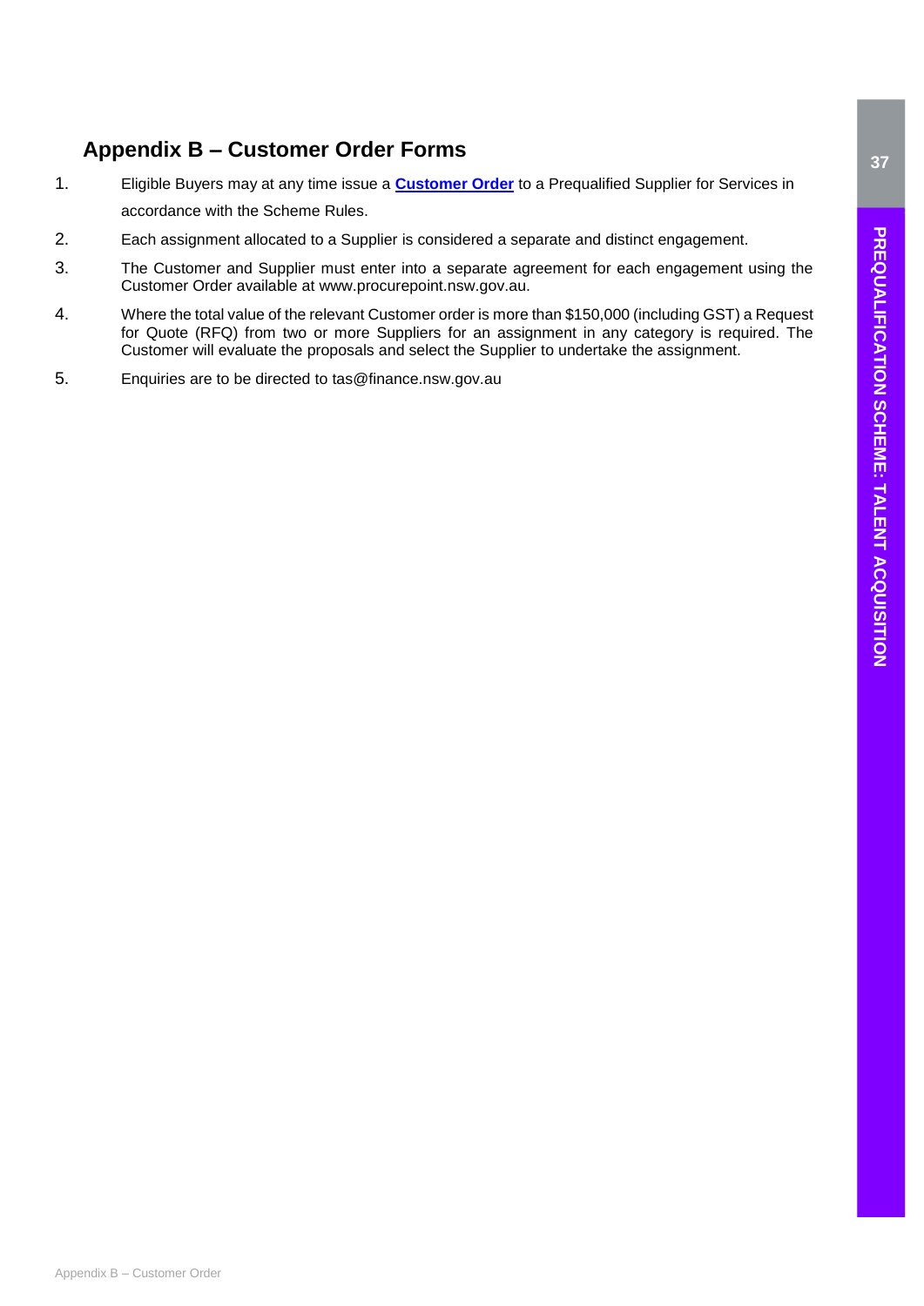## Appendix B – Customer Order Forms

1. Eligible Buyers may at any time issue a **Customer Order** to a Prequalified Supplier for Services in accordance with the Scheme Rules.
2. Each assignment allocated to a Supplier is considered a separate and distinct engagement.
3. The Customer and Supplier must enter into a separate agreement for each engagement using the Customer Order available at www.procurepoint.nsw.gov.au.
4. Where the total value of the relevant Customer order is more than $150,000 (including GST) a Request for Quote (RFQ) from two or more Suppliers for an assignment in any category is required. The Customer will evaluate the proposals and select the Supplier to undertake the assignment.
5. Enquiries are to be directed to tas@finance.nsw.gov.au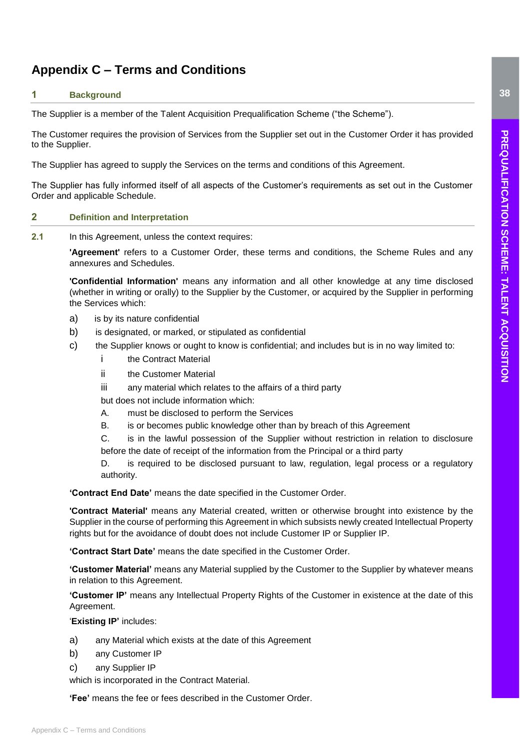# Appendix C – Terms and Conditions

## 1 Background

The Supplier is a member of the Talent Acquisition Prequalification Scheme ("the Scheme").

The Customer requires the provision of Services from the Supplier set out in the Customer Order it has provided to the Supplier.

The Supplier has agreed to supply the Services on the terms and conditions of this Agreement.

The Supplier has fully informed itself of all aspects of the Customer's requirements as set out in the Customer Order and applicable Schedule.

## 2 Definition and Interpretation

**2.1** In this Agreement, unless the context requires:

**'Agreement'** refers to a Customer Order, these terms and conditions, the Scheme Rules and any annexures and Schedules.

**'Confidential Information'** means any information and all other knowledge at any time disclosed (whether in writing or orally) to the Supplier by the Customer, or acquired by the Supplier in performing the Services which:

a) is by its nature confidential

b) is designated, or marked, or stipulated as confidential

c) the Supplier knows or ought to know is confidential; and includes but is in no way limited to:

   i the Contract Material

   ii the Customer Material

   iii any material which relates to the affairs of a third party

   but does not include information which:

   A. must be disclosed to perform the Services

   B. is or becomes public knowledge other than by breach of this Agreement

   C. is in the lawful possession of the Supplier without restriction in relation to disclosure before the date of receipt of the information from the Principal or a third party

   D. is required to be disclosed pursuant to law, regulation, legal process or a regulatory authority.

**'Contract End Date'** means the date specified in the Customer Order.

**'Contract Material'** means any Material created, written or otherwise brought into existence by the Supplier in the course of performing this Agreement in which subsists newly created Intellectual Property rights but for the avoidance of doubt does not include Customer IP or Supplier IP.

**'Contract Start Date'** means the date specified in the Customer Order.

**'Customer Material'** means any Material supplied by the Customer to the Supplier by whatever means in relation to this Agreement.

**'Customer IP'** means any Intellectual Property Rights of the Customer in existence at the date of this Agreement.

'**Existing IP'** includes:

a) any Material which exists at the date of this Agreement

b) any Customer IP

c) any Supplier IP

which is incorporated in the Contract Material.

**'Fee'** means the fee or fees described in the Customer Order.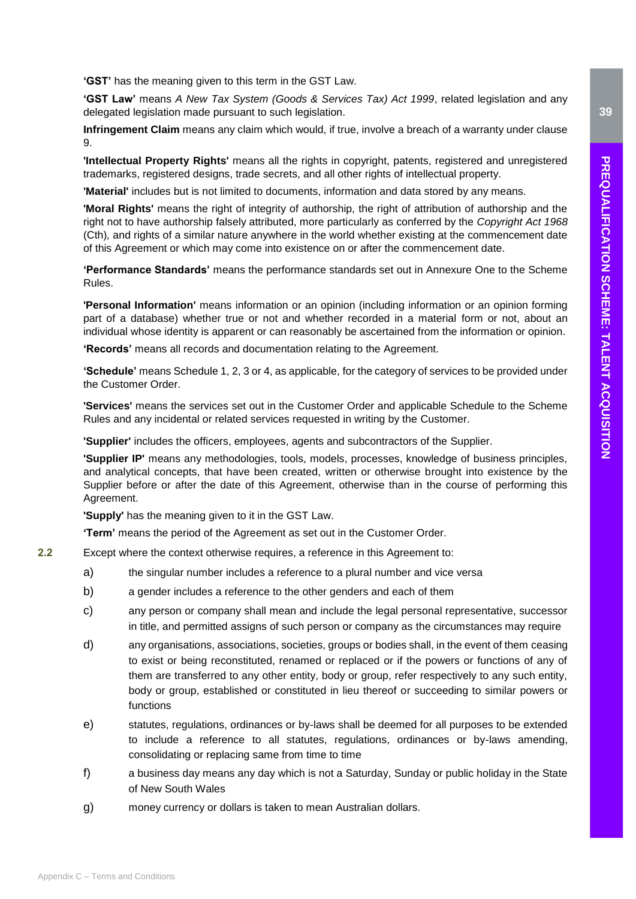**'GST'** has the meaning given to this term in the GST Law.

**'GST Law'** means *A New Tax System (Goods & Services Tax) Act 1999*, related legislation and any delegated legislation made pursuant to such legislation.

**Infringement Claim** means any claim which would, if true, involve a breach of a warranty under clause 9.

**'Intellectual Property Rights'** means all the rights in copyright, patents, registered and unregistered trademarks, registered designs, trade secrets, and all other rights of intellectual property.

**'Material'** includes but is not limited to documents, information and data stored by any means.

**'Moral Rights'** means the right of integrity of authorship, the right of attribution of authorship and the right not to have authorship falsely attributed, more particularly as conferred by the *Copyright Act 1968* (Cth)*,* and rights of a similar nature anywhere in the world whether existing at the commencement date of this Agreement or which may come into existence on or after the commencement date.

**'Performance Standards'** means the performance standards set out in Annexure One to the Scheme Rules.

**'Personal Information'** means information or an opinion (including information or an opinion forming part of a database) whether true or not and whether recorded in a material form or not, about an individual whose identity is apparent or can reasonably be ascertained from the information or opinion.

**'Records'** means all records and documentation relating to the Agreement.

**'Schedule'** means Schedule 1, 2, 3 or 4, as applicable, for the category of services to be provided under the Customer Order.

**'Services'** means the services set out in the Customer Order and applicable Schedule to the Scheme Rules and any incidental or related services requested in writing by the Customer.

**'Supplier'** includes the officers, employees, agents and subcontractors of the Supplier.

**'Supplier IP'** means any methodologies, tools, models, processes, knowledge of business principles, and analytical concepts, that have been created, written or otherwise brought into existence by the Supplier before or after the date of this Agreement, otherwise than in the course of performing this Agreement.

**'Supply'** has the meaning given to it in the GST Law.

**'Term'** means the period of the Agreement as set out in the Customer Order.

**2.2** Except where the context otherwise requires, a reference in this Agreement to:

a) the singular number includes a reference to a plural number and vice versa

b) a gender includes a reference to the other genders and each of them

c) any person or company shall mean and include the legal personal representative, successor in title, and permitted assigns of such person or company as the circumstances may require

d) any organisations, associations, societies, groups or bodies shall, in the event of them ceasing to exist or being reconstituted, renamed or replaced or if the powers or functions of any of them are transferred to any other entity, body or group, refer respectively to any such entity, body or group, established or constituted in lieu thereof or succeeding to similar powers or functions

e) statutes, regulations, ordinances or by-laws shall be deemed for all purposes to be extended to include a reference to all statutes, regulations, ordinances or by-laws amending, consolidating or replacing same from time to time

f) a business day means any day which is not a Saturday, Sunday or public holiday in the State of New South Wales

g) money currency or dollars is taken to mean Australian dollars.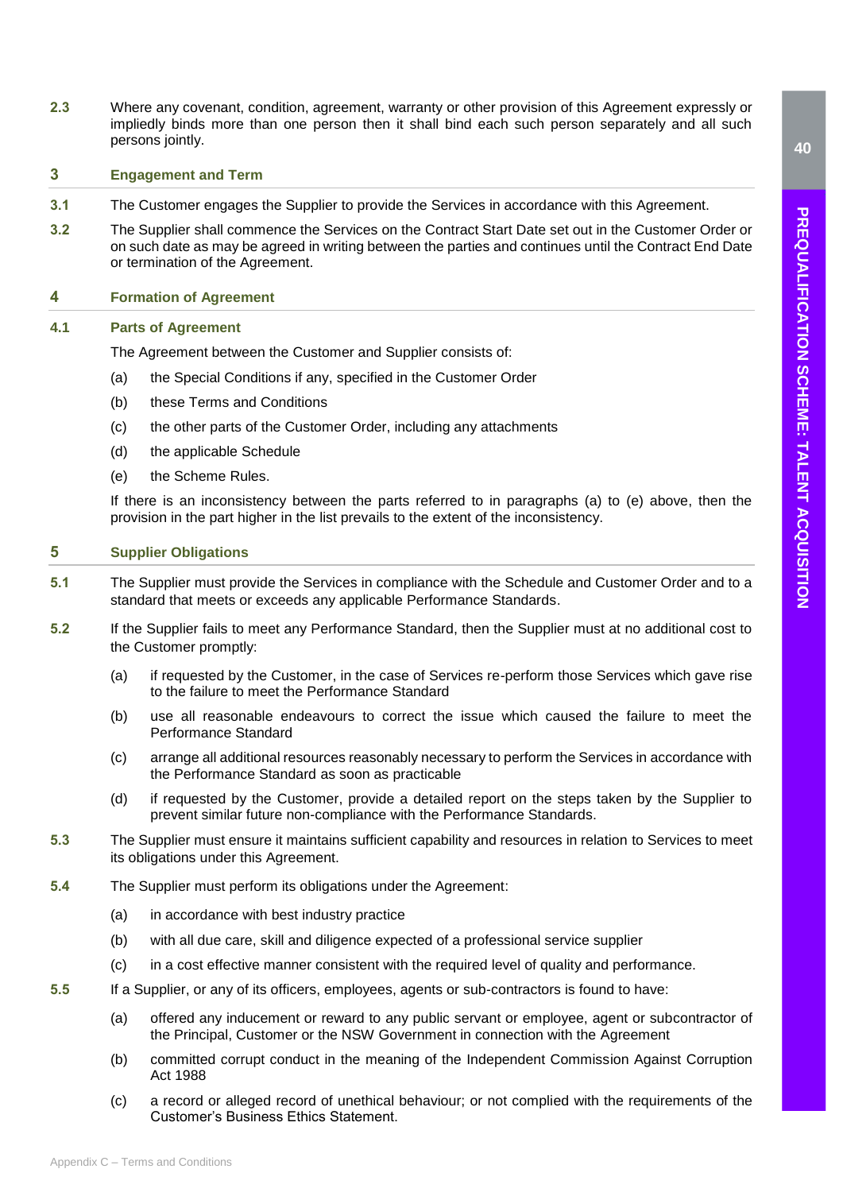**2.3** Where any covenant, condition, agreement, warranty or other provision of this Agreement expressly or impliedly binds more than one person then it shall bind each such person separately and all such persons jointly.

## 3 Engagement and Term

**3.1** The Customer engages the Supplier to provide the Services in accordance with this Agreement.

**3.2** The Supplier shall commence the Services on the Contract Start Date set out in the Customer Order or on such date as may be agreed in writing between the parties and continues until the Contract End Date or termination of the Agreement.

## 4 Formation of Agreement

### 4.1 Parts of Agreement

The Agreement between the Customer and Supplier consists of:

(a) the Special Conditions if any, specified in the Customer Order

(b) these Terms and Conditions

(c) the other parts of the Customer Order, including any attachments

(d) the applicable Schedule

(e) the Scheme Rules.

If there is an inconsistency between the parts referred to in paragraphs (a) to (e) above, then the provision in the part higher in the list prevails to the extent of the inconsistency.

## 5 Supplier Obligations

**5.1** The Supplier must provide the Services in compliance with the Schedule and Customer Order and to a standard that meets or exceeds any applicable Performance Standards.

**5.2** If the Supplier fails to meet any Performance Standard, then the Supplier must at no additional cost to the Customer promptly:

(a) if requested by the Customer, in the case of Services re-perform those Services which gave rise to the failure to meet the Performance Standard

(b) use all reasonable endeavours to correct the issue which caused the failure to meet the Performance Standard

(c) arrange all additional resources reasonably necessary to perform the Services in accordance with the Performance Standard as soon as practicable

(d) if requested by the Customer, provide a detailed report on the steps taken by the Supplier to prevent similar future non-compliance with the Performance Standards.

**5.3** The Supplier must ensure it maintains sufficient capability and resources in relation to Services to meet its obligations under this Agreement.

**5.4** The Supplier must perform its obligations under the Agreement:

(a) in accordance with best industry practice

(b) with all due care, skill and diligence expected of a professional service supplier

(c) in a cost effective manner consistent with the required level of quality and performance.

**5.5** If a Supplier, or any of its officers, employees, agents or sub-contractors is found to have:

(a) offered any inducement or reward to any public servant or employee, agent or subcontractor of the Principal, Customer or the NSW Government in connection with the Agreement

(b) committed corrupt conduct in the meaning of the Independent Commission Against Corruption Act 1988

(c) a record or alleged record of unethical behaviour; or not complied with the requirements of the Customer's Business Ethics Statement.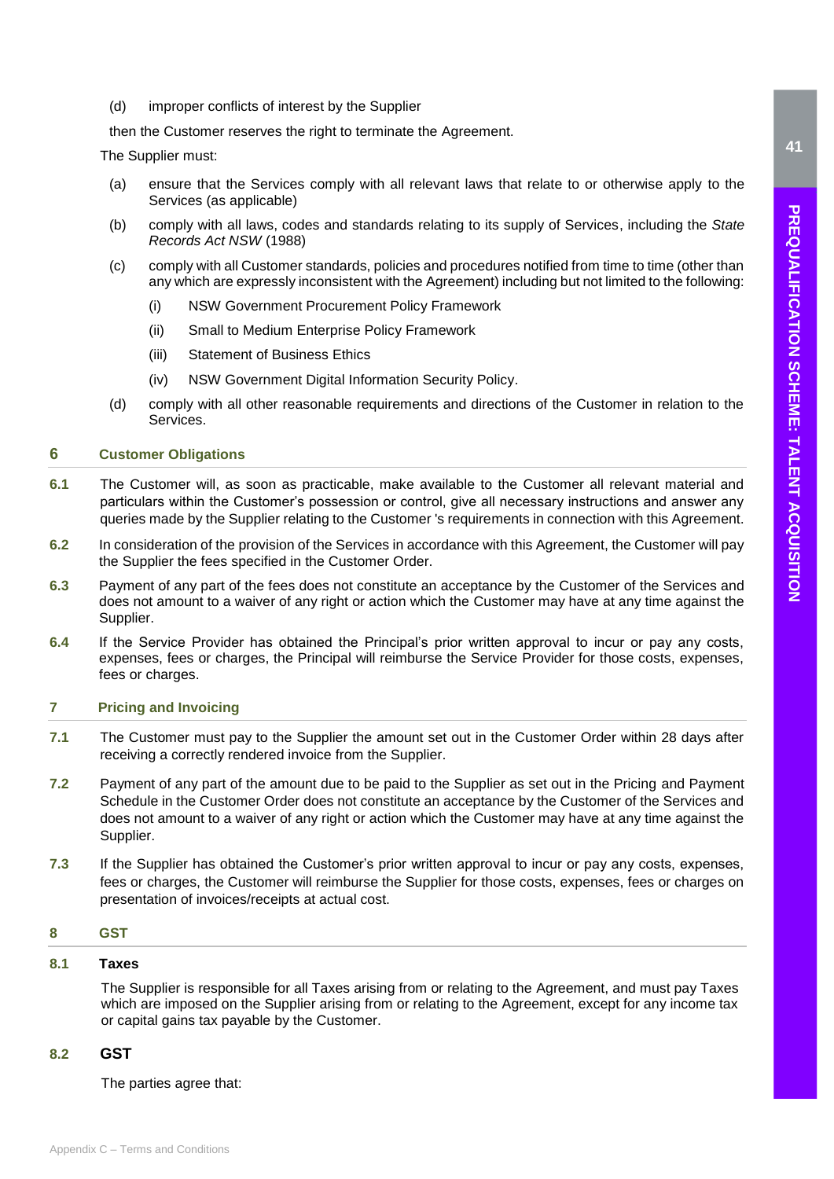(d) improper conflicts of interest by the Supplier

then the Customer reserves the right to terminate the Agreement.

The Supplier must:

(a) ensure that the Services comply with all relevant laws that relate to or otherwise apply to the Services (as applicable)

(b) comply with all laws, codes and standards relating to its supply of Services, including the *State Records Act NSW* (1988)

(c) comply with all Customer standards, policies and procedures notified from time to time (other than any which are expressly inconsistent with the Agreement) including but not limited to the following:

  (i) NSW Government Procurement Policy Framework

  (ii) Small to Medium Enterprise Policy Framework

  (iii) Statement of Business Ethics

  (iv) NSW Government Digital Information Security Policy.

(d) comply with all other reasonable requirements and directions of the Customer in relation to the Services.

## 6 Customer Obligations

**6.1** The Customer will, as soon as practicable, make available to the Customer all relevant material and particulars within the Customer's possession or control, give all necessary instructions and answer any queries made by the Supplier relating to the Customer 's requirements in connection with this Agreement.

**6.2** In consideration of the provision of the Services in accordance with this Agreement, the Customer will pay the Supplier the fees specified in the Customer Order.

**6.3** Payment of any part of the fees does not constitute an acceptance by the Customer of the Services and does not amount to a waiver of any right or action which the Customer may have at any time against the Supplier.

**6.4** If the Service Provider has obtained the Principal's prior written approval to incur or pay any costs, expenses, fees or charges, the Principal will reimburse the Service Provider for those costs, expenses, fees or charges.

## 7 Pricing and Invoicing

**7.1** The Customer must pay to the Supplier the amount set out in the Customer Order within 28 days after receiving a correctly rendered invoice from the Supplier.

**7.2** Payment of any part of the amount due to be paid to the Supplier as set out in the Pricing and Payment Schedule in the Customer Order does not constitute an acceptance by the Customer of the Services and does not amount to a waiver of any right or action which the Customer may have at any time against the Supplier.

**7.3** If the Supplier has obtained the Customer's prior written approval to incur or pay any costs, expenses, fees or charges, the Customer will reimburse the Supplier for those costs, expenses, fees or charges on presentation of invoices/receipts at actual cost.

## 8 GST

### 8.1 Taxes

The Supplier is responsible for all Taxes arising from or relating to the Agreement, and must pay Taxes which are imposed on the Supplier arising from or relating to the Agreement, except for any income tax or capital gains tax payable by the Customer.

### 8.2 GST

The parties agree that: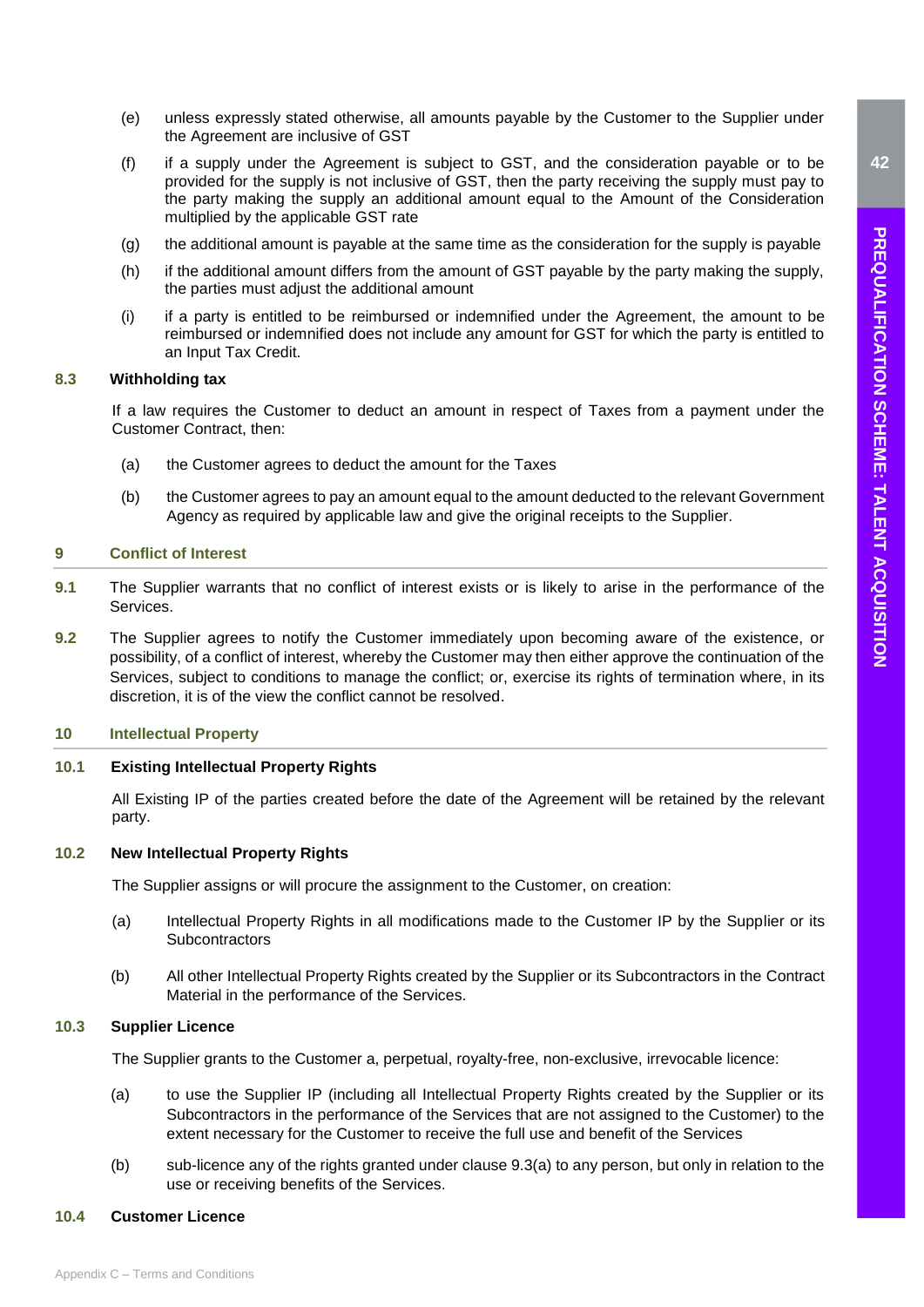(e) unless expressly stated otherwise, all amounts payable by the Customer to the Supplier under the Agreement are inclusive of GST

(f) if a supply under the Agreement is subject to GST, and the consideration payable or to be provided for the supply is not inclusive of GST, then the party receiving the supply must pay to the party making the supply an additional amount equal to the Amount of the Consideration multiplied by the applicable GST rate

(g) the additional amount is payable at the same time as the consideration for the supply is payable

(h) if the additional amount differs from the amount of GST payable by the party making the supply, the parties must adjust the additional amount

(i) if a party is entitled to be reimbursed or indemnified under the Agreement, the amount to be reimbursed or indemnified does not include any amount for GST for which the party is entitled to an Input Tax Credit.

### 8.3 Withholding tax

If a law requires the Customer to deduct an amount in respect of Taxes from a payment under the Customer Contract, then:

(a) the Customer agrees to deduct the amount for the Taxes

(b) the Customer agrees to pay an amount equal to the amount deducted to the relevant Government Agency as required by applicable law and give the original receipts to the Supplier.

## 9 Conflict of Interest

**9.1** The Supplier warrants that no conflict of interest exists or is likely to arise in the performance of the Services.

**9.2** The Supplier agrees to notify the Customer immediately upon becoming aware of the existence, or possibility, of a conflict of interest, whereby the Customer may then either approve the continuation of the Services, subject to conditions to manage the conflict; or, exercise its rights of termination where, in its discretion, it is of the view the conflict cannot be resolved.

## 10 Intellectual Property

### 10.1 Existing Intellectual Property Rights

All Existing IP of the parties created before the date of the Agreement will be retained by the relevant party.

### 10.2 New Intellectual Property Rights

The Supplier assigns or will procure the assignment to the Customer, on creation:

(a) Intellectual Property Rights in all modifications made to the Customer IP by the Supplier or its Subcontractors

(b) All other Intellectual Property Rights created by the Supplier or its Subcontractors in the Contract Material in the performance of the Services.

### 10.3 Supplier Licence

The Supplier grants to the Customer a, perpetual, royalty-free, non-exclusive, irrevocable licence:

(a) to use the Supplier IP (including all Intellectual Property Rights created by the Supplier or its Subcontractors in the performance of the Services that are not assigned to the Customer) to the extent necessary for the Customer to receive the full use and benefit of the Services

(b) sub-licence any of the rights granted under clause 9.3(a) to any person, but only in relation to the use or receiving benefits of the Services.

### 10.4 Customer Licence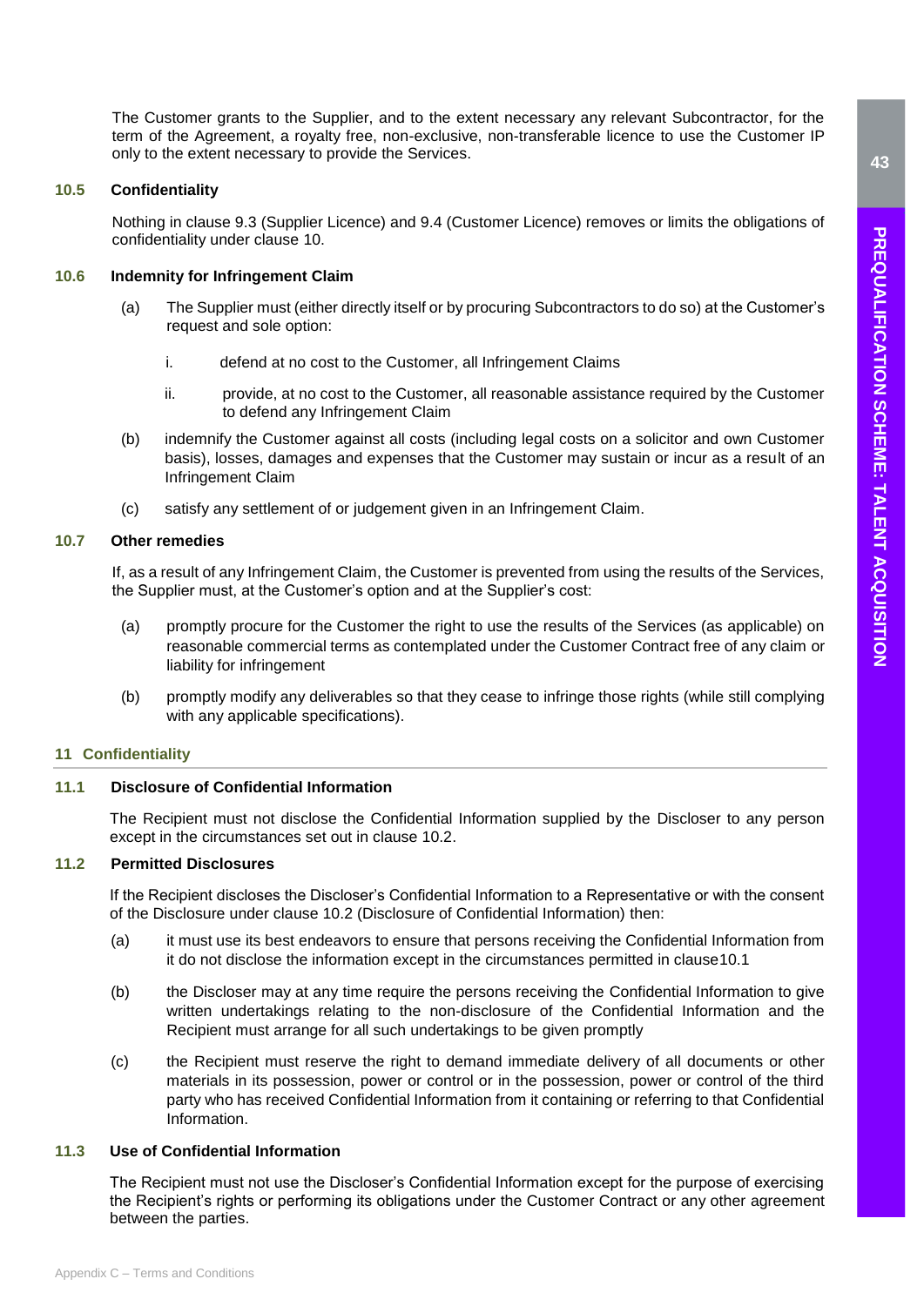The Customer grants to the Supplier, and to the extent necessary any relevant Subcontractor, for the term of the Agreement, a royalty free, non-exclusive, non-transferable licence to use the Customer IP only to the extent necessary to provide the Services.

### 10.5 Confidentiality

Nothing in clause 9.3 (Supplier Licence) and 9.4 (Customer Licence) removes or limits the obligations of confidentiality under clause 10.

### 10.6 Indemnity for Infringement Claim

(a) The Supplier must (either directly itself or by procuring Subcontractors to do so) at the Customer's request and sole option:

  i. defend at no cost to the Customer, all Infringement Claims

  ii. provide, at no cost to the Customer, all reasonable assistance required by the Customer to defend any Infringement Claim

(b) indemnify the Customer against all costs (including legal costs on a solicitor and own Customer basis), losses, damages and expenses that the Customer may sustain or incur as a result of an Infringement Claim

(c) satisfy any settlement of or judgement given in an Infringement Claim.

### 10.7 Other remedies

If, as a result of any Infringement Claim, the Customer is prevented from using the results of the Services, the Supplier must, at the Customer's option and at the Supplier's cost:

(a) promptly procure for the Customer the right to use the results of the Services (as applicable) on reasonable commercial terms as contemplated under the Customer Contract free of any claim or liability for infringement

(b) promptly modify any deliverables so that they cease to infringe those rights (while still complying with any applicable specifications).

## 11 Confidentiality

### 11.1 Disclosure of Confidential Information

The Recipient must not disclose the Confidential Information supplied by the Discloser to any person except in the circumstances set out in clause 10.2.

### 11.2 Permitted Disclosures

If the Recipient discloses the Discloser's Confidential Information to a Representative or with the consent of the Disclosure under clause 10.2 (Disclosure of Confidential Information) then:

(a) it must use its best endeavors to ensure that persons receiving the Confidential Information from it do not disclose the information except in the circumstances permitted in clause10.1

(b) the Discloser may at any time require the persons receiving the Confidential Information to give written undertakings relating to the non-disclosure of the Confidential Information and the Recipient must arrange for all such undertakings to be given promptly

(c) the Recipient must reserve the right to demand immediate delivery of all documents or other materials in its possession, power or control or in the possession, power or control of the third party who has received Confidential Information from it containing or referring to that Confidential Information.

### 11.3 Use of Confidential Information

The Recipient must not use the Discloser's Confidential Information except for the purpose of exercising the Recipient's rights or performing its obligations under the Customer Contract or any other agreement between the parties.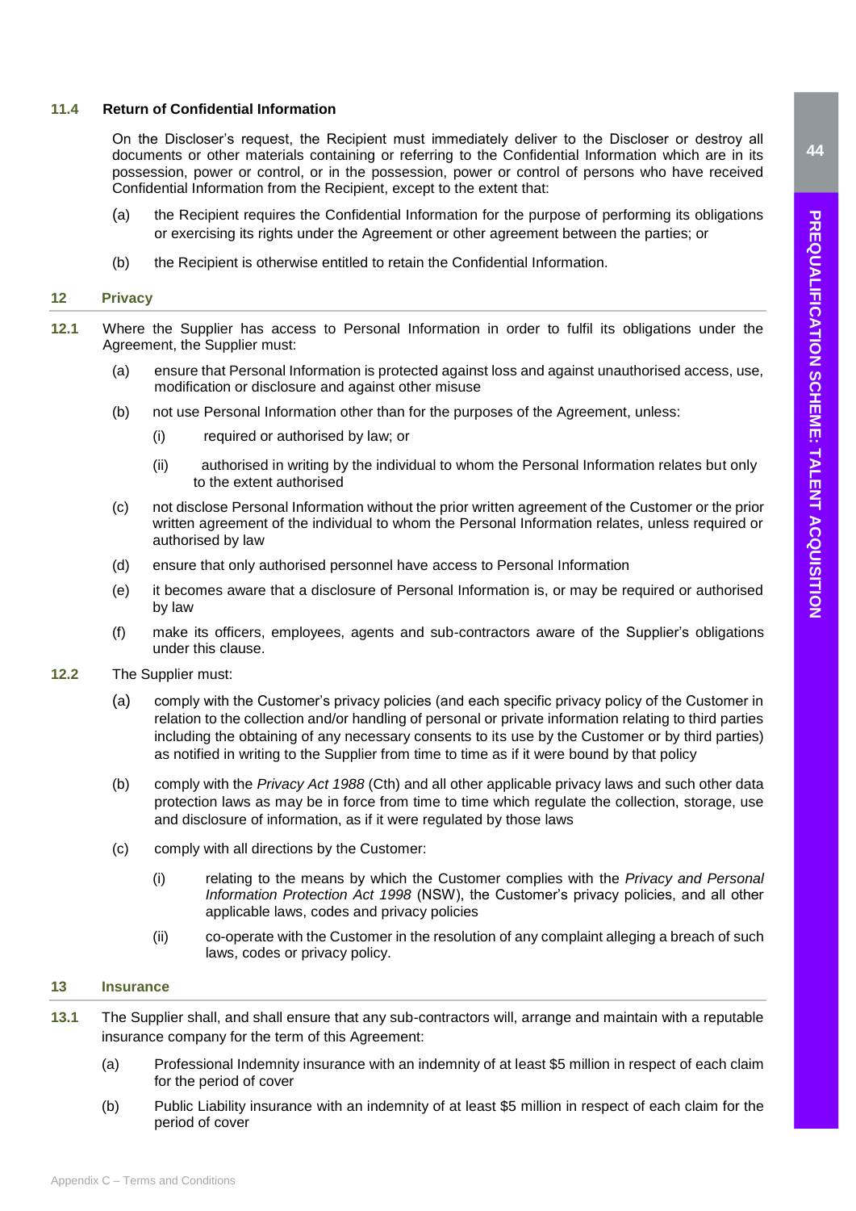### 11.4 Return of Confidential Information

On the Discloser's request, the Recipient must immediately deliver to the Discloser or destroy all documents or other materials containing or referring to the Confidential Information which are in its possession, power or control, or in the possession, power or control of persons who have received Confidential Information from the Recipient, except to the extent that:

(a) the Recipient requires the Confidential Information for the purpose of performing its obligations or exercising its rights under the Agreement or other agreement between the parties; or

(b) the Recipient is otherwise entitled to retain the Confidential Information.

## 12 Privacy

**12.1** Where the Supplier has access to Personal Information in order to fulfil its obligations under the Agreement, the Supplier must:

(a) ensure that Personal Information is protected against loss and against unauthorised access, use, modification or disclosure and against other misuse

(b) not use Personal Information other than for the purposes of the Agreement, unless:

(i) required or authorised by law; or

(ii) authorised in writing by the individual to whom the Personal Information relates but only to the extent authorised

(c) not disclose Personal Information without the prior written agreement of the Customer or the prior written agreement of the individual to whom the Personal Information relates, unless required or authorised by law

(d) ensure that only authorised personnel have access to Personal Information

(e) it becomes aware that a disclosure of Personal Information is, or may be required or authorised by law

(f) make its officers, employees, agents and sub-contractors aware of the Supplier's obligations under this clause.

**12.2** The Supplier must:

(a) comply with the Customer's privacy policies (and each specific privacy policy of the Customer in relation to the collection and/or handling of personal or private information relating to third parties including the obtaining of any necessary consents to its use by the Customer or by third parties) as notified in writing to the Supplier from time to time as if it were bound by that policy

(b) comply with the *Privacy Act 1988* (Cth) and all other applicable privacy laws and such other data protection laws as may be in force from time to time which regulate the collection, storage, use and disclosure of information, as if it were regulated by those laws

(c) comply with all directions by the Customer:

(i) relating to the means by which the Customer complies with the *Privacy and Personal Information Protection Act 1998* (NSW), the Customer's privacy policies, and all other applicable laws, codes and privacy policies

(ii) co-operate with the Customer in the resolution of any complaint alleging a breach of such laws, codes or privacy policy.

## 13 Insurance

**13.1** The Supplier shall, and shall ensure that any sub-contractors will, arrange and maintain with a reputable insurance company for the term of this Agreement:

(a) Professional Indemnity insurance with an indemnity of at least $5 million in respect of each claim for the period of cover

(b) Public Liability insurance with an indemnity of at least $5 million in respect of each claim for the period of cover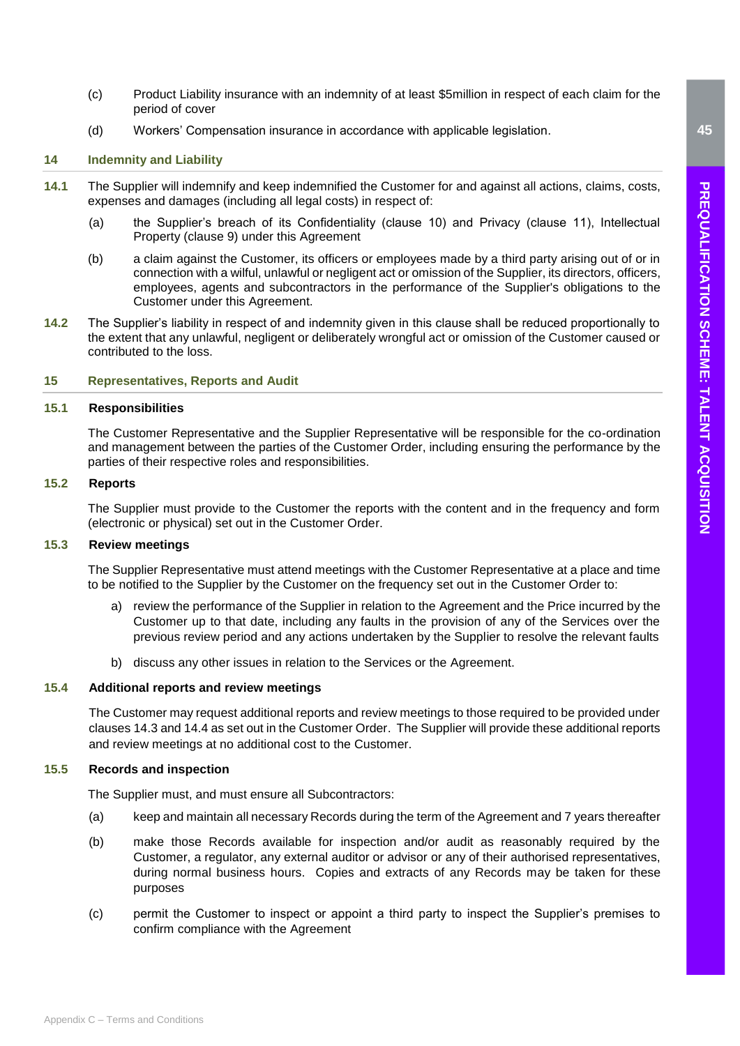(c) Product Liability insurance with an indemnity of at least $5million in respect of each claim for the period of cover

(d) Workers' Compensation insurance in accordance with applicable legislation.

## 14 Indemnity and Liability

**14.1** The Supplier will indemnify and keep indemnified the Customer for and against all actions, claims, costs, expenses and damages (including all legal costs) in respect of:

(a) the Supplier's breach of its Confidentiality (clause 10) and Privacy (clause 11), Intellectual Property (clause 9) under this Agreement

(b) a claim against the Customer, its officers or employees made by a third party arising out of or in connection with a wilful, unlawful or negligent act or omission of the Supplier, its directors, officers, employees, agents and subcontractors in the performance of the Supplier's obligations to the Customer under this Agreement.

**14.2** The Supplier's liability in respect of and indemnity given in this clause shall be reduced proportionally to the extent that any unlawful, negligent or deliberately wrongful act or omission of the Customer caused or contributed to the loss.

## 15 Representatives, Reports and Audit

### 15.1 Responsibilities

The Customer Representative and the Supplier Representative will be responsible for the co-ordination and management between the parties of the Customer Order, including ensuring the performance by the parties of their respective roles and responsibilities.

### 15.2 Reports

The Supplier must provide to the Customer the reports with the content and in the frequency and form (electronic or physical) set out in the Customer Order.

### 15.3 Review meetings

The Supplier Representative must attend meetings with the Customer Representative at a place and time to be notified to the Supplier by the Customer on the frequency set out in the Customer Order to:

a) review the performance of the Supplier in relation to the Agreement and the Price incurred by the Customer up to that date, including any faults in the provision of any of the Services over the previous review period and any actions undertaken by the Supplier to resolve the relevant faults

b) discuss any other issues in relation to the Services or the Agreement.

### 15.4 Additional reports and review meetings

The Customer may request additional reports and review meetings to those required to be provided under clauses 14.3 and 14.4 as set out in the Customer Order. The Supplier will provide these additional reports and review meetings at no additional cost to the Customer.

### 15.5 Records and inspection

The Supplier must, and must ensure all Subcontractors:

(a) keep and maintain all necessary Records during the term of the Agreement and 7 years thereafter

(b) make those Records available for inspection and/or audit as reasonably required by the Customer, a regulator, any external auditor or advisor or any of their authorised representatives, during normal business hours. Copies and extracts of any Records may be taken for these purposes

(c) permit the Customer to inspect or appoint a third party to inspect the Supplier's premises to confirm compliance with the Agreement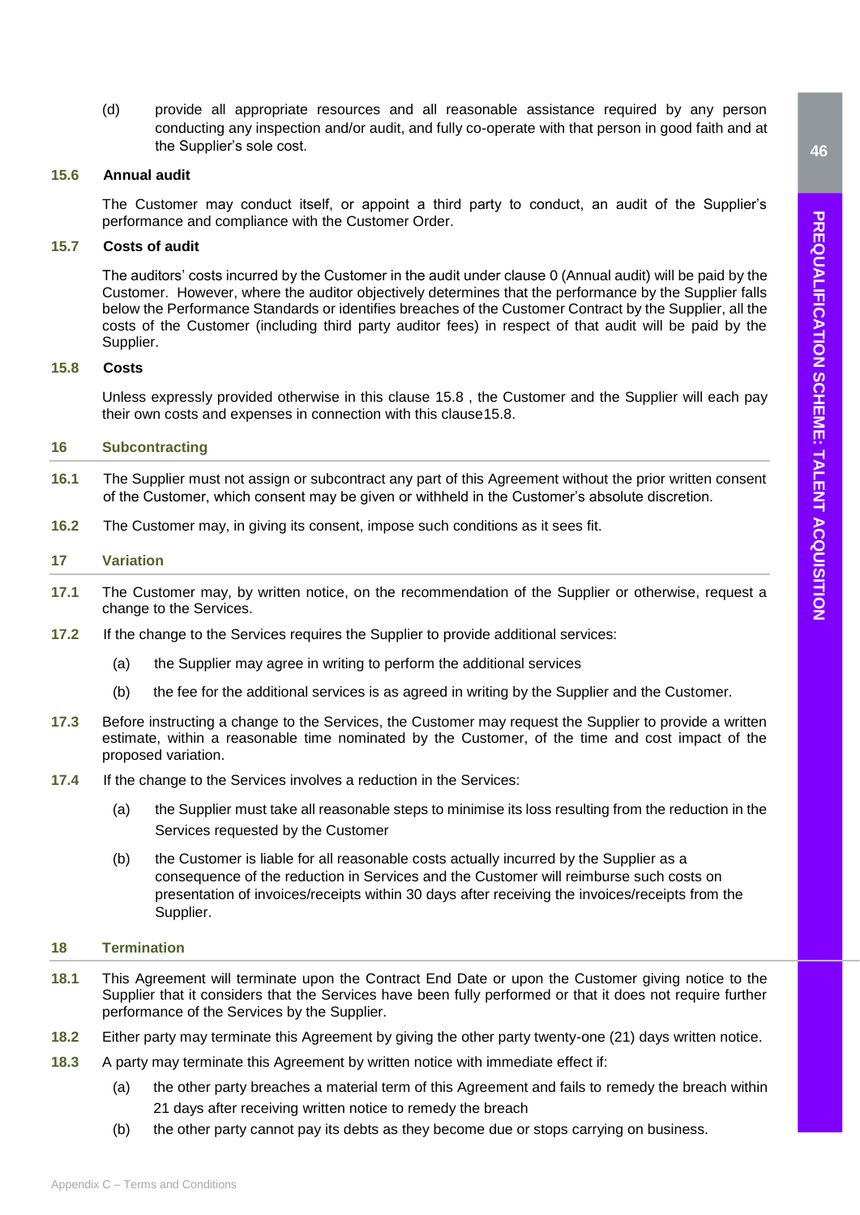(d) provide all appropriate resources and all reasonable assistance required by any person conducting any inspection and/or audit, and fully co-operate with that person in good faith and at the Supplier's sole cost.

**15.6 Annual audit**

The Customer may conduct itself, or appoint a third party to conduct, an audit of the Supplier's performance and compliance with the Customer Order.

**15.7 Costs of audit**

The auditors' costs incurred by the Customer in the audit under clause 0 (Annual audit) will be paid by the Customer. However, where the auditor objectively determines that the performance by the Supplier falls below the Performance Standards or identifies breaches of the Customer Contract by the Supplier, all the costs of the Customer (including third party auditor fees) in respect of that audit will be paid by the Supplier.

**15.8 Costs**

Unless expressly provided otherwise in this clause 15.8 , the Customer and the Supplier will each pay their own costs and expenses in connection with this clause15.8.

## 16 Subcontracting

**16.1** The Supplier must not assign or subcontract any part of this Agreement without the prior written consent of the Customer, which consent may be given or withheld in the Customer's absolute discretion.

**16.2** The Customer may, in giving its consent, impose such conditions as it sees fit.

## 17 Variation

**17.1** The Customer may, by written notice, on the recommendation of the Supplier or otherwise, request a change to the Services.

**17.2** If the change to the Services requires the Supplier to provide additional services:

(a) the Supplier may agree in writing to perform the additional services

(b) the fee for the additional services is as agreed in writing by the Supplier and the Customer.

**17.3** Before instructing a change to the Services, the Customer may request the Supplier to provide a written estimate, within a reasonable time nominated by the Customer, of the time and cost impact of the proposed variation.

**17.4** If the change to the Services involves a reduction in the Services:

(a) the Supplier must take all reasonable steps to minimise its loss resulting from the reduction in the Services requested by the Customer

(b) the Customer is liable for all reasonable costs actually incurred by the Supplier as a consequence of the reduction in Services and the Customer will reimburse such costs on presentation of invoices/receipts within 30 days after receiving the invoices/receipts from the Supplier.

## 18 Termination

**18.1** This Agreement will terminate upon the Contract End Date or upon the Customer giving notice to the Supplier that it considers that the Services have been fully performed or that it does not require further performance of the Services by the Supplier.

**18.2** Either party may terminate this Agreement by giving the other party twenty-one (21) days written notice.

**18.3** A party may terminate this Agreement by written notice with immediate effect if:

(a) the other party breaches a material term of this Agreement and fails to remedy the breach within 21 days after receiving written notice to remedy the breach

(b) the other party cannot pay its debts as they become due or stops carrying on business.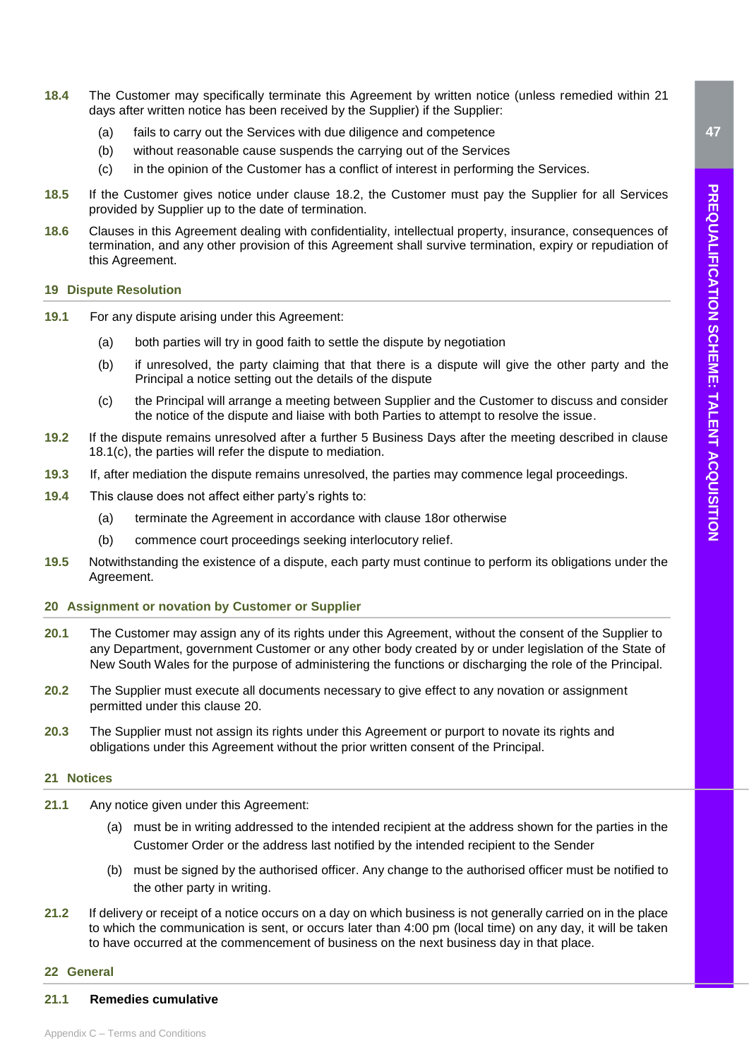**18.4** The Customer may specifically terminate this Agreement by written notice (unless remedied within 21 days after written notice has been received by the Supplier) if the Supplier:

(a) fails to carry out the Services with due diligence and competence

(b) without reasonable cause suspends the carrying out of the Services

(c) in the opinion of the Customer has a conflict of interest in performing the Services.

**18.5** If the Customer gives notice under clause 18.2, the Customer must pay the Supplier for all Services provided by Supplier up to the date of termination.

**18.6** Clauses in this Agreement dealing with confidentiality, intellectual property, insurance, consequences of termination, and any other provision of this Agreement shall survive termination, expiry or repudiation of this Agreement.

## 19 Dispute Resolution

**19.1** For any dispute arising under this Agreement:

(a) both parties will try in good faith to settle the dispute by negotiation

(b) if unresolved, the party claiming that that there is a dispute will give the other party and the Principal a notice setting out the details of the dispute

(c) the Principal will arrange a meeting between Supplier and the Customer to discuss and consider the notice of the dispute and liaise with both Parties to attempt to resolve the issue.

**19.2** If the dispute remains unresolved after a further 5 Business Days after the meeting described in clause 18.1(c), the parties will refer the dispute to mediation.

**19.3** If, after mediation the dispute remains unresolved, the parties may commence legal proceedings.

**19.4** This clause does not affect either party's rights to:

(a) terminate the Agreement in accordance with clause 18or otherwise

(b) commence court proceedings seeking interlocutory relief.

**19.5** Notwithstanding the existence of a dispute, each party must continue to perform its obligations under the Agreement.

## 20 Assignment or novation by Customer or Supplier

**20.1** The Customer may assign any of its rights under this Agreement, without the consent of the Supplier to any Department, government Customer or any other body created by or under legislation of the State of New South Wales for the purpose of administering the functions or discharging the role of the Principal.

**20.2** The Supplier must execute all documents necessary to give effect to any novation or assignment permitted under this clause 20.

**20.3** The Supplier must not assign its rights under this Agreement or purport to novate its rights and obligations under this Agreement without the prior written consent of the Principal.

## 21 Notices

**21.1** Any notice given under this Agreement:

(a) must be in writing addressed to the intended recipient at the address shown for the parties in the Customer Order or the address last notified by the intended recipient to the Sender

(b) must be signed by the authorised officer. Any change to the authorised officer must be notified to the other party in writing.

**21.2** If delivery or receipt of a notice occurs on a day on which business is not generally carried on in the place to which the communication is sent, or occurs later than 4:00 pm (local time) on any day, it will be taken to have occurred at the commencement of business on the next business day in that place.

## 22 General

**21.1 Remedies cumulative**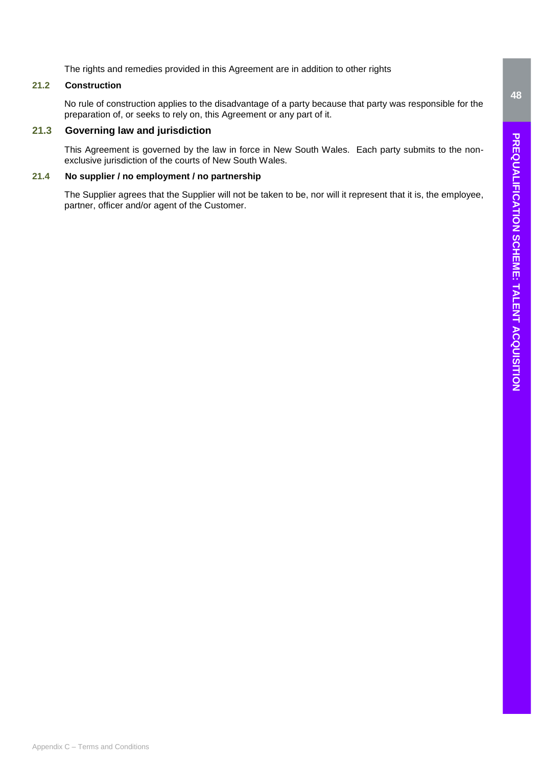The rights and remedies provided in this Agreement are in addition to other rights

### 21.2 Construction

No rule of construction applies to the disadvantage of a party because that party was responsible for the preparation of, or seeks to rely on, this Agreement or any part of it.

### 21.3 Governing law and jurisdiction

This Agreement is governed by the law in force in New South Wales. Each party submits to the non-exclusive jurisdiction of the courts of New South Wales.

### 21.4 No supplier / no employment / no partnership

The Supplier agrees that the Supplier will not be taken to be, nor will it represent that it is, the employee, partner, officer and/or agent of the Customer.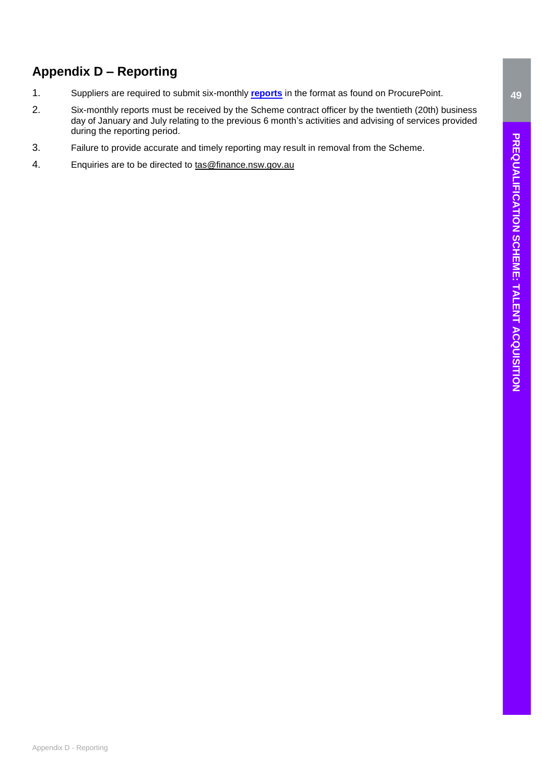## Appendix D – Reporting

1. Suppliers are required to submit six-monthly **reports** in the format as found on ProcurePoint.
2. Six-monthly reports must be received by the Scheme contract officer by the twentieth (20th) business day of January and July relating to the previous 6 month's activities and advising of services provided during the reporting period.
3. Failure to provide accurate and timely reporting may result in removal from the Scheme.
4. Enquiries are to be directed to tas@finance.nsw.gov.au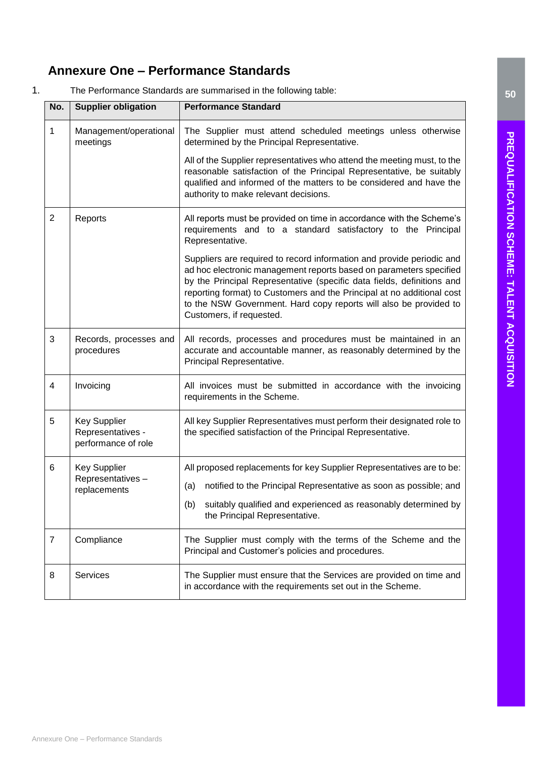## Annexure One – Performance Standards

1. The Performance Standards are summarised in the following table:

| No. | Supplier obligation | Performance Standard |
|---|---|---|
| 1 | Management/operational meetings | The Supplier must attend scheduled meetings unless otherwise determined by the Principal Representative.<br><br>All of the Supplier representatives who attend the meeting must, to the reasonable satisfaction of the Principal Representative, be suitably qualified and informed of the matters to be considered and have the authority to make relevant decisions. |
| 2 | Reports | All reports must be provided on time in accordance with the Scheme's requirements and to a standard satisfactory to the Principal Representative.<br><br>Suppliers are required to record information and provide periodic and ad hoc electronic management reports based on parameters specified by the Principal Representative (specific data fields, definitions and reporting format) to Customers and the Principal at no additional cost to the NSW Government. Hard copy reports will also be provided to Customers, if requested. |
| 3 | Records, processes and procedures | All records, processes and procedures must be maintained in an accurate and accountable manner, as reasonably determined by the Principal Representative. |
| 4 | Invoicing | All invoices must be submitted in accordance with the invoicing requirements in the Scheme. |
| 5 | Key Supplier Representatives - performance of role | All key Supplier Representatives must perform their designated role to the specified satisfaction of the Principal Representative. |
| 6 | Key Supplier Representatives – replacements | All proposed replacements for key Supplier Representatives are to be:<br><br>(a) notified to the Principal Representative as soon as possible; and<br><br>(b) suitably qualified and experienced as reasonably determined by the Principal Representative. |
| 7 | Compliance | The Supplier must comply with the terms of the Scheme and the Principal and Customer's policies and procedures. |
| 8 | Services | The Supplier must ensure that the Services are provided on time and in accordance with the requirements set out in the Scheme. |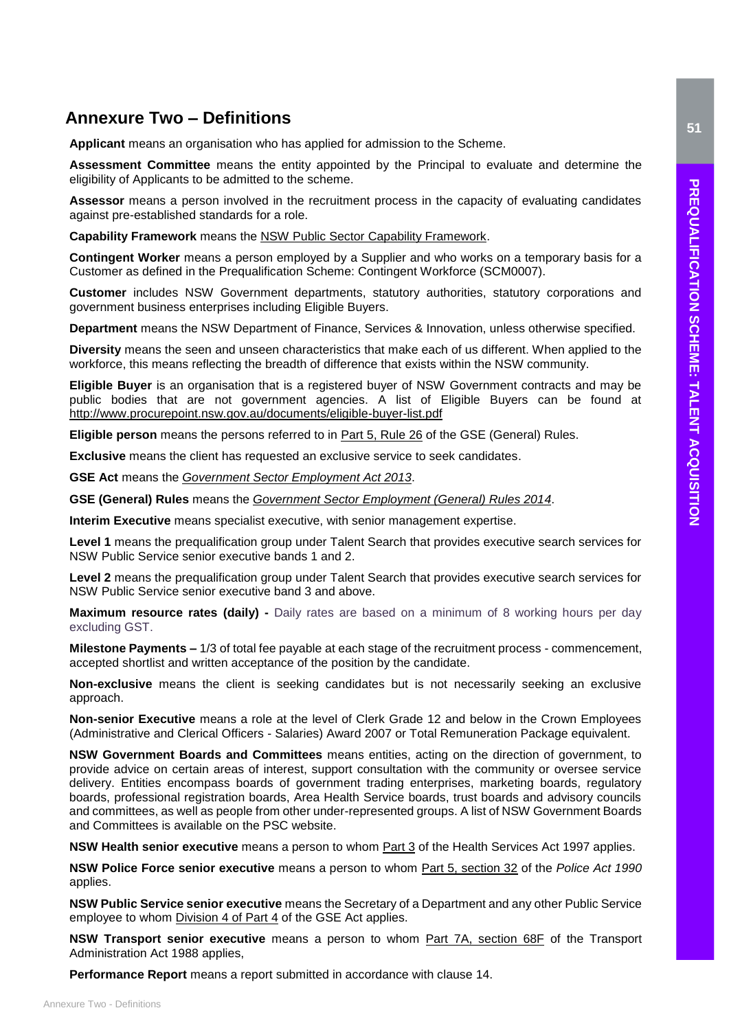## Annexure Two – Definitions

**Applicant** means an organisation who has applied for admission to the Scheme.

**Assessment Committee** means the entity appointed by the Principal to evaluate and determine the eligibility of Applicants to be admitted to the scheme.

**Assessor** means a person involved in the recruitment process in the capacity of evaluating candidates against pre-established standards for a role.

**Capability Framework** means the NSW Public Sector Capability Framework.

**Contingent Worker** means a person employed by a Supplier and who works on a temporary basis for a Customer as defined in the Prequalification Scheme: Contingent Workforce (SCM0007).

**Customer** includes NSW Government departments, statutory authorities, statutory corporations and government business enterprises including Eligible Buyers.

**Department** means the NSW Department of Finance, Services & Innovation, unless otherwise specified.

**Diversity** means the seen and unseen characteristics that make each of us different. When applied to the workforce, this means reflecting the breadth of difference that exists within the NSW community.

**Eligible Buyer** is an organisation that is a registered buyer of NSW Government contracts and may be public bodies that are not government agencies. A list of Eligible Buyers can be found at http://www.procurepoint.nsw.gov.au/documents/eligible-buyer-list.pdf

**Eligible person** means the persons referred to in Part 5, Rule 26 of the GSE (General) Rules.

**Exclusive** means the client has requested an exclusive service to seek candidates.

**GSE Act** means the *Government Sector Employment Act 2013*.

**GSE (General) Rules** means the *Government Sector Employment (General) Rules 2014*.

**Interim Executive** means specialist executive, with senior management expertise.

**Level 1** means the prequalification group under Talent Search that provides executive search services for NSW Public Service senior executive bands 1 and 2.

**Level 2** means the prequalification group under Talent Search that provides executive search services for NSW Public Service senior executive band 3 and above.

**Maximum resource rates (daily) -** Daily rates are based on a minimum of 8 working hours per day excluding GST.

**Milestone Payments –** 1/3 of total fee payable at each stage of the recruitment process - commencement, accepted shortlist and written acceptance of the position by the candidate.

**Non-exclusive** means the client is seeking candidates but is not necessarily seeking an exclusive approach.

**Non-senior Executive** means a role at the level of Clerk Grade 12 and below in the Crown Employees (Administrative and Clerical Officers - Salaries) Award 2007 or Total Remuneration Package equivalent.

**NSW Government Boards and Committees** means entities, acting on the direction of government, to provide advice on certain areas of interest, support consultation with the community or oversee service delivery. Entities encompass boards of government trading enterprises, marketing boards, regulatory boards, professional registration boards, Area Health Service boards, trust boards and advisory councils and committees, as well as people from other under-represented groups. A list of NSW Government Boards and Committees is available on the PSC website.

**NSW Health senior executive** means a person to whom Part 3 of the Health Services Act 1997 applies.

**NSW Police Force senior executive** means a person to whom Part 5, section 32 of the *Police Act 1990* applies.

**NSW Public Service senior executive** means the Secretary of a Department and any other Public Service employee to whom Division 4 of Part 4 of the GSE Act applies.

**NSW Transport senior executive** means a person to whom Part 7A, section 68F of the Transport Administration Act 1988 applies,

**Performance Report** means a report submitted in accordance with clause 14.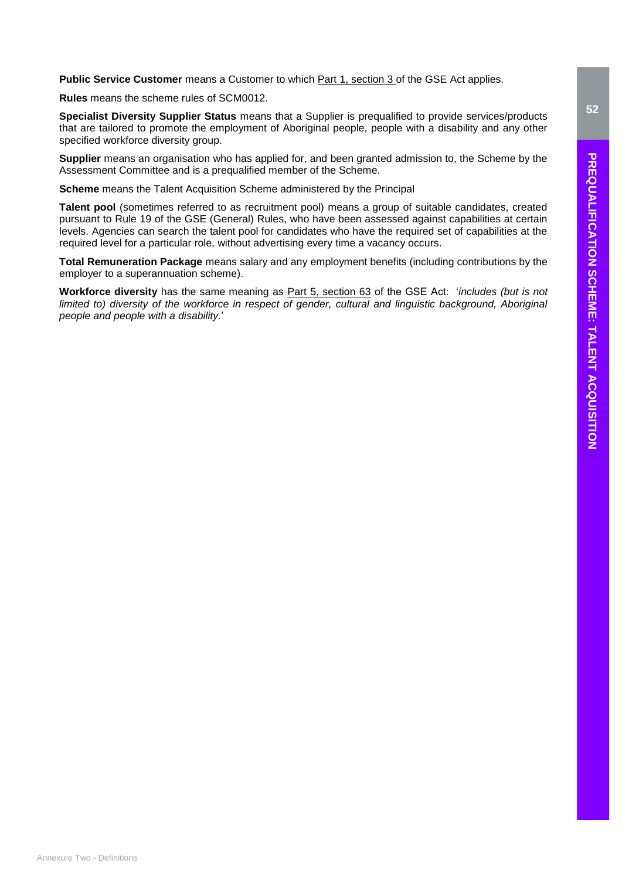**Public Service Customer** means a Customer to which Part 1, section 3 of the GSE Act applies.

**Rules** means the scheme rules of SCM0012.

**Specialist Diversity Supplier Status** means that a Supplier is prequalified to provide services/products that are tailored to promote the employment of Aboriginal people, people with a disability and any other specified workforce diversity group.

**Supplier** means an organisation who has applied for, and been granted admission to, the Scheme by the Assessment Committee and is a prequalified member of the Scheme.

**Scheme** means the Talent Acquisition Scheme administered by the Principal

**Talent pool** (sometimes referred to as recruitment pool) means a group of suitable candidates, created pursuant to Rule 19 of the GSE (General) Rules, who have been assessed against capabilities at certain levels. Agencies can search the talent pool for candidates who have the required set of capabilities at the required level for a particular role, without advertising every time a vacancy occurs.

**Total Remuneration Package** means salary and any employment benefits (including contributions by the employer to a superannuation scheme).

**Workforce diversity** has the same meaning as Part 5, section 63 of the GSE Act: '*includes (but is not limited to) diversity of the workforce in respect of gender, cultural and linguistic background, Aboriginal people and people with a disability.*'